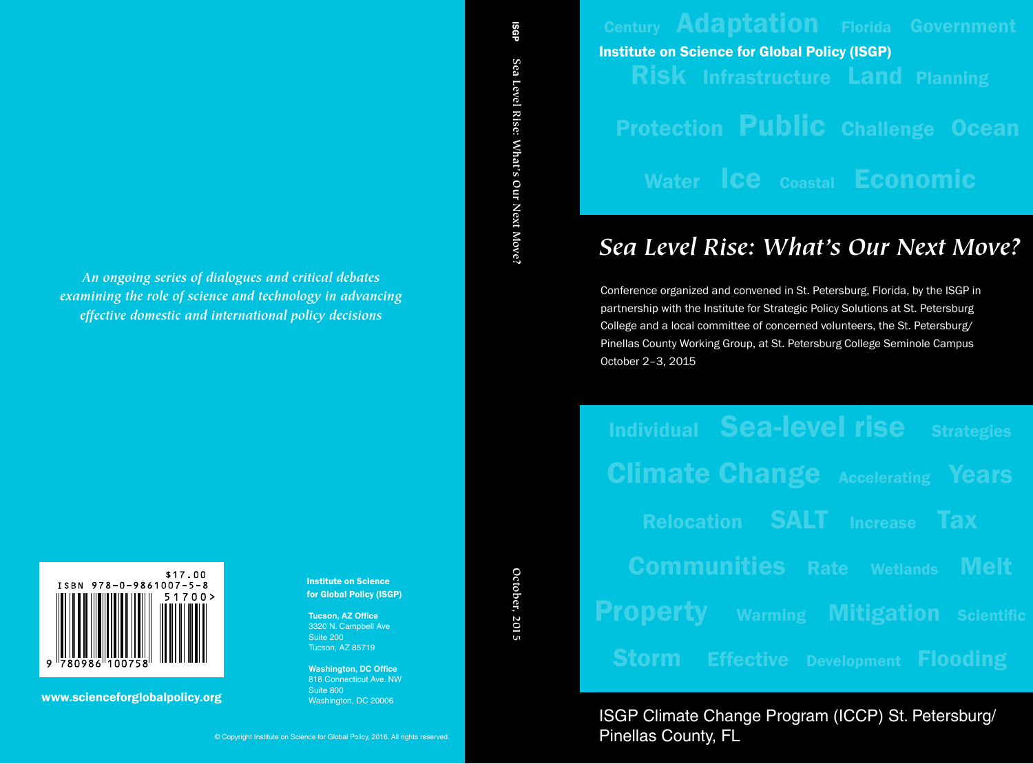Century Adaptation Florida Government

**Institute on Science for Global Policy (ISGP)**

Risk Infrastructure Land Planning

Protection Public Challenge Ocean

Water Ice Coastal Economic

# *Sea Level Rise: What's Our Next Move?*

Conference organized and convened in St. Petersburg, Florida, by the ISGP in partnership with the Institute for Strategic Policy Solutions at St. Petersburg College and a local committee of concerned volunteers, the St. Petersburg/Pinellas County Working Group, at St. Petersburg College Seminole Campus October 2–3, 2015

Individual Sea-level rise Strategies

Climate Change Accelerating Years

Relocation SALT Increase Tax

Communities Rate Wetlands Melt

Property Warming Mitigation Scientific

Storm Effective Development Flooding

ISGP Climate Change Program (ICCP) St. Petersburg/Pinellas County, FL

ISGP Sea Level Rise: What's Our Next Move? October, 2015

*An ongoing series of dialogues and critical debates examining the role of science and technology in advancing effective domestic and international policy decisions*

$17.00
ISBN 978-0-9861007-5-8
51700>
9 780986 100758

**www.scienceforglobalpolicy.org**

**Institute on Science for Global Policy (ISGP)**

**Tucson, AZ Office**
3320 N. Campbell Ave
Suite 200
Tucson, AZ 85719

**Washington, DC Office**
818 Connecticut Ave. NW
Suite 800
Washington, DC 20006

© Copyright Institute on Science for Global Policy, 2016. All rights reserved.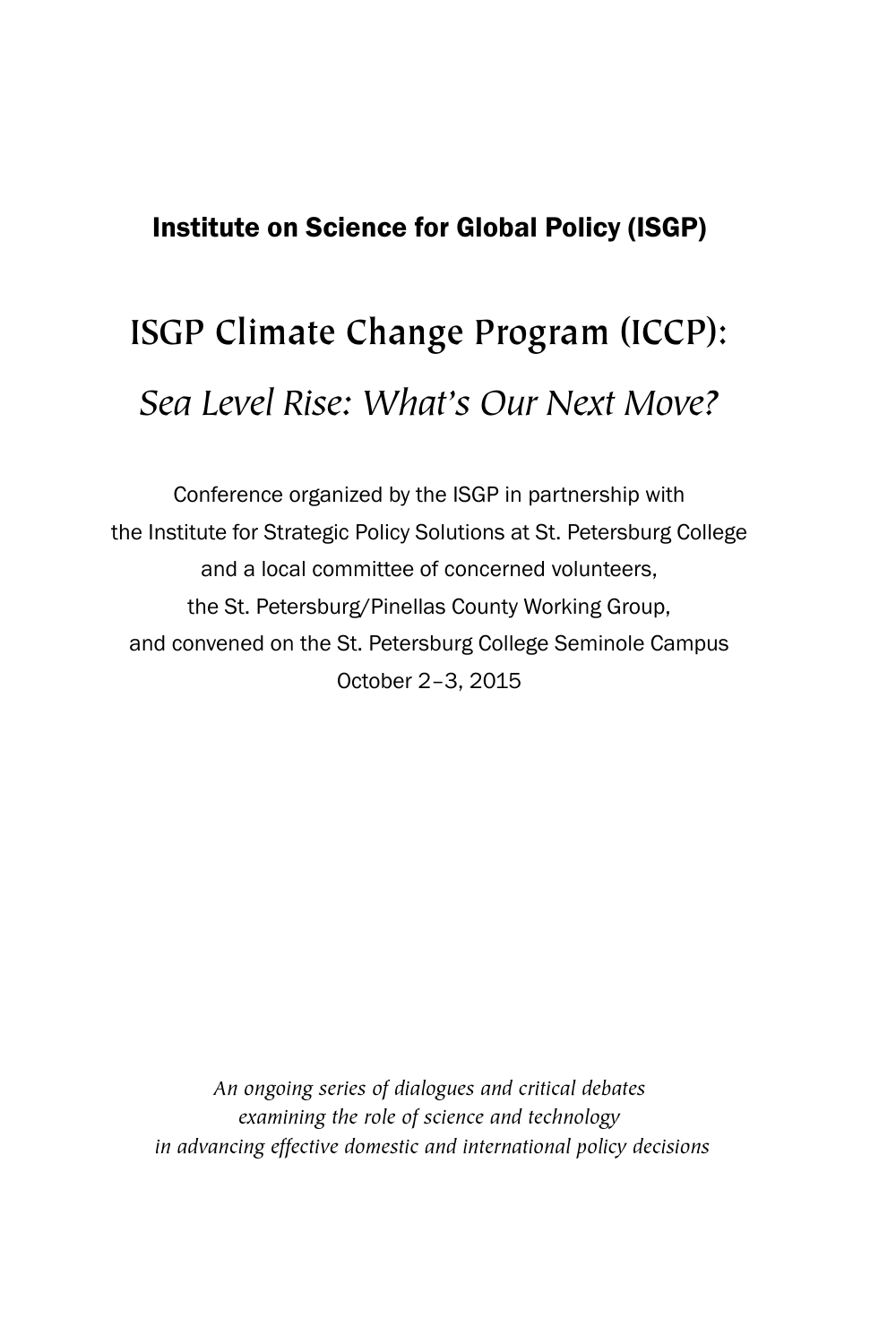**Institute on Science for Global Policy (ISGP)**

# ISGP Climate Change Program (ICCP):

## *Sea Level Rise: What's Our Next Move?*

Conference organized by the ISGP in partnership with
the Institute for Strategic Policy Solutions at St. Petersburg College
and a local committee of concerned volunteers,
the St. Petersburg/Pinellas County Working Group,
and convened on the St. Petersburg College Seminole Campus
October 2–3, 2015

*An ongoing series of dialogues and critical debates*
*examining the role of science and technology*
*in advancing effective domestic and international policy decisions*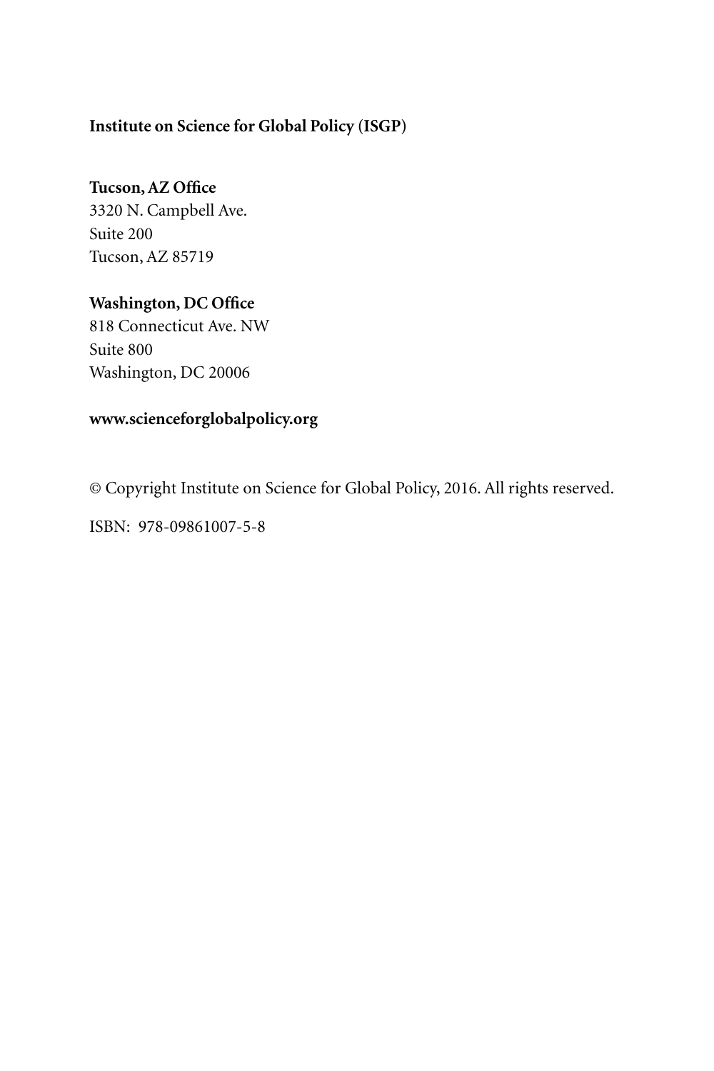**Institute on Science for Global Policy (ISGP)**

**Tucson, AZ Office**
3320 N. Campbell Ave.
Suite 200
Tucson, AZ 85719

**Washington, DC Office**
818 Connecticut Ave. NW
Suite 800
Washington, DC 20006

**www.scienceforglobalpolicy.org**

© Copyright Institute on Science for Global Policy, 2016. All rights reserved.

ISBN: 978-09861007-5-8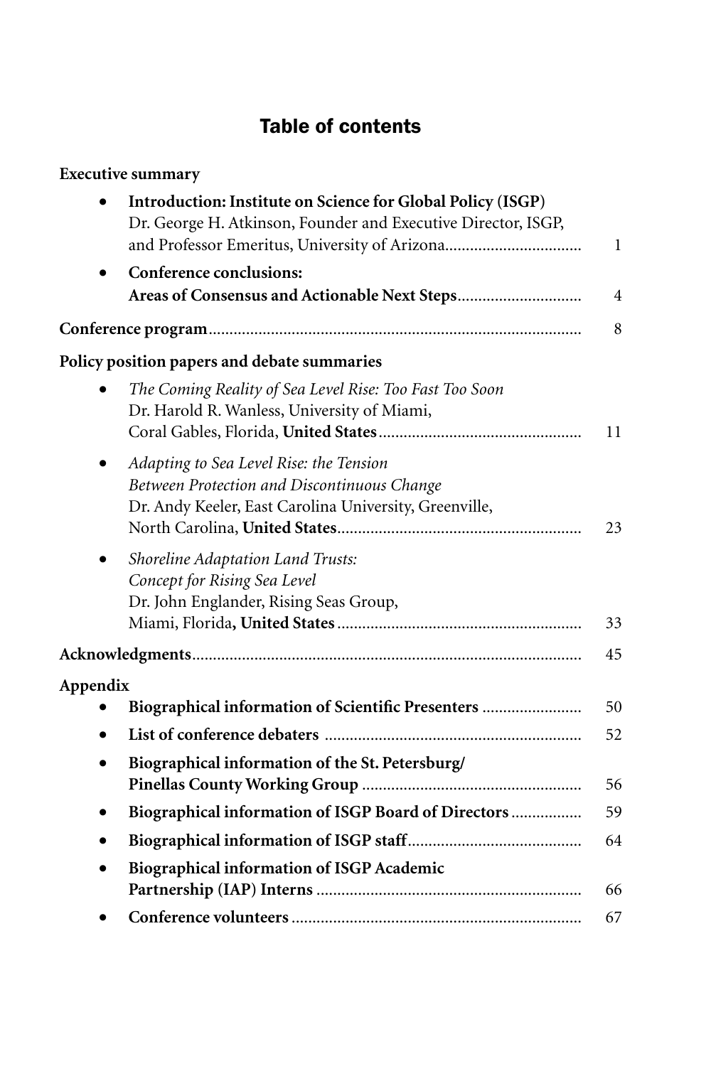# Table of contents

**Executive summary**

- **Introduction: Institute on Science for Global Policy (ISGP)**
  Dr. George H. Atkinson, Founder and Executive Director, ISGP, and Professor Emeritus, University of Arizona................................ 1
- **Conference conclusions: Areas of Consensus and Actionable Next Steps**............................. 4

**Conference program**........................................................................................ 8

**Policy position papers and debate summaries**

- *The Coming Reality of Sea Level Rise: Too Fast Too Soon*
  Dr. Harold R. Wanless, University of Miami, Coral Gables, Florida, **United States**................................................ 11
- *Adapting to Sea Level Rise: the Tension Between Protection and Discontinuous Change*
  Dr. Andy Keeler, East Carolina University, Greenville, North Carolina, **United States**.......................................................... 23
- *Shoreline Adaptation Land Trusts: Concept for Rising Sea Level*
  Dr. John Englander, Rising Seas Group, Miami, Florida**, United States**.......................................................... 33

**Acknowledgments**............................................................................................ 45

**Appendix**

- **Biographical information of Scientific Presenters** ........................ 50
- **List of conference debaters** ............................................................. 52
- **Biographical information of the St. Petersburg/ Pinellas County Working Group** .................................................... 56
- **Biographical information of ISGP Board of Directors** ................. 59
- **Biographical information of ISGP staff**.......................................... 64
- **Biographical information of ISGP Academic Partnership (IAP) Interns** ............................................................... 66
- **Conference volunteers** ..................................................................... 67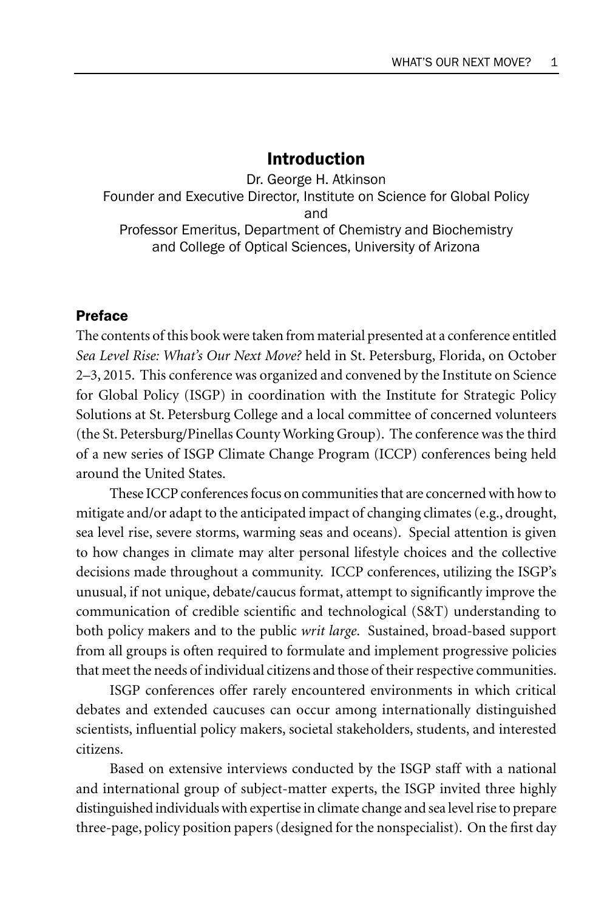# Introduction

Dr. George H. Atkinson
Founder and Executive Director, Institute on Science for Global Policy
and
Professor Emeritus, Department of Chemistry and Biochemistry
and College of Optical Sciences, University of Arizona

## Preface

The contents of this book were taken from material presented at a conference entitled *Sea Level Rise: What's Our Next Move?* held in St. Petersburg, Florida, on October 2–3, 2015. This conference was organized and convened by the Institute on Science for Global Policy (ISGP) in coordination with the Institute for Strategic Policy Solutions at St. Petersburg College and a local committee of concerned volunteers (the St. Petersburg/Pinellas County Working Group). The conference was the third of a new series of ISGP Climate Change Program (ICCP) conferences being held around the United States.

These ICCP conferences focus on communities that are concerned with how to mitigate and/or adapt to the anticipated impact of changing climates (e.g., drought, sea level rise, severe storms, warming seas and oceans). Special attention is given to how changes in climate may alter personal lifestyle choices and the collective decisions made throughout a community. ICCP conferences, utilizing the ISGP's unusual, if not unique, debate/caucus format, attempt to significantly improve the communication of credible scientific and technological (S&T) understanding to both policy makers and to the public *writ large*. Sustained, broad-based support from all groups is often required to formulate and implement progressive policies that meet the needs of individual citizens and those of their respective communities.

ISGP conferences offer rarely encountered environments in which critical debates and extended caucuses can occur among internationally distinguished scientists, influential policy makers, societal stakeholders, students, and interested citizens.

Based on extensive interviews conducted by the ISGP staff with a national and international group of subject-matter experts, the ISGP invited three highly distinguished individuals with expertise in climate change and sea level rise to prepare three-page, policy position papers (designed for the nonspecialist). On the first day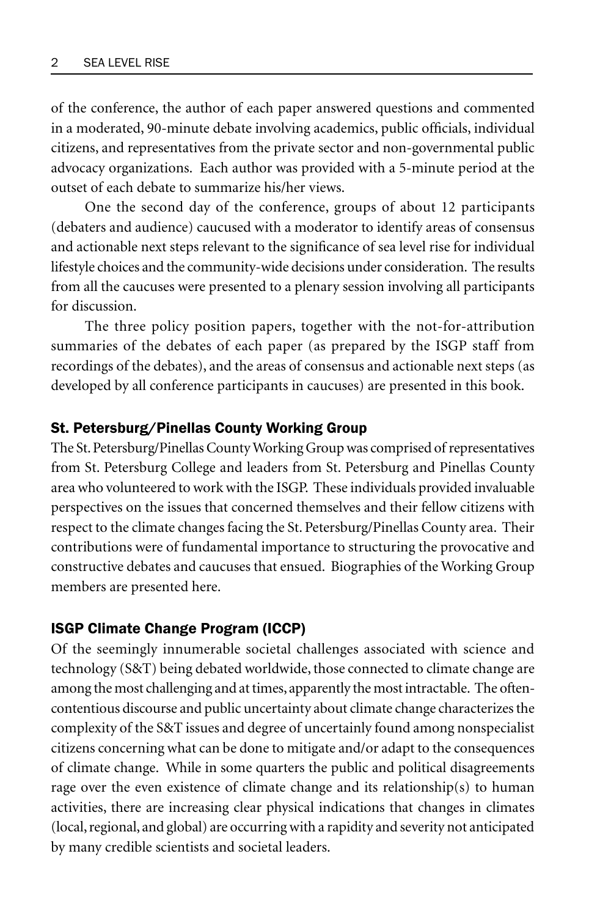of the conference, the author of each paper answered questions and commented in a moderated, 90-minute debate involving academics, public officials, individual citizens, and representatives from the private sector and non-governmental public advocacy organizations. Each author was provided with a 5-minute period at the outset of each debate to summarize his/her views.

One the second day of the conference, groups of about 12 participants (debaters and audience) caucused with a moderator to identify areas of consensus and actionable next steps relevant to the significance of sea level rise for individual lifestyle choices and the community-wide decisions under consideration. The results from all the caucuses were presented to a plenary session involving all participants for discussion.

The three policy position papers, together with the not-for-attribution summaries of the debates of each paper (as prepared by the ISGP staff from recordings of the debates), and the areas of consensus and actionable next steps (as developed by all conference participants in caucuses) are presented in this book.

## St. Petersburg/Pinellas County Working Group

The St. Petersburg/Pinellas County Working Group was comprised of representatives from St. Petersburg College and leaders from St. Petersburg and Pinellas County area who volunteered to work with the ISGP. These individuals provided invaluable perspectives on the issues that concerned themselves and their fellow citizens with respect to the climate changes facing the St. Petersburg/Pinellas County area. Their contributions were of fundamental importance to structuring the provocative and constructive debates and caucuses that ensued. Biographies of the Working Group members are presented here.

## ISGP Climate Change Program (ICCP)

Of the seemingly innumerable societal challenges associated with science and technology (S&T) being debated worldwide, those connected to climate change are among the most challenging and at times, apparently the most intractable. The often-contentious discourse and public uncertainty about climate change characterizes the complexity of the S&T issues and degree of uncertainly found among nonspecialist citizens concerning what can be done to mitigate and/or adapt to the consequences of climate change. While in some quarters the public and political disagreements rage over the even existence of climate change and its relationship(s) to human activities, there are increasing clear physical indications that changes in climates (local, regional, and global) are occurring with a rapidity and severity not anticipated by many credible scientists and societal leaders.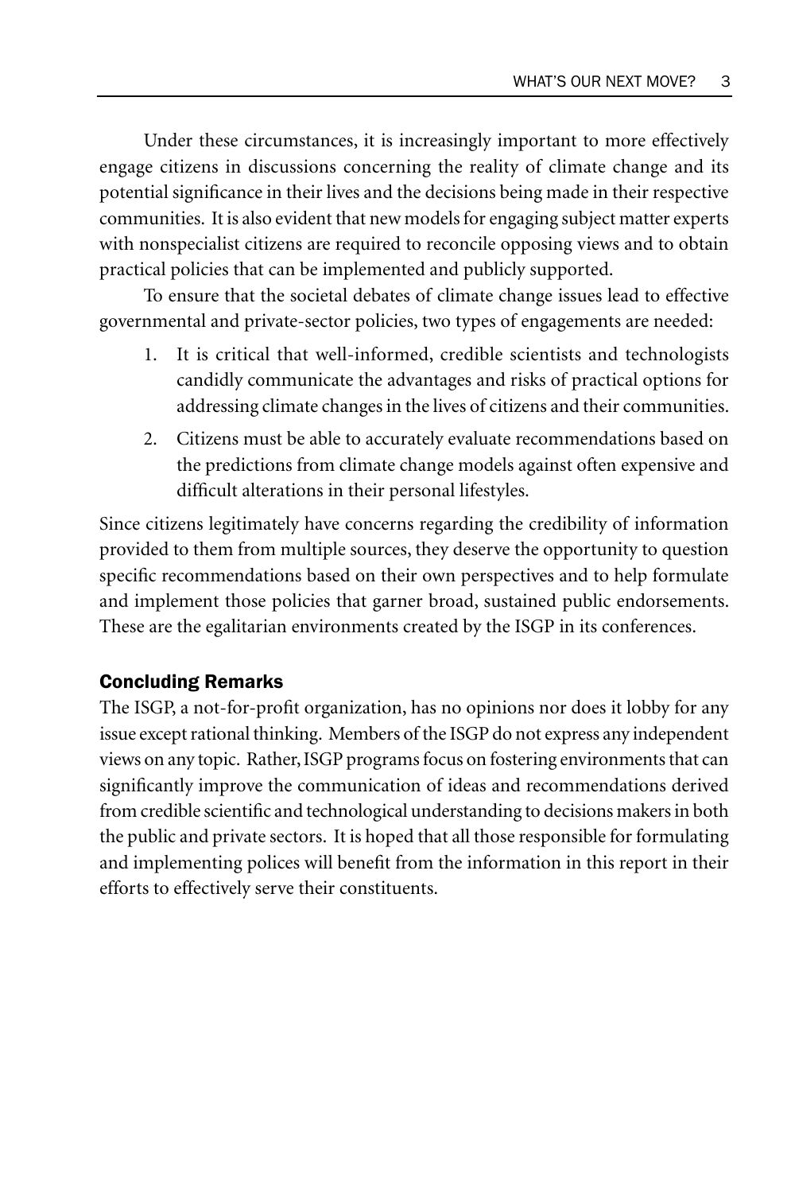Under these circumstances, it is increasingly important to more effectively engage citizens in discussions concerning the reality of climate change and its potential significance in their lives and the decisions being made in their respective communities. It is also evident that new models for engaging subject matter experts with nonspecialist citizens are required to reconcile opposing views and to obtain practical policies that can be implemented and publicly supported.

To ensure that the societal debates of climate change issues lead to effective governmental and private-sector policies, two types of engagements are needed:

1. It is critical that well-informed, credible scientists and technologists candidly communicate the advantages and risks of practical options for addressing climate changes in the lives of citizens and their communities.
2. Citizens must be able to accurately evaluate recommendations based on the predictions from climate change models against often expensive and difficult alterations in their personal lifestyles.

Since citizens legitimately have concerns regarding the credibility of information provided to them from multiple sources, they deserve the opportunity to question specific recommendations based on their own perspectives and to help formulate and implement those policies that garner broad, sustained public endorsements. These are the egalitarian environments created by the ISGP in its conferences.

## Concluding Remarks

The ISGP, a not-for-profit organization, has no opinions nor does it lobby for any issue except rational thinking. Members of the ISGP do not express any independent views on any topic. Rather, ISGP programs focus on fostering environments that can significantly improve the communication of ideas and recommendations derived from credible scientific and technological understanding to decisions makers in both the public and private sectors. It is hoped that all those responsible for formulating and implementing polices will benefit from the information in this report in their efforts to effectively serve their constituents.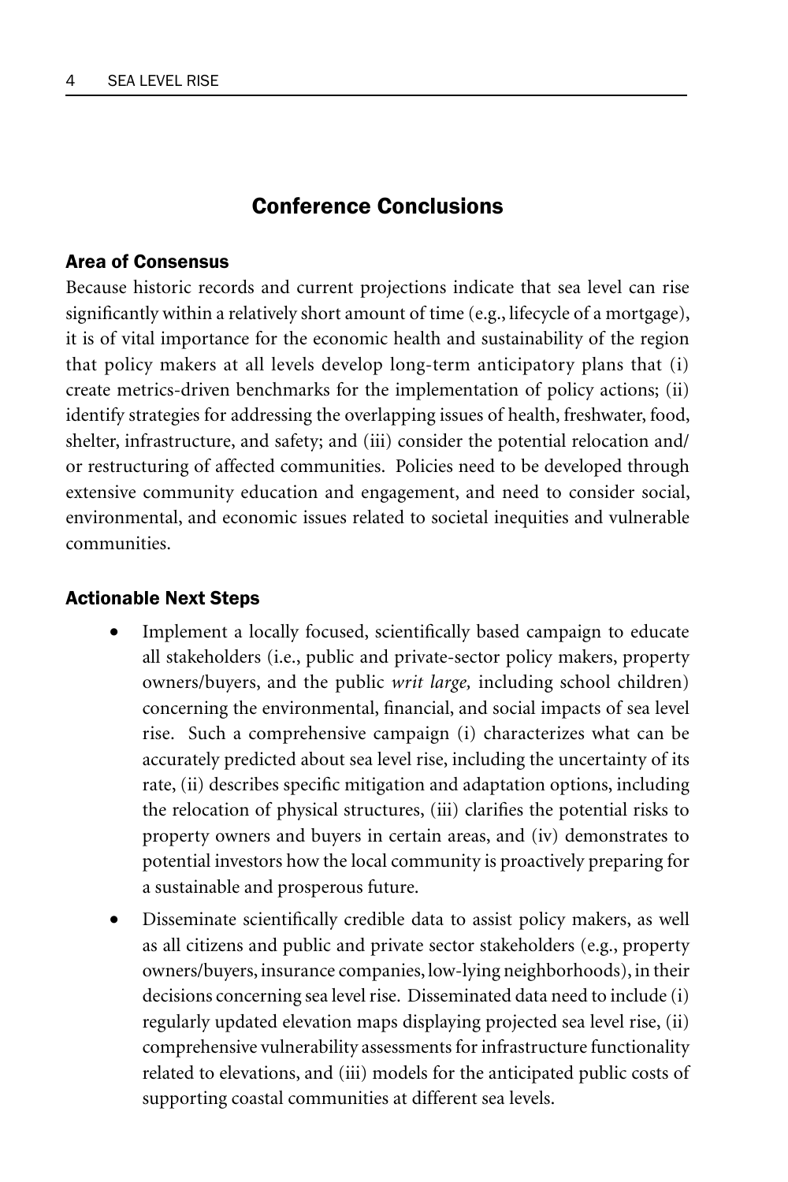## Conference Conclusions

### Area of Consensus

Because historic records and current projections indicate that sea level can rise significantly within a relatively short amount of time (e.g., lifecycle of a mortgage), it is of vital importance for the economic health and sustainability of the region that policy makers at all levels develop long-term anticipatory plans that (i) create metrics-driven benchmarks for the implementation of policy actions; (ii) identify strategies for addressing the overlapping issues of health, freshwater, food, shelter, infrastructure, and safety; and (iii) consider the potential relocation and/or restructuring of affected communities. Policies need to be developed through extensive community education and engagement, and need to consider social, environmental, and economic issues related to societal inequities and vulnerable communities.

### Actionable Next Steps

- Implement a locally focused, scientifically based campaign to educate all stakeholders (i.e., public and private-sector policy makers, property owners/buyers, and the public *writ large,* including school children) concerning the environmental, financial, and social impacts of sea level rise. Such a comprehensive campaign (i) characterizes what can be accurately predicted about sea level rise, including the uncertainty of its rate, (ii) describes specific mitigation and adaptation options, including the relocation of physical structures, (iii) clarifies the potential risks to property owners and buyers in certain areas, and (iv) demonstrates to potential investors how the local community is proactively preparing for a sustainable and prosperous future.
- Disseminate scientifically credible data to assist policy makers, as well as all citizens and public and private sector stakeholders (e.g., property owners/buyers, insurance companies, low-lying neighborhoods), in their decisions concerning sea level rise. Disseminated data need to include (i) regularly updated elevation maps displaying projected sea level rise, (ii) comprehensive vulnerability assessments for infrastructure functionality related to elevations, and (iii) models for the anticipated public costs of supporting coastal communities at different sea levels.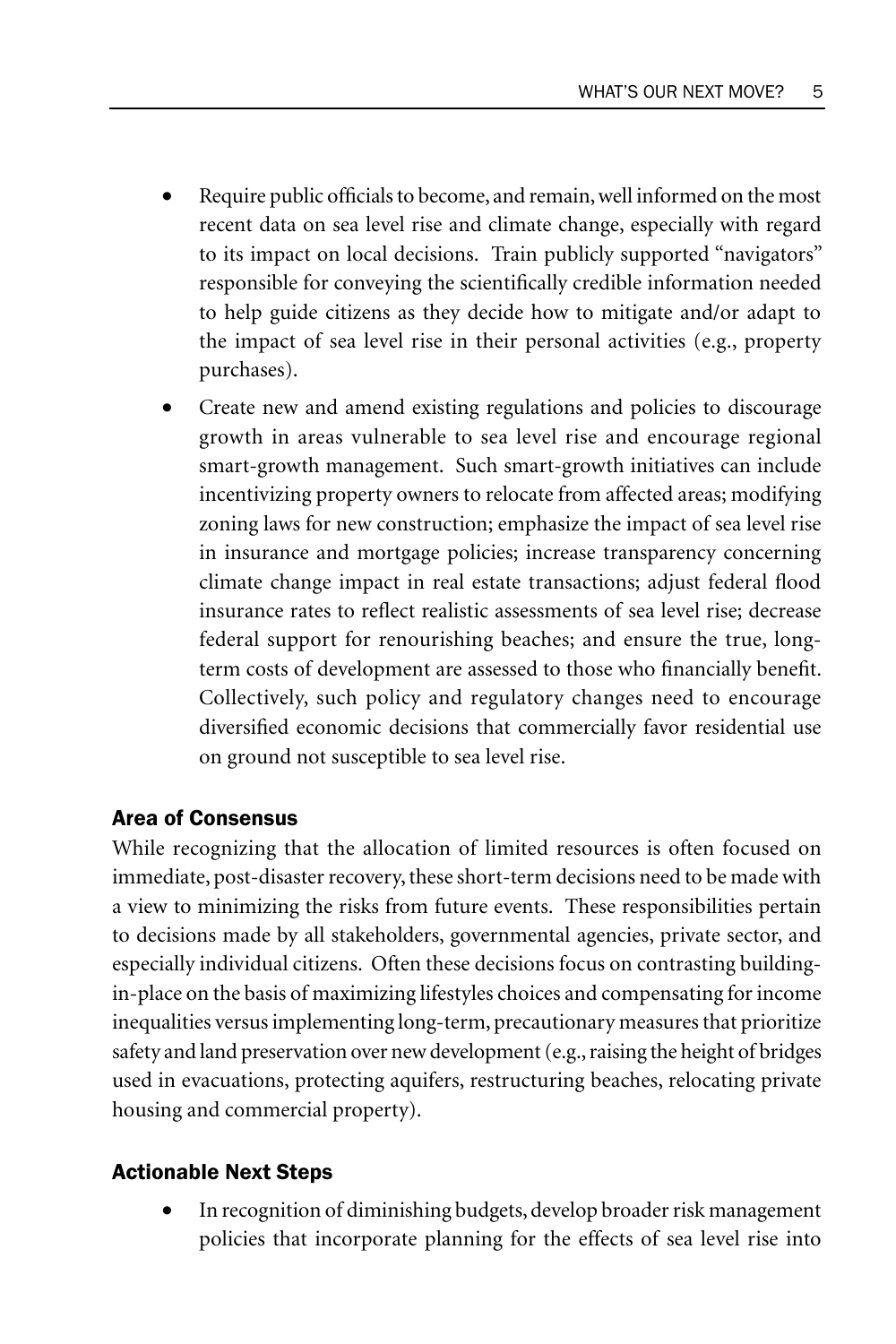- Require public officials to become, and remain, well informed on the most recent data on sea level rise and climate change, especially with regard to its impact on local decisions. Train publicly supported "navigators" responsible for conveying the scientifically credible information needed to help guide citizens as they decide how to mitigate and/or adapt to the impact of sea level rise in their personal activities (e.g., property purchases).
- Create new and amend existing regulations and policies to discourage growth in areas vulnerable to sea level rise and encourage regional smart-growth management. Such smart-growth initiatives can include incentivizing property owners to relocate from affected areas; modifying zoning laws for new construction; emphasize the impact of sea level rise in insurance and mortgage policies; increase transparency concerning climate change impact in real estate transactions; adjust federal flood insurance rates to reflect realistic assessments of sea level rise; decrease federal support for renourishing beaches; and ensure the true, long-term costs of development are assessed to those who financially benefit. Collectively, such policy and regulatory changes need to encourage diversified economic decisions that commercially favor residential use on ground not susceptible to sea level rise.

### Area of Consensus

While recognizing that the allocation of limited resources is often focused on immediate, post-disaster recovery, these short-term decisions need to be made with a view to minimizing the risks from future events. These responsibilities pertain to decisions made by all stakeholders, governmental agencies, private sector, and especially individual citizens. Often these decisions focus on contrasting building-in-place on the basis of maximizing lifestyles choices and compensating for income inequalities versus implementing long-term, precautionary measures that prioritize safety and land preservation over new development (e.g., raising the height of bridges used in evacuations, protecting aquifers, restructuring beaches, relocating private housing and commercial property).

### Actionable Next Steps

- In recognition of diminishing budgets, develop broader risk management policies that incorporate planning for the effects of sea level rise into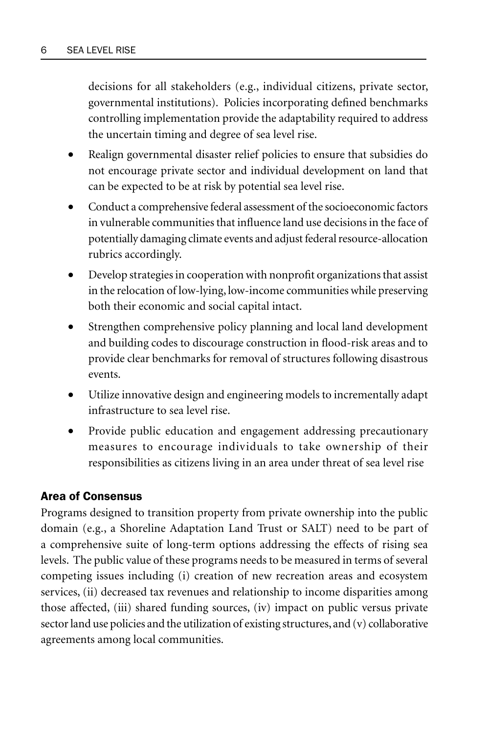decisions for all stakeholders (e.g., individual citizens, private sector, governmental institutions). Policies incorporating defined benchmarks controlling implementation provide the adaptability required to address the uncertain timing and degree of sea level rise.

- Realign governmental disaster relief policies to ensure that subsidies do not encourage private sector and individual development on land that can be expected to be at risk by potential sea level rise.
- Conduct a comprehensive federal assessment of the socioeconomic factors in vulnerable communities that influence land use decisions in the face of potentially damaging climate events and adjust federal resource-allocation rubrics accordingly.
- Develop strategies in cooperation with nonprofit organizations that assist in the relocation of low-lying, low-income communities while preserving both their economic and social capital intact.
- Strengthen comprehensive policy planning and local land development and building codes to discourage construction in flood-risk areas and to provide clear benchmarks for removal of structures following disastrous events.
- Utilize innovative design and engineering models to incrementally adapt infrastructure to sea level rise.
- Provide public education and engagement addressing precautionary measures to encourage individuals to take ownership of their responsibilities as citizens living in an area under threat of sea level rise

### Area of Consensus

Programs designed to transition property from private ownership into the public domain (e.g., a Shoreline Adaptation Land Trust or SALT) need to be part of a comprehensive suite of long-term options addressing the effects of rising sea levels. The public value of these programs needs to be measured in terms of several competing issues including (i) creation of new recreation areas and ecosystem services, (ii) decreased tax revenues and relationship to income disparities among those affected, (iii) shared funding sources, (iv) impact on public versus private sector land use policies and the utilization of existing structures, and (v) collaborative agreements among local communities.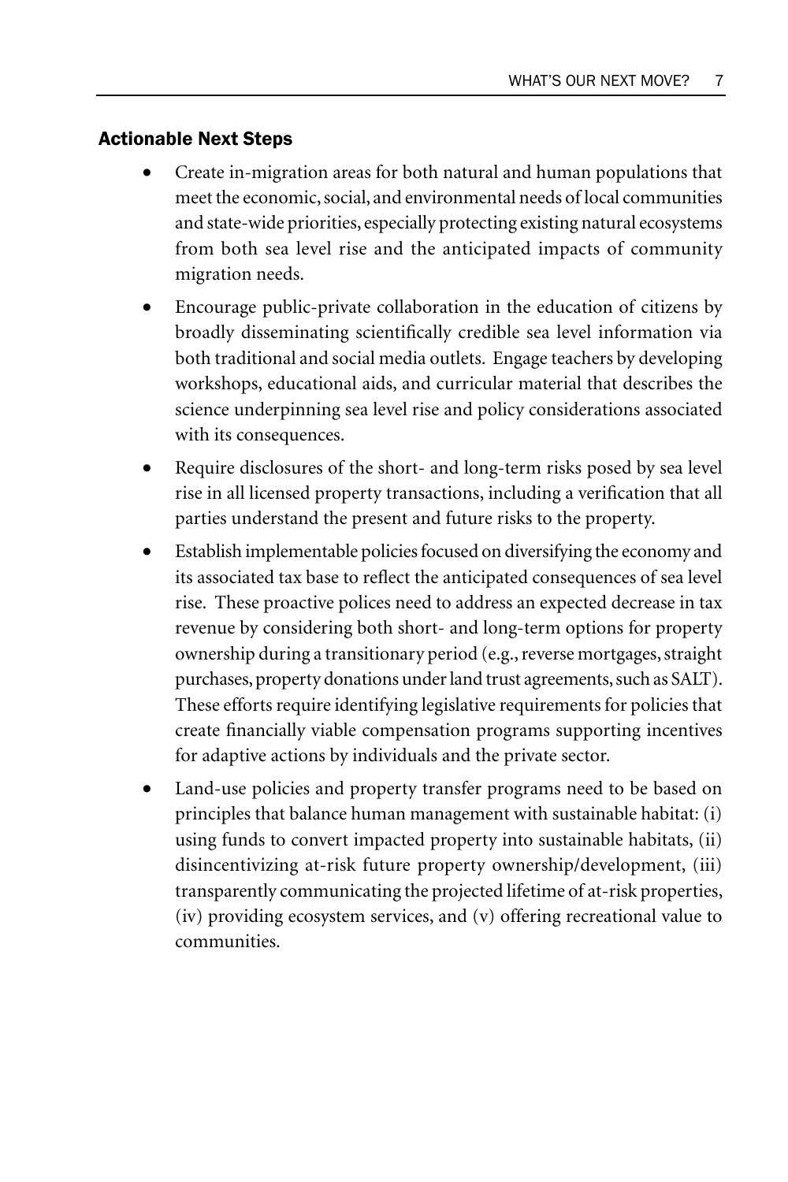### Actionable Next Steps

- Create in-migration areas for both natural and human populations that meet the economic, social, and environmental needs of local communities and state-wide priorities, especially protecting existing natural ecosystems from both sea level rise and the anticipated impacts of community migration needs.
- Encourage public-private collaboration in the education of citizens by broadly disseminating scientifically credible sea level information via both traditional and social media outlets. Engage teachers by developing workshops, educational aids, and curricular material that describes the science underpinning sea level rise and policy considerations associated with its consequences.
- Require disclosures of the short- and long-term risks posed by sea level rise in all licensed property transactions, including a verification that all parties understand the present and future risks to the property.
- Establish implementable policies focused on diversifying the economy and its associated tax base to reflect the anticipated consequences of sea level rise. These proactive polices need to address an expected decrease in tax revenue by considering both short- and long-term options for property ownership during a transitionary period (e.g., reverse mortgages, straight purchases, property donations under land trust agreements, such as SALT). These efforts require identifying legislative requirements for policies that create financially viable compensation programs supporting incentives for adaptive actions by individuals and the private sector.
- Land-use policies and property transfer programs need to be based on principles that balance human management with sustainable habitat: (i) using funds to convert impacted property into sustainable habitats, (ii) disincentivizing at-risk future property ownership/development, (iii) transparently communicating the projected lifetime of at-risk properties, (iv) providing ecosystem services, and (v) offering recreational value to communities.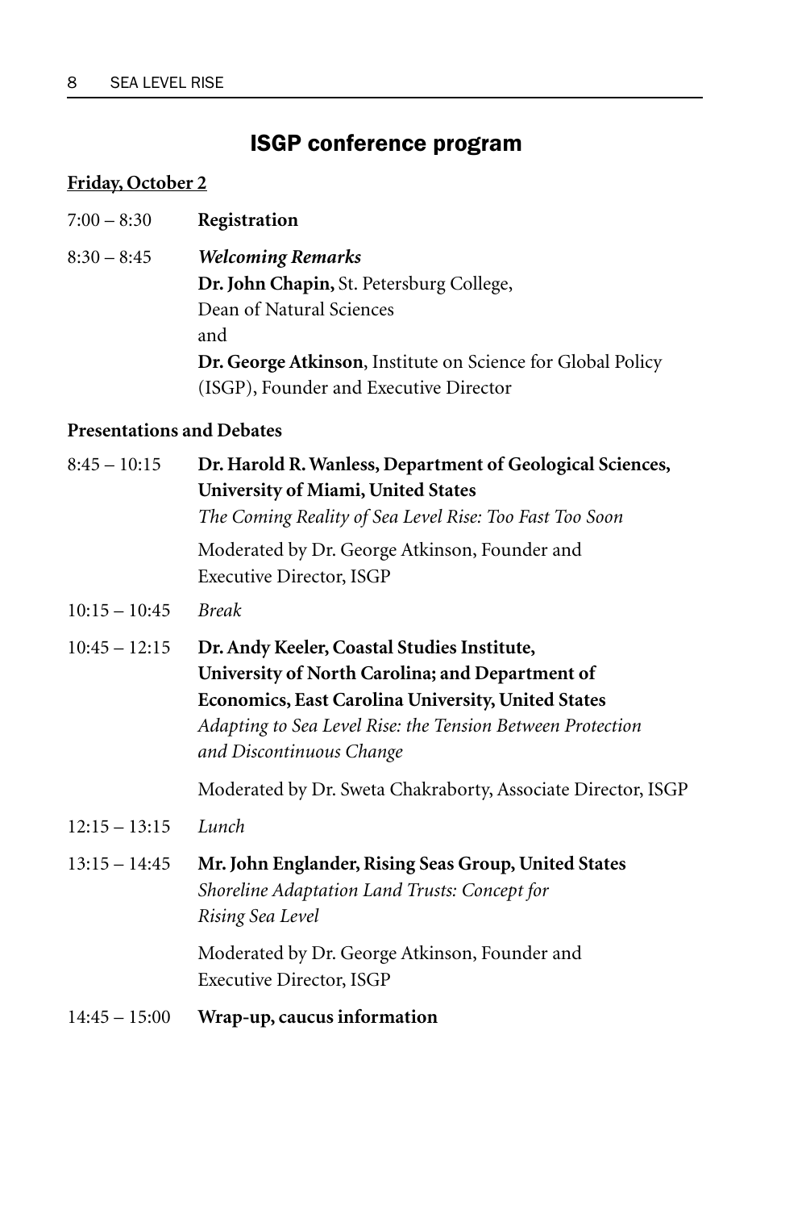## ISGP conference program

**Friday, October 2**

7:00 – 8:30 **Registration**

8:30 – 8:45 ***Welcoming Remarks***
**Dr. John Chapin,** St. Petersburg College,
Dean of Natural Sciences
and
**Dr. George Atkinson**, Institute on Science for Global Policy (ISGP), Founder and Executive Director

**Presentations and Debates**

8:45 – 10:15 **Dr. Harold R. Wanless, Department of Geological Sciences, University of Miami, United States**
*The Coming Reality of Sea Level Rise: Too Fast Too Soon*

Moderated by Dr. George Atkinson, Founder and Executive Director, ISGP

10:15 – 10:45 *Break*

10:45 – 12:15 **Dr. Andy Keeler, Coastal Studies Institute, University of North Carolina; and Department of Economics, East Carolina University, United States**
*Adapting to Sea Level Rise: the Tension Between Protection and Discontinuous Change*

Moderated by Dr. Sweta Chakraborty, Associate Director, ISGP

12:15 – 13:15 *Lunch*

13:15 – 14:45 **Mr. John Englander, Rising Seas Group, United States**
*Shoreline Adaptation Land Trusts: Concept for Rising Sea Level*

Moderated by Dr. George Atkinson, Founder and Executive Director, ISGP

14:45 – 15:00 **Wrap-up, caucus information**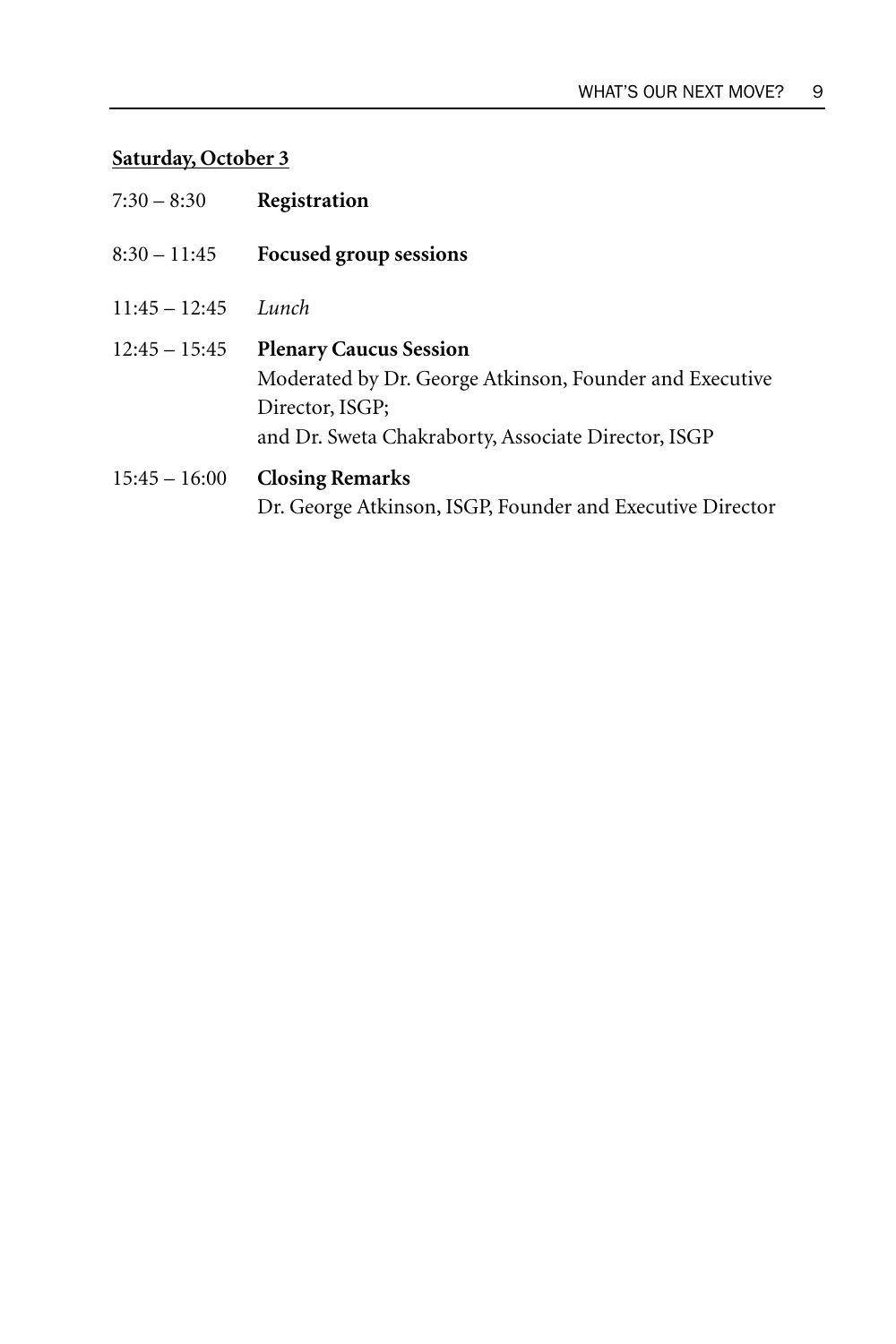**<u>Saturday, October 3</u>**

| | |
|---|---|
| 7:30 – 8:30 | **Registration** |
| 8:30 – 11:45 | **Focused group sessions** |
| 11:45 – 12:45 | *Lunch* |
| 12:45 – 15:45 | **Plenary Caucus Session**<br>Moderated by Dr. George Atkinson, Founder and Executive Director, ISGP;<br>and Dr. Sweta Chakraborty, Associate Director, ISGP |
| 15:45 – 16:00 | **Closing Remarks**<br>Dr. George Atkinson, ISGP, Founder and Executive Director |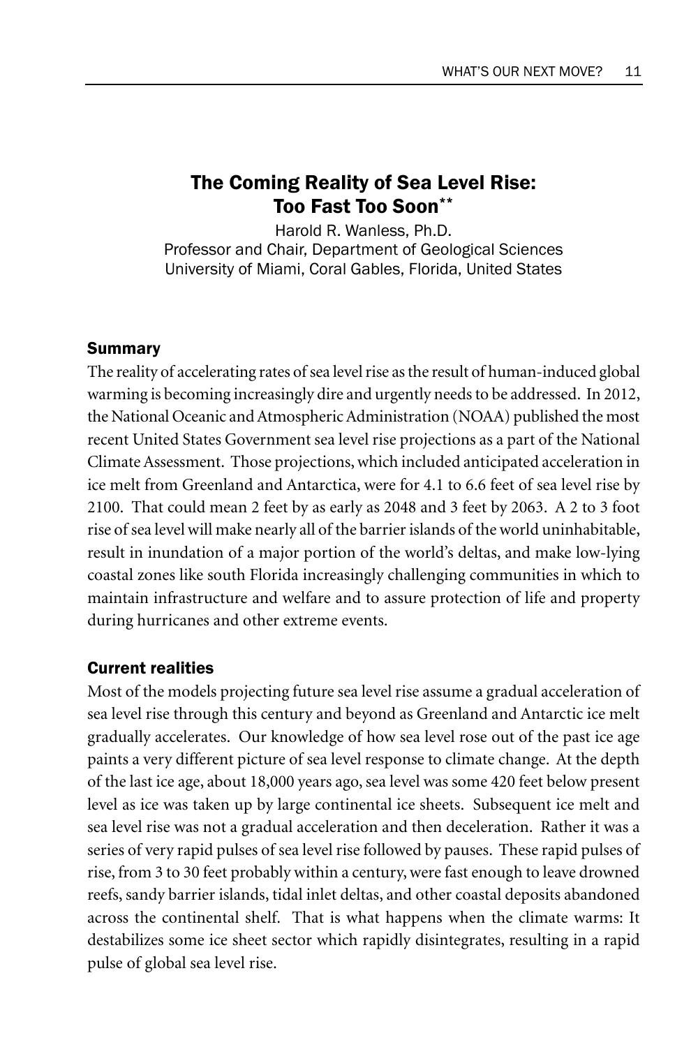## The Coming Reality of Sea Level Rise: Too Fast Too Soon**

Harold R. Wanless, Ph.D.
Professor and Chair, Department of Geological Sciences
University of Miami, Coral Gables, Florida, United States

### Summary

The reality of accelerating rates of sea level rise as the result of human-induced global warming is becoming increasingly dire and urgently needs to be addressed. In 2012, the National Oceanic and Atmospheric Administration (NOAA) published the most recent United States Government sea level rise projections as a part of the National Climate Assessment. Those projections, which included anticipated acceleration in ice melt from Greenland and Antarctica, were for 4.1 to 6.6 feet of sea level rise by 2100. That could mean 2 feet by as early as 2048 and 3 feet by 2063. A 2 to 3 foot rise of sea level will make nearly all of the barrier islands of the world uninhabitable, result in inundation of a major portion of the world's deltas, and make low-lying coastal zones like south Florida increasingly challenging communities in which to maintain infrastructure and welfare and to assure protection of life and property during hurricanes and other extreme events.

### Current realities

Most of the models projecting future sea level rise assume a gradual acceleration of sea level rise through this century and beyond as Greenland and Antarctic ice melt gradually accelerates. Our knowledge of how sea level rose out of the past ice age paints a very different picture of sea level response to climate change. At the depth of the last ice age, about 18,000 years ago, sea level was some 420 feet below present level as ice was taken up by large continental ice sheets. Subsequent ice melt and sea level rise was not a gradual acceleration and then deceleration. Rather it was a series of very rapid pulses of sea level rise followed by pauses. These rapid pulses of rise, from 3 to 30 feet probably within a century, were fast enough to leave drowned reefs, sandy barrier islands, tidal inlet deltas, and other coastal deposits abandoned across the continental shelf. That is what happens when the climate warms: It destabilizes some ice sheet sector which rapidly disintegrates, resulting in a rapid pulse of global sea level rise.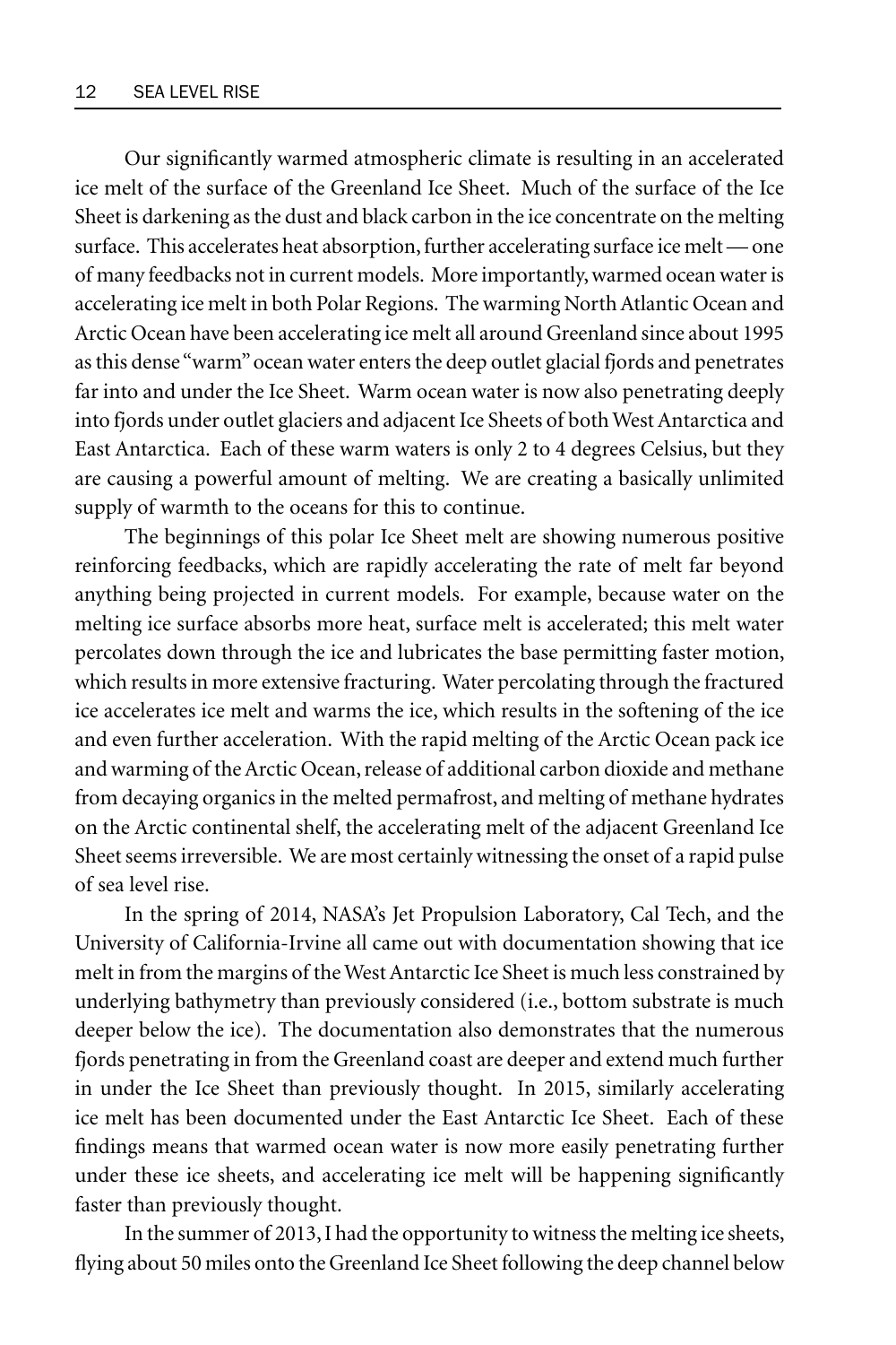Our significantly warmed atmospheric climate is resulting in an accelerated ice melt of the surface of the Greenland Ice Sheet. Much of the surface of the Ice Sheet is darkening as the dust and black carbon in the ice concentrate on the melting surface. This accelerates heat absorption, further accelerating surface ice melt — one of many feedbacks not in current models. More importantly, warmed ocean water is accelerating ice melt in both Polar Regions. The warming North Atlantic Ocean and Arctic Ocean have been accelerating ice melt all around Greenland since about 1995 as this dense "warm" ocean water enters the deep outlet glacial fjords and penetrates far into and under the Ice Sheet. Warm ocean water is now also penetrating deeply into fjords under outlet glaciers and adjacent Ice Sheets of both West Antarctica and East Antarctica. Each of these warm waters is only 2 to 4 degrees Celsius, but they are causing a powerful amount of melting. We are creating a basically unlimited supply of warmth to the oceans for this to continue.

The beginnings of this polar Ice Sheet melt are showing numerous positive reinforcing feedbacks, which are rapidly accelerating the rate of melt far beyond anything being projected in current models. For example, because water on the melting ice surface absorbs more heat, surface melt is accelerated; this melt water percolates down through the ice and lubricates the base permitting faster motion, which results in more extensive fracturing. Water percolating through the fractured ice accelerates ice melt and warms the ice, which results in the softening of the ice and even further acceleration. With the rapid melting of the Arctic Ocean pack ice and warming of the Arctic Ocean, release of additional carbon dioxide and methane from decaying organics in the melted permafrost, and melting of methane hydrates on the Arctic continental shelf, the accelerating melt of the adjacent Greenland Ice Sheet seems irreversible. We are most certainly witnessing the onset of a rapid pulse of sea level rise.

In the spring of 2014, NASA's Jet Propulsion Laboratory, Cal Tech, and the University of California-Irvine all came out with documentation showing that ice melt in from the margins of the West Antarctic Ice Sheet is much less constrained by underlying bathymetry than previously considered (i.e., bottom substrate is much deeper below the ice). The documentation also demonstrates that the numerous fjords penetrating in from the Greenland coast are deeper and extend much further in under the Ice Sheet than previously thought. In 2015, similarly accelerating ice melt has been documented under the East Antarctic Ice Sheet. Each of these findings means that warmed ocean water is now more easily penetrating further under these ice sheets, and accelerating ice melt will be happening significantly faster than previously thought.

In the summer of 2013, I had the opportunity to witness the melting ice sheets, flying about 50 miles onto the Greenland Ice Sheet following the deep channel below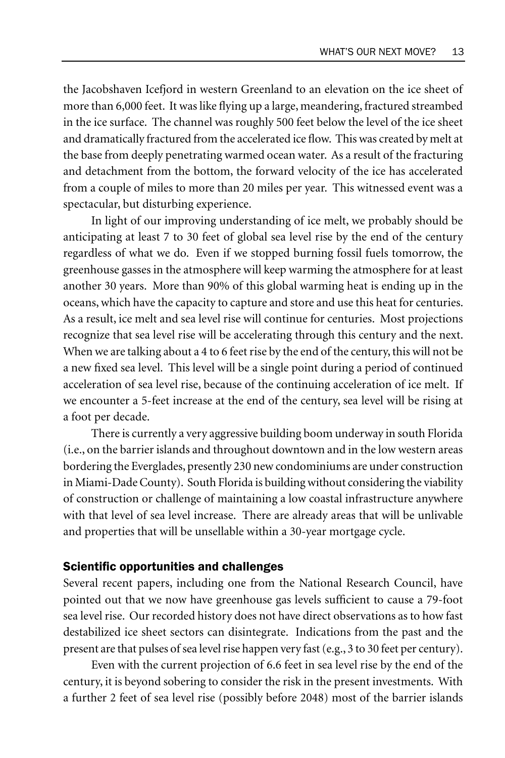the Jacobshaven Icefjord in western Greenland to an elevation on the ice sheet of more than 6,000 feet. It was like flying up a large, meandering, fractured streambed in the ice surface. The channel was roughly 500 feet below the level of the ice sheet and dramatically fractured from the accelerated ice flow. This was created by melt at the base from deeply penetrating warmed ocean water. As a result of the fracturing and detachment from the bottom, the forward velocity of the ice has accelerated from a couple of miles to more than 20 miles per year. This witnessed event was a spectacular, but disturbing experience.

In light of our improving understanding of ice melt, we probably should be anticipating at least 7 to 30 feet of global sea level rise by the end of the century regardless of what we do. Even if we stopped burning fossil fuels tomorrow, the greenhouse gasses in the atmosphere will keep warming the atmosphere for at least another 30 years. More than 90% of this global warming heat is ending up in the oceans, which have the capacity to capture and store and use this heat for centuries. As a result, ice melt and sea level rise will continue for centuries. Most projections recognize that sea level rise will be accelerating through this century and the next. When we are talking about a 4 to 6 feet rise by the end of the century, this will not be a new fixed sea level. This level will be a single point during a period of continued acceleration of sea level rise, because of the continuing acceleration of ice melt. If we encounter a 5-feet increase at the end of the century, sea level will be rising at a foot per decade.

There is currently a very aggressive building boom underway in south Florida (i.e., on the barrier islands and throughout downtown and in the low western areas bordering the Everglades, presently 230 new condominiums are under construction in Miami-Dade County). South Florida is building without considering the viability of construction or challenge of maintaining a low coastal infrastructure anywhere with that level of sea level increase. There are already areas that will be unlivable and properties that will be unsellable within a 30-year mortgage cycle.

## Scientific opportunities and challenges

Several recent papers, including one from the National Research Council, have pointed out that we now have greenhouse gas levels sufficient to cause a 79-foot sea level rise. Our recorded history does not have direct observations as to how fast destabilized ice sheet sectors can disintegrate. Indications from the past and the present are that pulses of sea level rise happen very fast (e.g., 3 to 30 feet per century).

Even with the current projection of 6.6 feet in sea level rise by the end of the century, it is beyond sobering to consider the risk in the present investments. With a further 2 feet of sea level rise (possibly before 2048) most of the barrier islands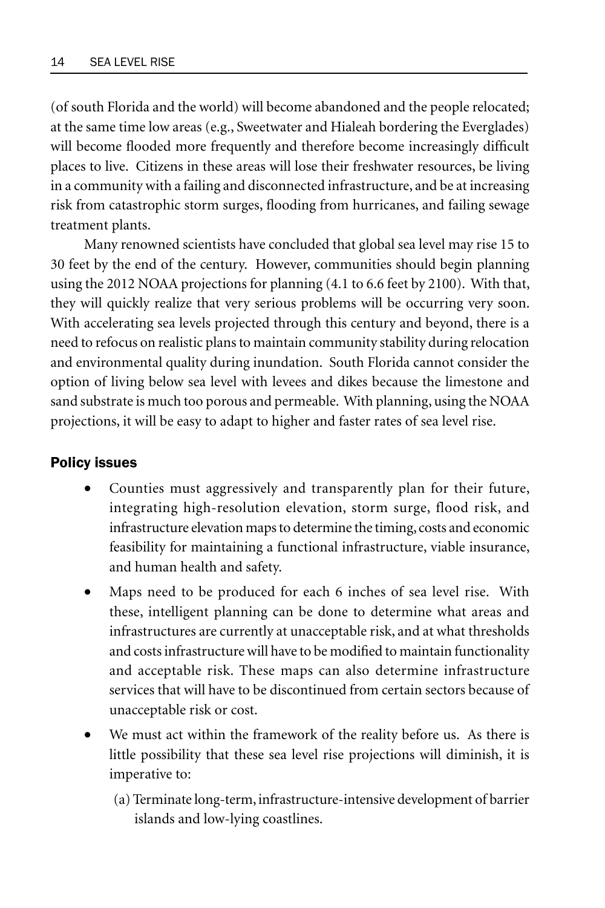(of south Florida and the world) will become abandoned and the people relocated; at the same time low areas (e.g., Sweetwater and Hialeah bordering the Everglades) will become flooded more frequently and therefore become increasingly difficult places to live. Citizens in these areas will lose their freshwater resources, be living in a community with a failing and disconnected infrastructure, and be at increasing risk from catastrophic storm surges, flooding from hurricanes, and failing sewage treatment plants.

Many renowned scientists have concluded that global sea level may rise 15 to 30 feet by the end of the century. However, communities should begin planning using the 2012 NOAA projections for planning (4.1 to 6.6 feet by 2100). With that, they will quickly realize that very serious problems will be occurring very soon. With accelerating sea levels projected through this century and beyond, there is a need to refocus on realistic plans to maintain community stability during relocation and environmental quality during inundation. South Florida cannot consider the option of living below sea level with levees and dikes because the limestone and sand substrate is much too porous and permeable. With planning, using the NOAA projections, it will be easy to adapt to higher and faster rates of sea level rise.

### Policy issues

- Counties must aggressively and transparently plan for their future, integrating high-resolution elevation, storm surge, flood risk, and infrastructure elevation maps to determine the timing, costs and economic feasibility for maintaining a functional infrastructure, viable insurance, and human health and safety.
- Maps need to be produced for each 6 inches of sea level rise. With these, intelligent planning can be done to determine what areas and infrastructures are currently at unacceptable risk, and at what thresholds and costs infrastructure will have to be modified to maintain functionality and acceptable risk. These maps can also determine infrastructure services that will have to be discontinued from certain sectors because of unacceptable risk or cost.
- We must act within the framework of the reality before us. As there is little possibility that these sea level rise projections will diminish, it is imperative to:
  - (a) Terminate long-term, infrastructure-intensive development of barrier islands and low-lying coastlines.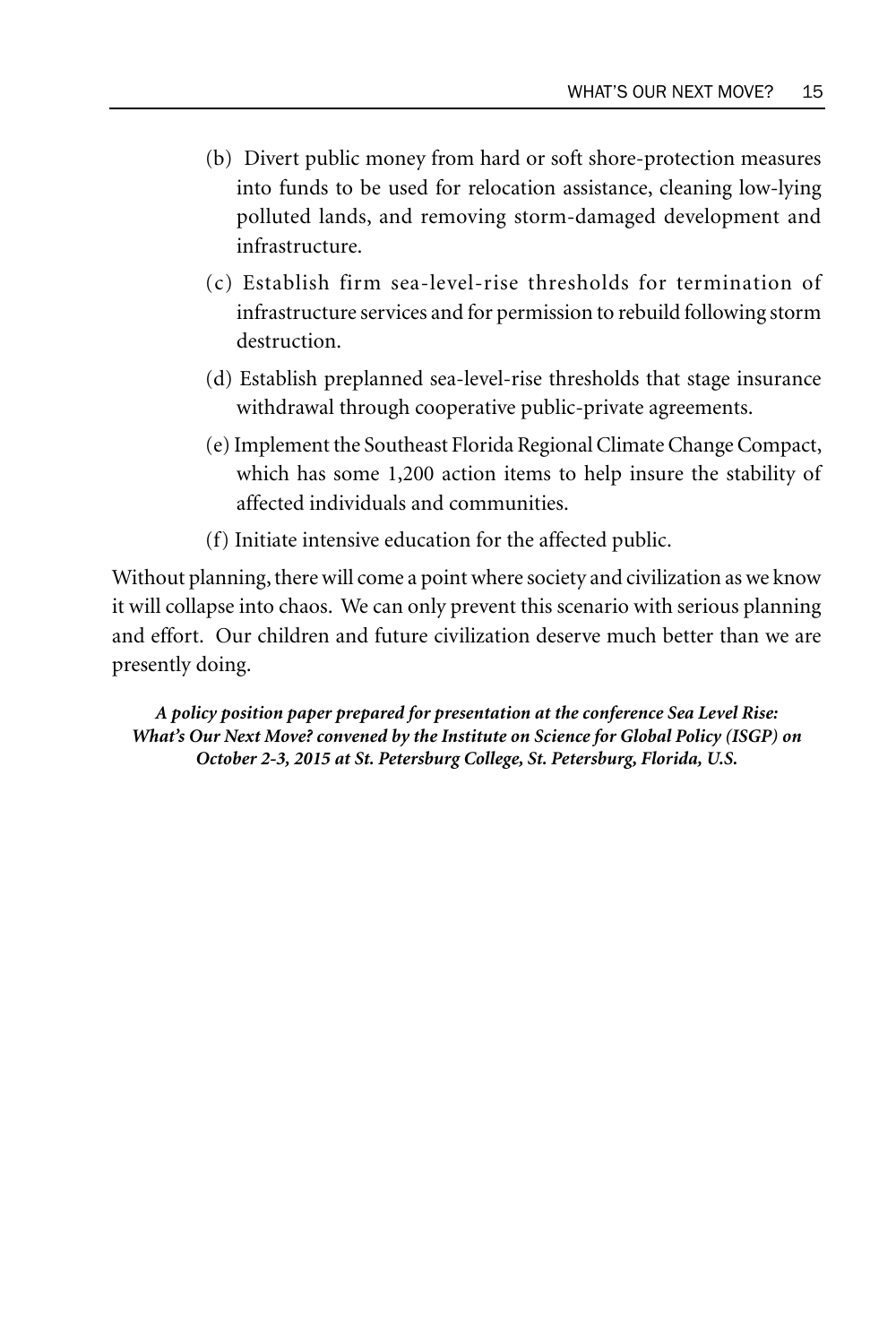(b) Divert public money from hard or soft shore-protection measures into funds to be used for relocation assistance, cleaning low-lying polluted lands, and removing storm-damaged development and infrastructure.

(c) Establish firm sea-level-rise thresholds for termination of infrastructure services and for permission to rebuild following storm destruction.

(d) Establish preplanned sea-level-rise thresholds that stage insurance withdrawal through cooperative public-private agreements.

(e) Implement the Southeast Florida Regional Climate Change Compact, which has some 1,200 action items to help insure the stability of affected individuals and communities.

(f) Initiate intensive education for the affected public.

Without planning, there will come a point where society and civilization as we know it will collapse into chaos. We can only prevent this scenario with serious planning and effort. Our children and future civilization deserve much better than we are presently doing.

***A policy position paper prepared for presentation at the conference Sea Level Rise: What's Our Next Move? convened by the Institute on Science for Global Policy (ISGP) on October 2-3, 2015 at St. Petersburg College, St. Petersburg, Florida, U.S.***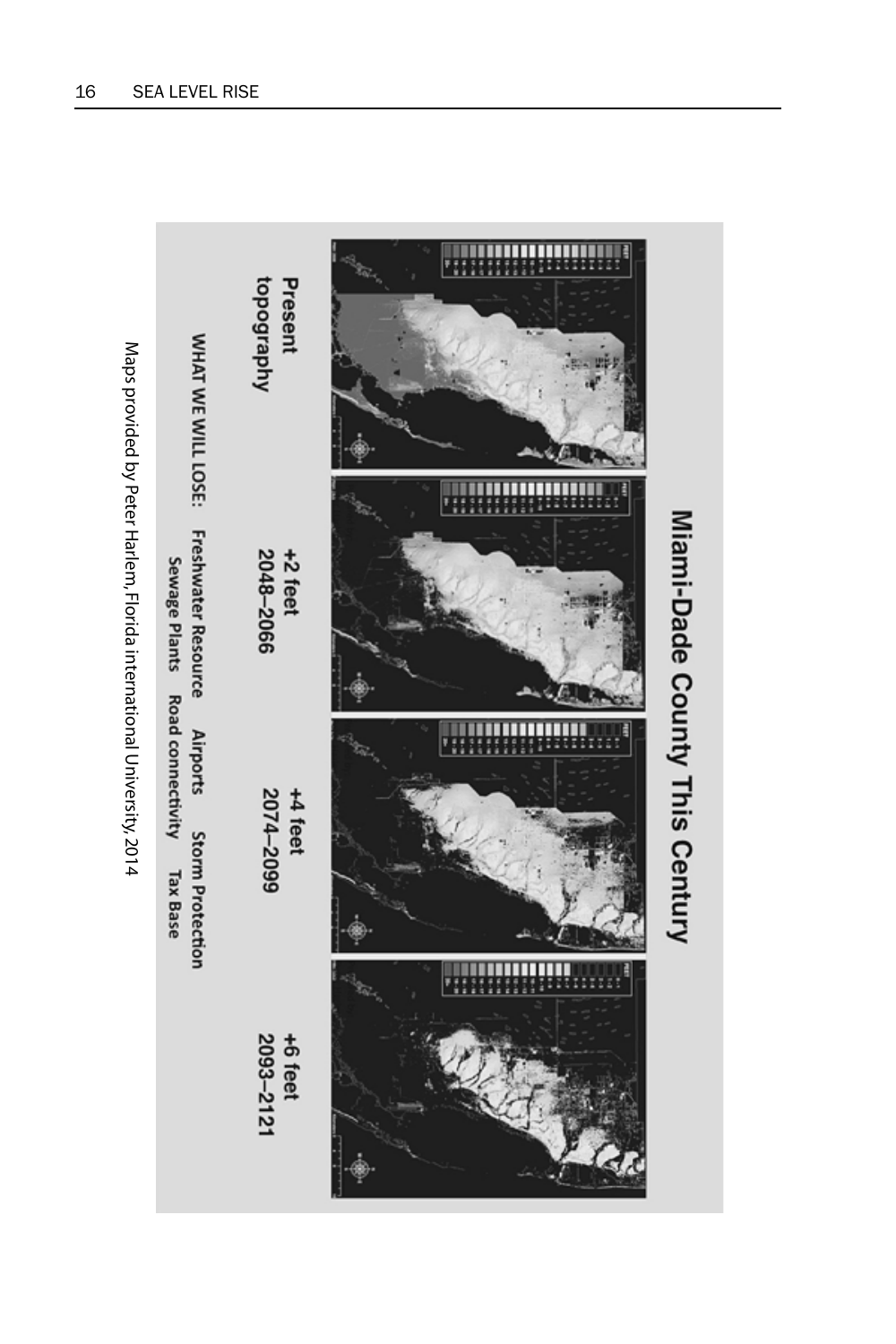Miami-Dade County This Century

Present topography

+2 feet
2048–2066

+4 feet
2074–2099

+6 feet
2093–2121

WHAT WE WILL LOSE: Freshwater Resource Airports Storm Protection
Sewage Plants Road connectivity Tax Base

Maps provided by Peter Harlem, Florida international University, 2014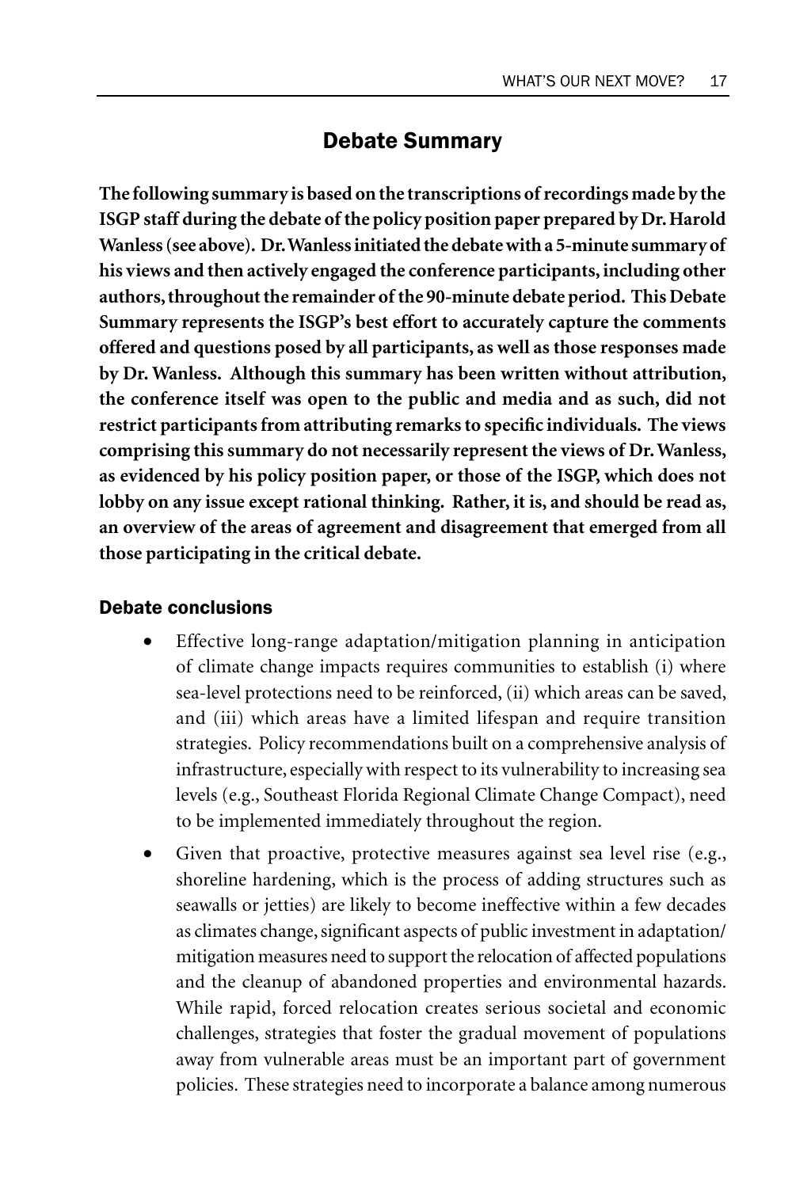## Debate Summary

**The following summary is based on the transcriptions of recordings made by the ISGP staff during the debate of the policy position paper prepared by Dr. Harold Wanless (see above). Dr. Wanless initiated the debate with a 5-minute summary of his views and then actively engaged the conference participants, including other authors, throughout the remainder of the 90-minute debate period. This Debate Summary represents the ISGP's best effort to accurately capture the comments offered and questions posed by all participants, as well as those responses made by Dr. Wanless. Although this summary has been written without attribution, the conference itself was open to the public and media and as such, did not restrict participants from attributing remarks to specific individuals. The views comprising this summary do not necessarily represent the views of Dr. Wanless, as evidenced by his policy position paper, or those of the ISGP, which does not lobby on any issue except rational thinking. Rather, it is, and should be read as, an overview of the areas of agreement and disagreement that emerged from all those participating in the critical debate.**

### Debate conclusions

- Effective long-range adaptation/mitigation planning in anticipation of climate change impacts requires communities to establish (i) where sea-level protections need to be reinforced, (ii) which areas can be saved, and (iii) which areas have a limited lifespan and require transition strategies. Policy recommendations built on a comprehensive analysis of infrastructure, especially with respect to its vulnerability to increasing sea levels (e.g., Southeast Florida Regional Climate Change Compact), need to be implemented immediately throughout the region.
- Given that proactive, protective measures against sea level rise (e.g., shoreline hardening, which is the process of adding structures such as seawalls or jetties) are likely to become ineffective within a few decades as climates change, significant aspects of public investment in adaptation/mitigation measures need to support the relocation of affected populations and the cleanup of abandoned properties and environmental hazards. While rapid, forced relocation creates serious societal and economic challenges, strategies that foster the gradual movement of populations away from vulnerable areas must be an important part of government policies. These strategies need to incorporate a balance among numerous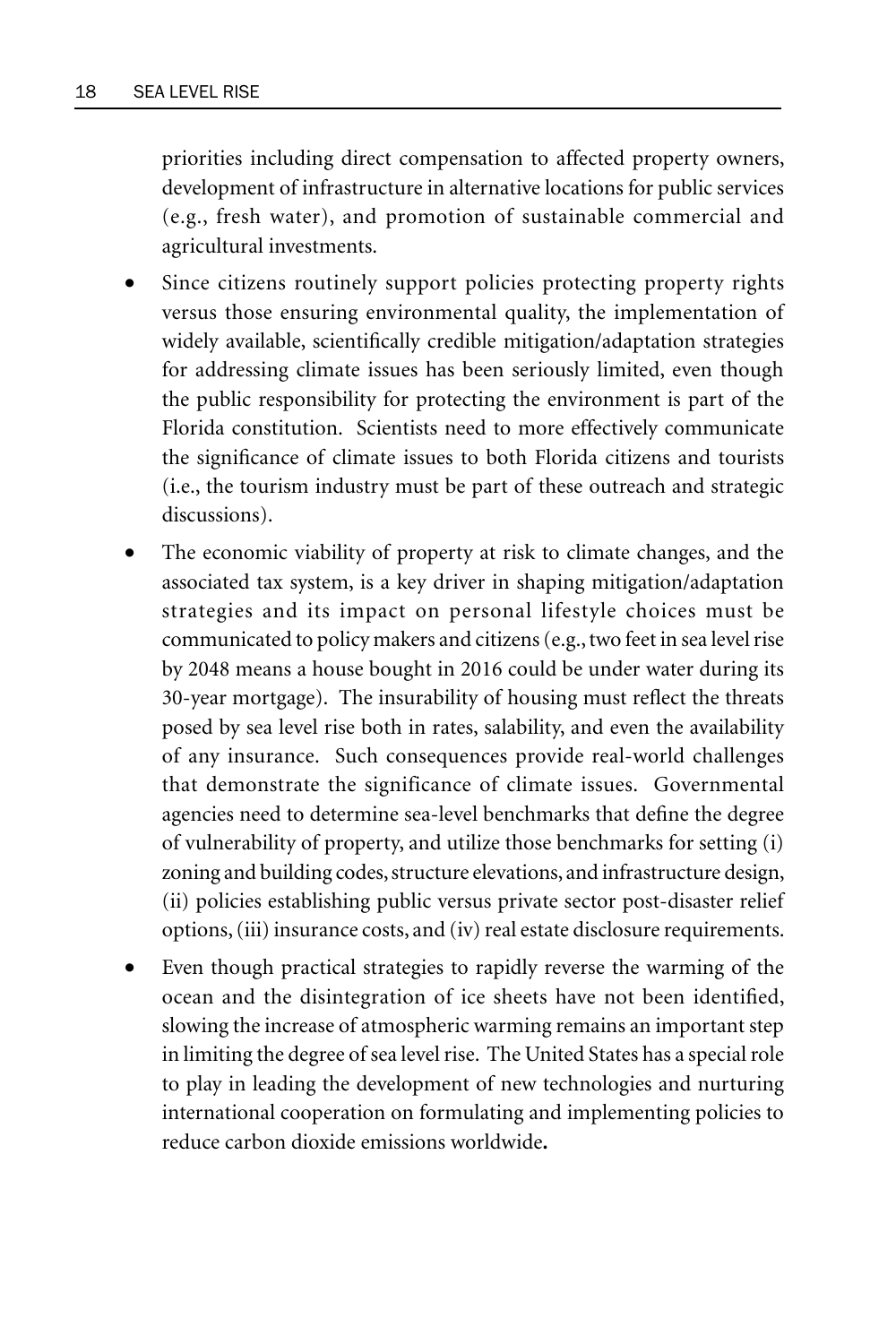priorities including direct compensation to affected property owners, development of infrastructure in alternative locations for public services (e.g., fresh water), and promotion of sustainable commercial and agricultural investments.

- Since citizens routinely support policies protecting property rights versus those ensuring environmental quality, the implementation of widely available, scientifically credible mitigation/adaptation strategies for addressing climate issues has been seriously limited, even though the public responsibility for protecting the environment is part of the Florida constitution. Scientists need to more effectively communicate the significance of climate issues to both Florida citizens and tourists (i.e., the tourism industry must be part of these outreach and strategic discussions).
- The economic viability of property at risk to climate changes, and the associated tax system, is a key driver in shaping mitigation/adaptation strategies and its impact on personal lifestyle choices must be communicated to policy makers and citizens (e.g., two feet in sea level rise by 2048 means a house bought in 2016 could be under water during its 30-year mortgage). The insurability of housing must reflect the threats posed by sea level rise both in rates, salability, and even the availability of any insurance. Such consequences provide real-world challenges that demonstrate the significance of climate issues. Governmental agencies need to determine sea-level benchmarks that define the degree of vulnerability of property, and utilize those benchmarks for setting (i) zoning and building codes, structure elevations, and infrastructure design, (ii) policies establishing public versus private sector post-disaster relief options, (iii) insurance costs, and (iv) real estate disclosure requirements.
- Even though practical strategies to rapidly reverse the warming of the ocean and the disintegration of ice sheets have not been identified, slowing the increase of atmospheric warming remains an important step in limiting the degree of sea level rise. The United States has a special role to play in leading the development of new technologies and nurturing international cooperation on formulating and implementing policies to reduce carbon dioxide emissions worldwide.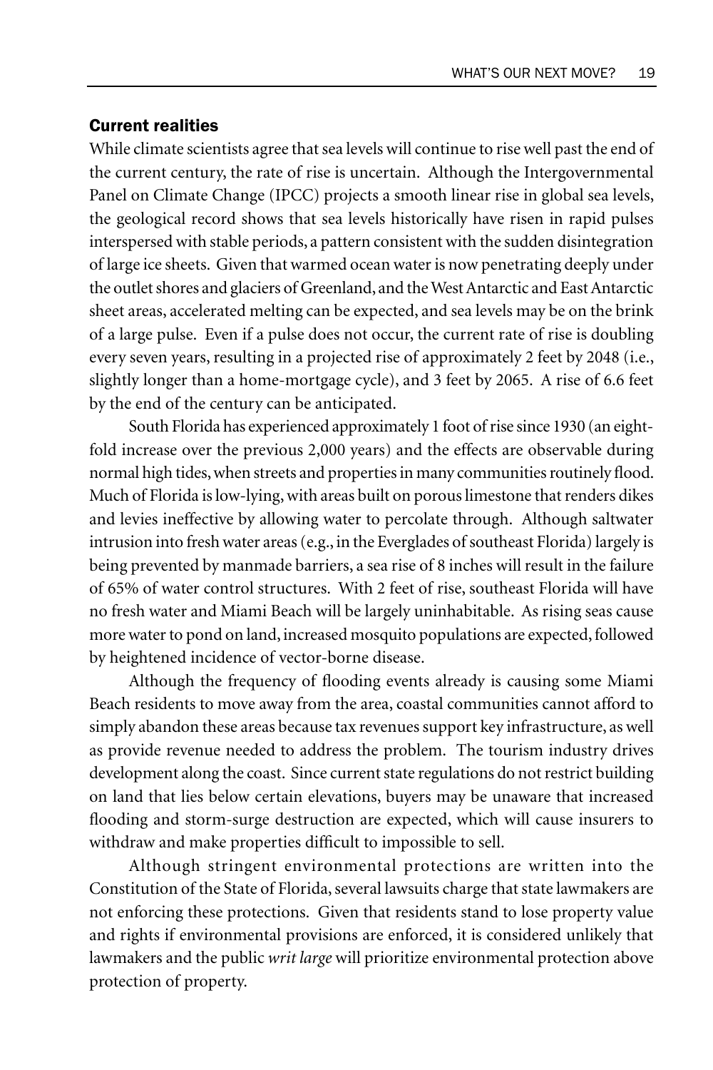## Current realities

While climate scientists agree that sea levels will continue to rise well past the end of the current century, the rate of rise is uncertain. Although the Intergovernmental Panel on Climate Change (IPCC) projects a smooth linear rise in global sea levels, the geological record shows that sea levels historically have risen in rapid pulses interspersed with stable periods, a pattern consistent with the sudden disintegration of large ice sheets. Given that warmed ocean water is now penetrating deeply under the outlet shores and glaciers of Greenland, and the West Antarctic and East Antarctic sheet areas, accelerated melting can be expected, and sea levels may be on the brink of a large pulse. Even if a pulse does not occur, the current rate of rise is doubling every seven years, resulting in a projected rise of approximately 2 feet by 2048 (i.e., slightly longer than a home-mortgage cycle), and 3 feet by 2065. A rise of 6.6 feet by the end of the century can be anticipated.

South Florida has experienced approximately 1 foot of rise since 1930 (an eight-fold increase over the previous 2,000 years) and the effects are observable during normal high tides, when streets and properties in many communities routinely flood. Much of Florida is low-lying, with areas built on porous limestone that renders dikes and levies ineffective by allowing water to percolate through. Although saltwater intrusion into fresh water areas (e.g., in the Everglades of southeast Florida) largely is being prevented by manmade barriers, a sea rise of 8 inches will result in the failure of 65% of water control structures. With 2 feet of rise, southeast Florida will have no fresh water and Miami Beach will be largely uninhabitable. As rising seas cause more water to pond on land, increased mosquito populations are expected, followed by heightened incidence of vector-borne disease.

Although the frequency of flooding events already is causing some Miami Beach residents to move away from the area, coastal communities cannot afford to simply abandon these areas because tax revenues support key infrastructure, as well as provide revenue needed to address the problem. The tourism industry drives development along the coast. Since current state regulations do not restrict building on land that lies below certain elevations, buyers may be unaware that increased flooding and storm-surge destruction are expected, which will cause insurers to withdraw and make properties difficult to impossible to sell.

Although stringent environmental protections are written into the Constitution of the State of Florida, several lawsuits charge that state lawmakers are not enforcing these protections. Given that residents stand to lose property value and rights if environmental provisions are enforced, it is considered unlikely that lawmakers and the public *writ large* will prioritize environmental protection above protection of property.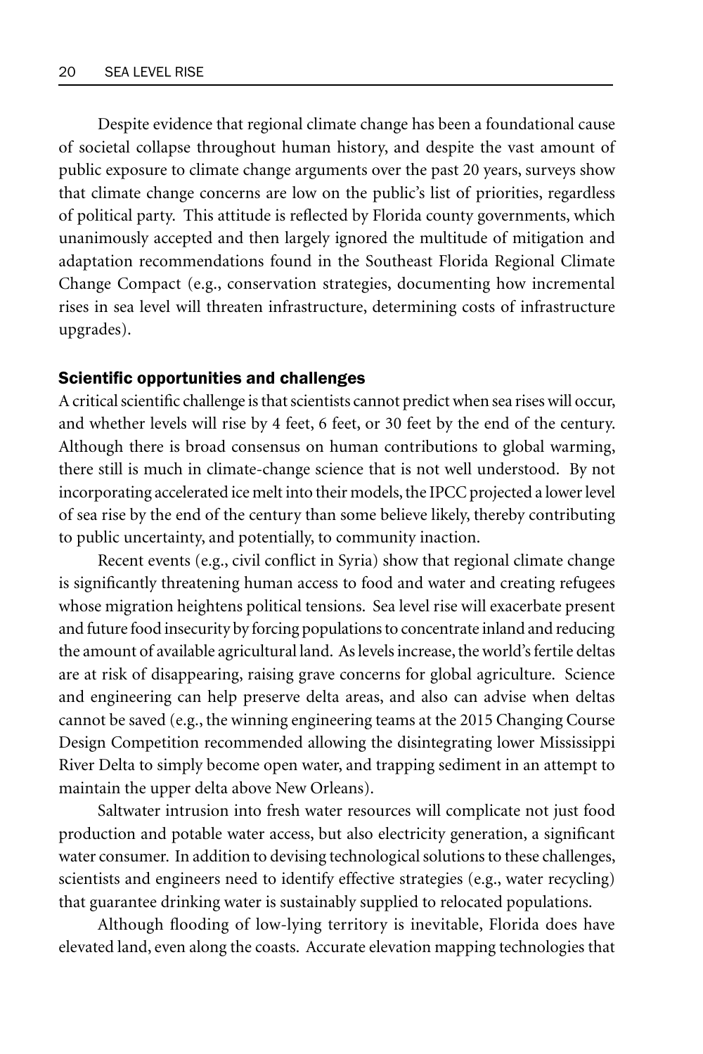Despite evidence that regional climate change has been a foundational cause of societal collapse throughout human history, and despite the vast amount of public exposure to climate change arguments over the past 20 years, surveys show that climate change concerns are low on the public's list of priorities, regardless of political party. This attitude is reflected by Florida county governments, which unanimously accepted and then largely ignored the multitude of mitigation and adaptation recommendations found in the Southeast Florida Regional Climate Change Compact (e.g., conservation strategies, documenting how incremental rises in sea level will threaten infrastructure, determining costs of infrastructure upgrades).

## Scientific opportunities and challenges

A critical scientific challenge is that scientists cannot predict when sea rises will occur, and whether levels will rise by 4 feet, 6 feet, or 30 feet by the end of the century. Although there is broad consensus on human contributions to global warming, there still is much in climate-change science that is not well understood. By not incorporating accelerated ice melt into their models, the IPCC projected a lower level of sea rise by the end of the century than some believe likely, thereby contributing to public uncertainty, and potentially, to community inaction.

Recent events (e.g., civil conflict in Syria) show that regional climate change is significantly threatening human access to food and water and creating refugees whose migration heightens political tensions. Sea level rise will exacerbate present and future food insecurity by forcing populations to concentrate inland and reducing the amount of available agricultural land. As levels increase, the world's fertile deltas are at risk of disappearing, raising grave concerns for global agriculture. Science and engineering can help preserve delta areas, and also can advise when deltas cannot be saved (e.g., the winning engineering teams at the 2015 Changing Course Design Competition recommended allowing the disintegrating lower Mississippi River Delta to simply become open water, and trapping sediment in an attempt to maintain the upper delta above New Orleans).

Saltwater intrusion into fresh water resources will complicate not just food production and potable water access, but also electricity generation, a significant water consumer. In addition to devising technological solutions to these challenges, scientists and engineers need to identify effective strategies (e.g., water recycling) that guarantee drinking water is sustainably supplied to relocated populations.

Although flooding of low-lying territory is inevitable, Florida does have elevated land, even along the coasts. Accurate elevation mapping technologies that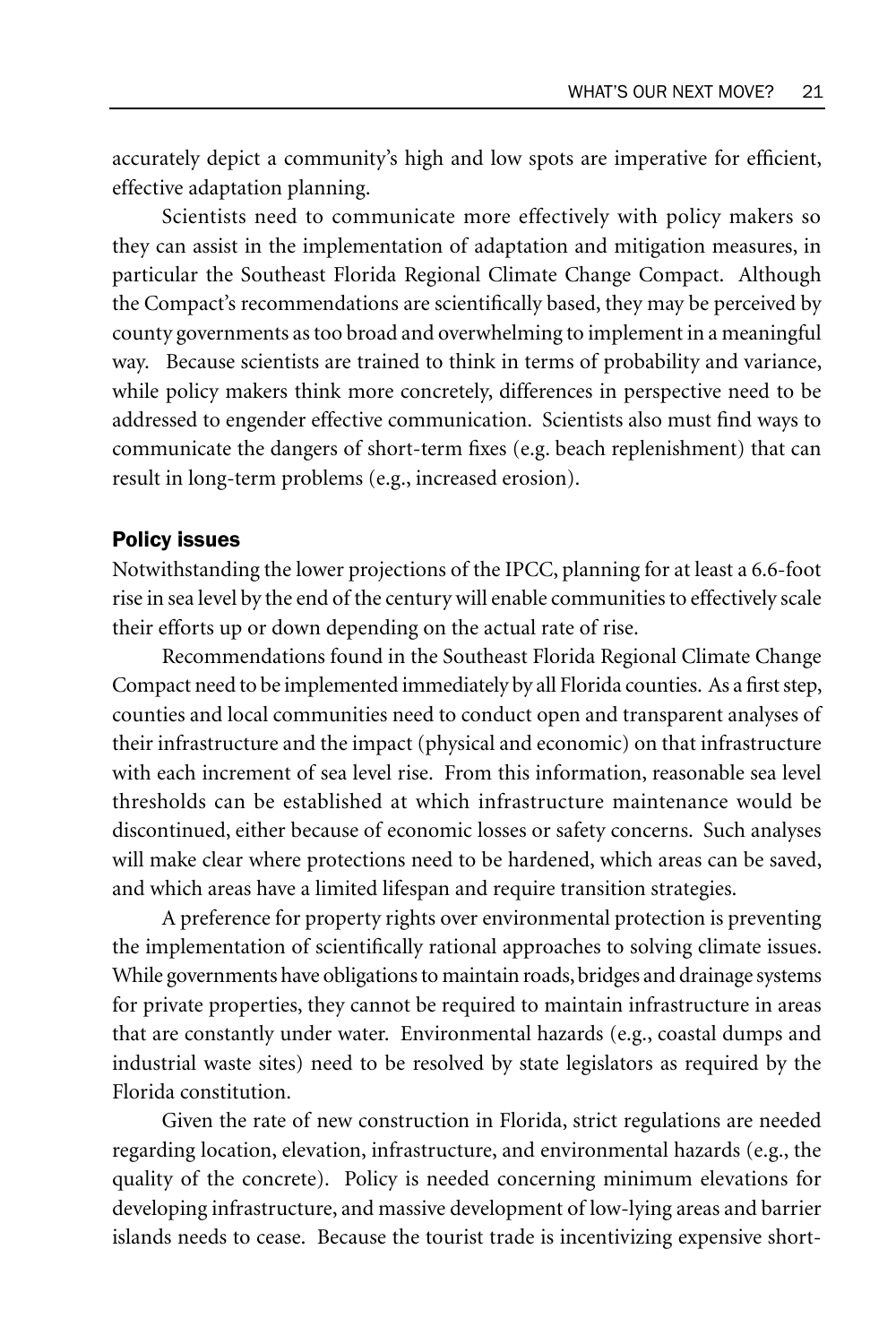accurately depict a community's high and low spots are imperative for efficient, effective adaptation planning.

Scientists need to communicate more effectively with policy makers so they can assist in the implementation of adaptation and mitigation measures, in particular the Southeast Florida Regional Climate Change Compact. Although the Compact's recommendations are scientifically based, they may be perceived by county governments as too broad and overwhelming to implement in a meaningful way. Because scientists are trained to think in terms of probability and variance, while policy makers think more concretely, differences in perspective need to be addressed to engender effective communication. Scientists also must find ways to communicate the dangers of short-term fixes (e.g. beach replenishment) that can result in long-term problems (e.g., increased erosion).

## Policy issues

Notwithstanding the lower projections of the IPCC, planning for at least a 6.6-foot rise in sea level by the end of the century will enable communities to effectively scale their efforts up or down depending on the actual rate of rise.

Recommendations found in the Southeast Florida Regional Climate Change Compact need to be implemented immediately by all Florida counties. As a first step, counties and local communities need to conduct open and transparent analyses of their infrastructure and the impact (physical and economic) on that infrastructure with each increment of sea level rise. From this information, reasonable sea level thresholds can be established at which infrastructure maintenance would be discontinued, either because of economic losses or safety concerns. Such analyses will make clear where protections need to be hardened, which areas can be saved, and which areas have a limited lifespan and require transition strategies.

A preference for property rights over environmental protection is preventing the implementation of scientifically rational approaches to solving climate issues. While governments have obligations to maintain roads, bridges and drainage systems for private properties, they cannot be required to maintain infrastructure in areas that are constantly under water. Environmental hazards (e.g., coastal dumps and industrial waste sites) need to be resolved by state legislators as required by the Florida constitution.

Given the rate of new construction in Florida, strict regulations are needed regarding location, elevation, infrastructure, and environmental hazards (e.g., the quality of the concrete). Policy is needed concerning minimum elevations for developing infrastructure, and massive development of low-lying areas and barrier islands needs to cease. Because the tourist trade is incentivizing expensive short-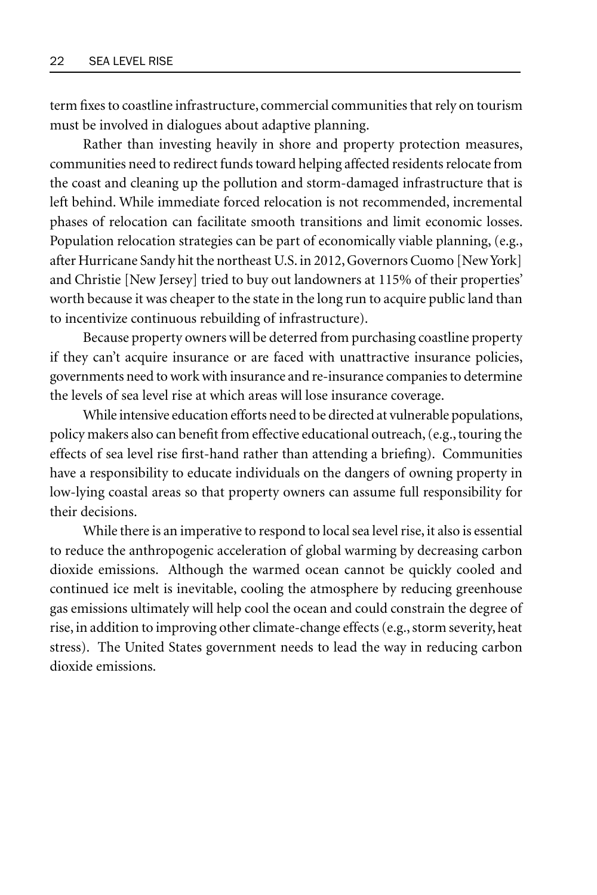term fixes to coastline infrastructure, commercial communities that rely on tourism must be involved in dialogues about adaptive planning.

Rather than investing heavily in shore and property protection measures, communities need to redirect funds toward helping affected residents relocate from the coast and cleaning up the pollution and storm-damaged infrastructure that is left behind. While immediate forced relocation is not recommended, incremental phases of relocation can facilitate smooth transitions and limit economic losses. Population relocation strategies can be part of economically viable planning, (e.g., after Hurricane Sandy hit the northeast U.S. in 2012, Governors Cuomo [New York] and Christie [New Jersey] tried to buy out landowners at 115% of their properties' worth because it was cheaper to the state in the long run to acquire public land than to incentivize continuous rebuilding of infrastructure).

Because property owners will be deterred from purchasing coastline property if they can't acquire insurance or are faced with unattractive insurance policies, governments need to work with insurance and re-insurance companies to determine the levels of sea level rise at which areas will lose insurance coverage.

While intensive education efforts need to be directed at vulnerable populations, policy makers also can benefit from effective educational outreach, (e.g., touring the effects of sea level rise first-hand rather than attending a briefing). Communities have a responsibility to educate individuals on the dangers of owning property in low-lying coastal areas so that property owners can assume full responsibility for their decisions.

While there is an imperative to respond to local sea level rise, it also is essential to reduce the anthropogenic acceleration of global warming by decreasing carbon dioxide emissions. Although the warmed ocean cannot be quickly cooled and continued ice melt is inevitable, cooling the atmosphere by reducing greenhouse gas emissions ultimately will help cool the ocean and could constrain the degree of rise, in addition to improving other climate-change effects (e.g., storm severity, heat stress). The United States government needs to lead the way in reducing carbon dioxide emissions.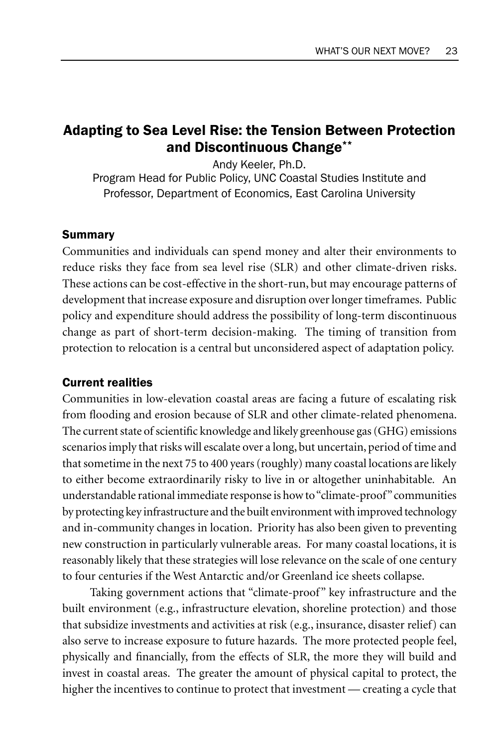## Adapting to Sea Level Rise: the Tension Between Protection and Discontinuous Change**

Andy Keeler, Ph.D.
Program Head for Public Policy, UNC Coastal Studies Institute and
Professor, Department of Economics, East Carolina University

### Summary

Communities and individuals can spend money and alter their environments to reduce risks they face from sea level rise (SLR) and other climate-driven risks. These actions can be cost-effective in the short-run, but may encourage patterns of development that increase exposure and disruption over longer timeframes. Public policy and expenditure should address the possibility of long-term discontinuous change as part of short-term decision-making. The timing of transition from protection to relocation is a central but unconsidered aspect of adaptation policy.

### Current realities

Communities in low-elevation coastal areas are facing a future of escalating risk from flooding and erosion because of SLR and other climate-related phenomena. The current state of scientific knowledge and likely greenhouse gas (GHG) emissions scenarios imply that risks will escalate over a long, but uncertain, period of time and that sometime in the next 75 to 400 years (roughly) many coastal locations are likely to either become extraordinarily risky to live in or altogether uninhabitable. An understandable rational immediate response is how to "climate-proof" communities by protecting key infrastructure and the built environment with improved technology and in-community changes in location. Priority has also been given to preventing new construction in particularly vulnerable areas. For many coastal locations, it is reasonably likely that these strategies will lose relevance on the scale of one century to four centuries if the West Antarctic and/or Greenland ice sheets collapse.

Taking government actions that "climate-proof" key infrastructure and the built environment (e.g., infrastructure elevation, shoreline protection) and those that subsidize investments and activities at risk (e.g., insurance, disaster relief) can also serve to increase exposure to future hazards. The more protected people feel, physically and financially, from the effects of SLR, the more they will build and invest in coastal areas. The greater the amount of physical capital to protect, the higher the incentives to continue to protect that investment — creating a cycle that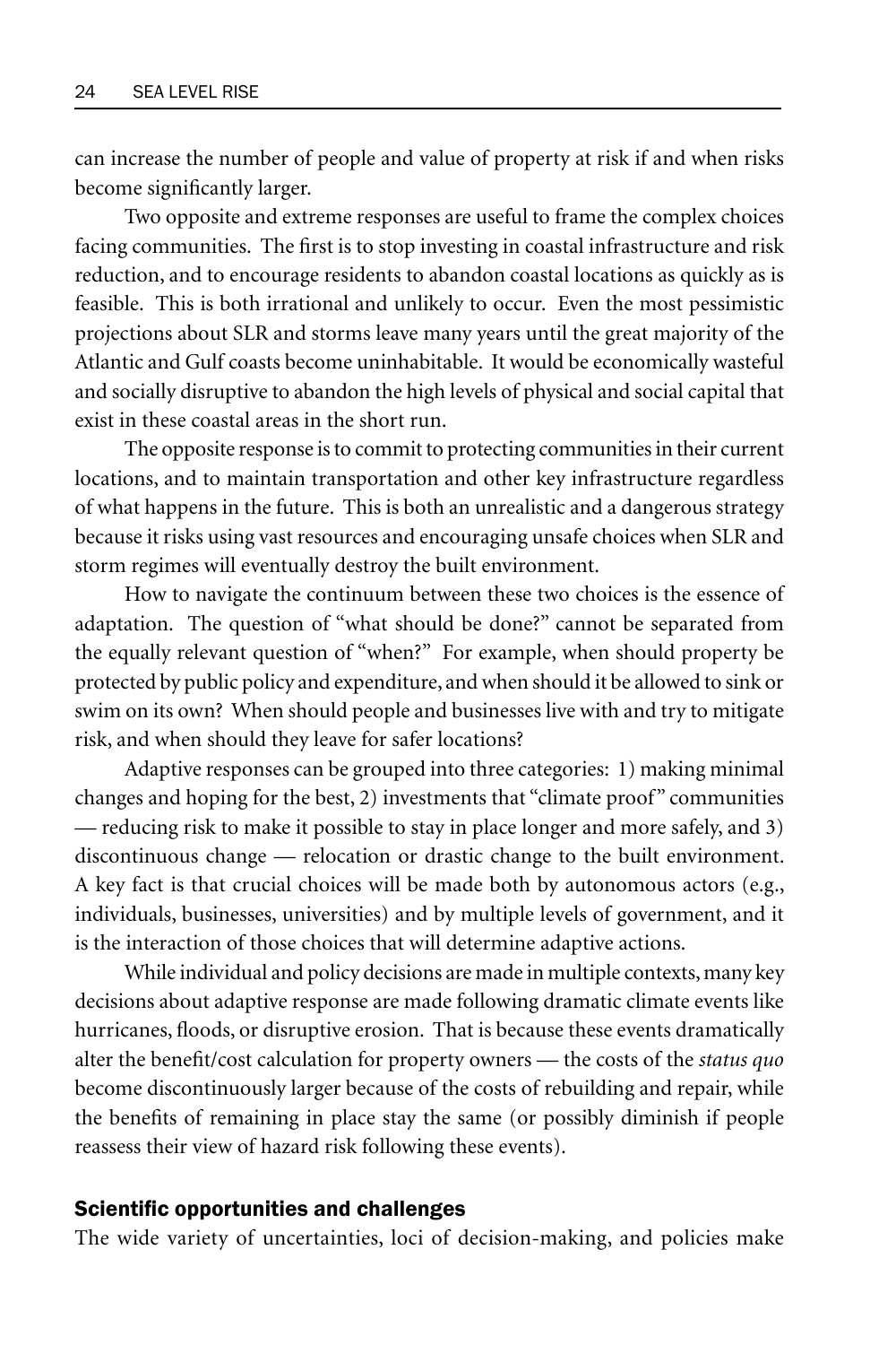can increase the number of people and value of property at risk if and when risks become significantly larger.

Two opposite and extreme responses are useful to frame the complex choices facing communities. The first is to stop investing in coastal infrastructure and risk reduction, and to encourage residents to abandon coastal locations as quickly as is feasible. This is both irrational and unlikely to occur. Even the most pessimistic projections about SLR and storms leave many years until the great majority of the Atlantic and Gulf coasts become uninhabitable. It would be economically wasteful and socially disruptive to abandon the high levels of physical and social capital that exist in these coastal areas in the short run.

The opposite response is to commit to protecting communities in their current locations, and to maintain transportation and other key infrastructure regardless of what happens in the future. This is both an unrealistic and a dangerous strategy because it risks using vast resources and encouraging unsafe choices when SLR and storm regimes will eventually destroy the built environment.

How to navigate the continuum between these two choices is the essence of adaptation. The question of "what should be done?" cannot be separated from the equally relevant question of "when?" For example, when should property be protected by public policy and expenditure, and when should it be allowed to sink or swim on its own? When should people and businesses live with and try to mitigate risk, and when should they leave for safer locations?

Adaptive responses can be grouped into three categories: 1) making minimal changes and hoping for the best, 2) investments that "climate proof" communities — reducing risk to make it possible to stay in place longer and more safely, and 3) discontinuous change — relocation or drastic change to the built environment. A key fact is that crucial choices will be made both by autonomous actors (e.g., individuals, businesses, universities) and by multiple levels of government, and it is the interaction of those choices that will determine adaptive actions.

While individual and policy decisions are made in multiple contexts, many key decisions about adaptive response are made following dramatic climate events like hurricanes, floods, or disruptive erosion. That is because these events dramatically alter the benefit/cost calculation for property owners — the costs of the *status quo* become discontinuously larger because of the costs of rebuilding and repair, while the benefits of remaining in place stay the same (or possibly diminish if people reassess their view of hazard risk following these events).

### Scientific opportunities and challenges

The wide variety of uncertainties, loci of decision-making, and policies make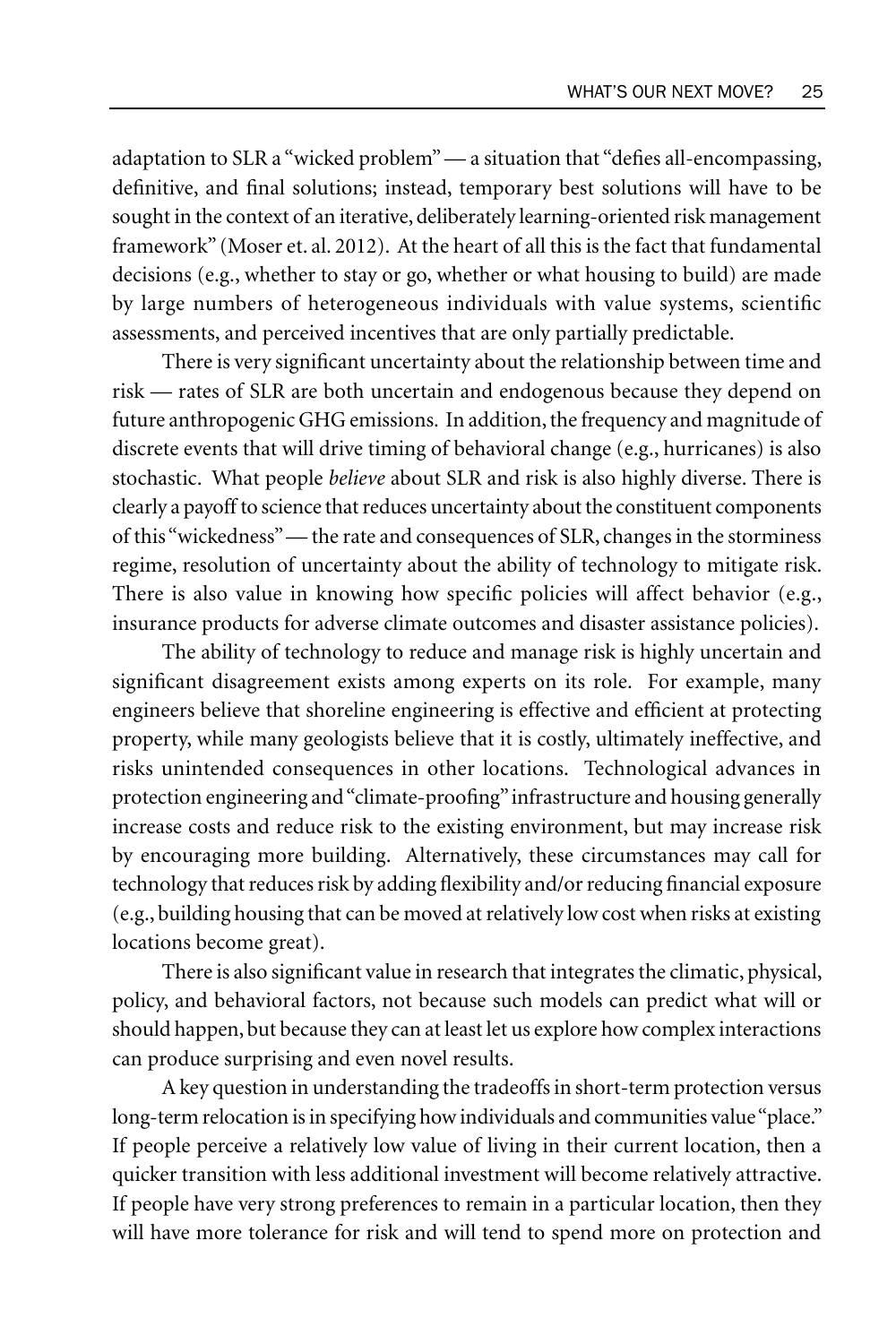adaptation to SLR a "wicked problem" — a situation that "defies all-encompassing, definitive, and final solutions; instead, temporary best solutions will have to be sought in the context of an iterative, deliberately learning-oriented risk management framework" (Moser et. al. 2012). At the heart of all this is the fact that fundamental decisions (e.g., whether to stay or go, whether or what housing to build) are made by large numbers of heterogeneous individuals with value systems, scientific assessments, and perceived incentives that are only partially predictable.

There is very significant uncertainty about the relationship between time and risk — rates of SLR are both uncertain and endogenous because they depend on future anthropogenic GHG emissions. In addition, the frequency and magnitude of discrete events that will drive timing of behavioral change (e.g., hurricanes) is also stochastic. What people *believe* about SLR and risk is also highly diverse. There is clearly a payoff to science that reduces uncertainty about the constituent components of this "wickedness" — the rate and consequences of SLR, changes in the storminess regime, resolution of uncertainty about the ability of technology to mitigate risk. There is also value in knowing how specific policies will affect behavior (e.g., insurance products for adverse climate outcomes and disaster assistance policies).

The ability of technology to reduce and manage risk is highly uncertain and significant disagreement exists among experts on its role. For example, many engineers believe that shoreline engineering is effective and efficient at protecting property, while many geologists believe that it is costly, ultimately ineffective, and risks unintended consequences in other locations. Technological advances in protection engineering and "climate-proofing" infrastructure and housing generally increase costs and reduce risk to the existing environment, but may increase risk by encouraging more building. Alternatively, these circumstances may call for technology that reduces risk by adding flexibility and/or reducing financial exposure (e.g., building housing that can be moved at relatively low cost when risks at existing locations become great).

There is also significant value in research that integrates the climatic, physical, policy, and behavioral factors, not because such models can predict what will or should happen, but because they can at least let us explore how complex interactions can produce surprising and even novel results.

A key question in understanding the tradeoffs in short-term protection versus long-term relocation is in specifying how individuals and communities value "place." If people perceive a relatively low value of living in their current location, then a quicker transition with less additional investment will become relatively attractive. If people have very strong preferences to remain in a particular location, then they will have more tolerance for risk and will tend to spend more on protection and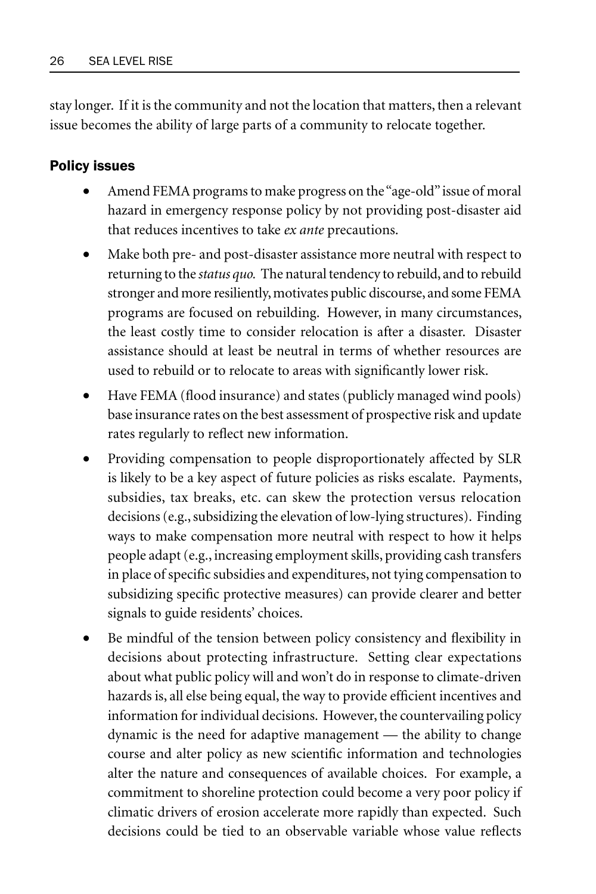stay longer. If it is the community and not the location that matters, then a relevant issue becomes the ability of large parts of a community to relocate together.

### Policy issues

- Amend FEMA programs to make progress on the "age-old" issue of moral hazard in emergency response policy by not providing post-disaster aid that reduces incentives to take *ex ante* precautions.
- Make both pre- and post-disaster assistance more neutral with respect to returning to the *status quo.* The natural tendency to rebuild, and to rebuild stronger and more resiliently, motivates public discourse, and some FEMA programs are focused on rebuilding. However, in many circumstances, the least costly time to consider relocation is after a disaster. Disaster assistance should at least be neutral in terms of whether resources are used to rebuild or to relocate to areas with significantly lower risk.
- Have FEMA (flood insurance) and states (publicly managed wind pools) base insurance rates on the best assessment of prospective risk and update rates regularly to reflect new information.
- Providing compensation to people disproportionately affected by SLR is likely to be a key aspect of future policies as risks escalate. Payments, subsidies, tax breaks, etc. can skew the protection versus relocation decisions (e.g., subsidizing the elevation of low-lying structures). Finding ways to make compensation more neutral with respect to how it helps people adapt (e.g., increasing employment skills, providing cash transfers in place of specific subsidies and expenditures, not tying compensation to subsidizing specific protective measures) can provide clearer and better signals to guide residents' choices.
- Be mindful of the tension between policy consistency and flexibility in decisions about protecting infrastructure. Setting clear expectations about what public policy will and won't do in response to climate-driven hazards is, all else being equal, the way to provide efficient incentives and information for individual decisions. However, the countervailing policy dynamic is the need for adaptive management — the ability to change course and alter policy as new scientific information and technologies alter the nature and consequences of available choices. For example, a commitment to shoreline protection could become a very poor policy if climatic drivers of erosion accelerate more rapidly than expected. Such decisions could be tied to an observable variable whose value reflects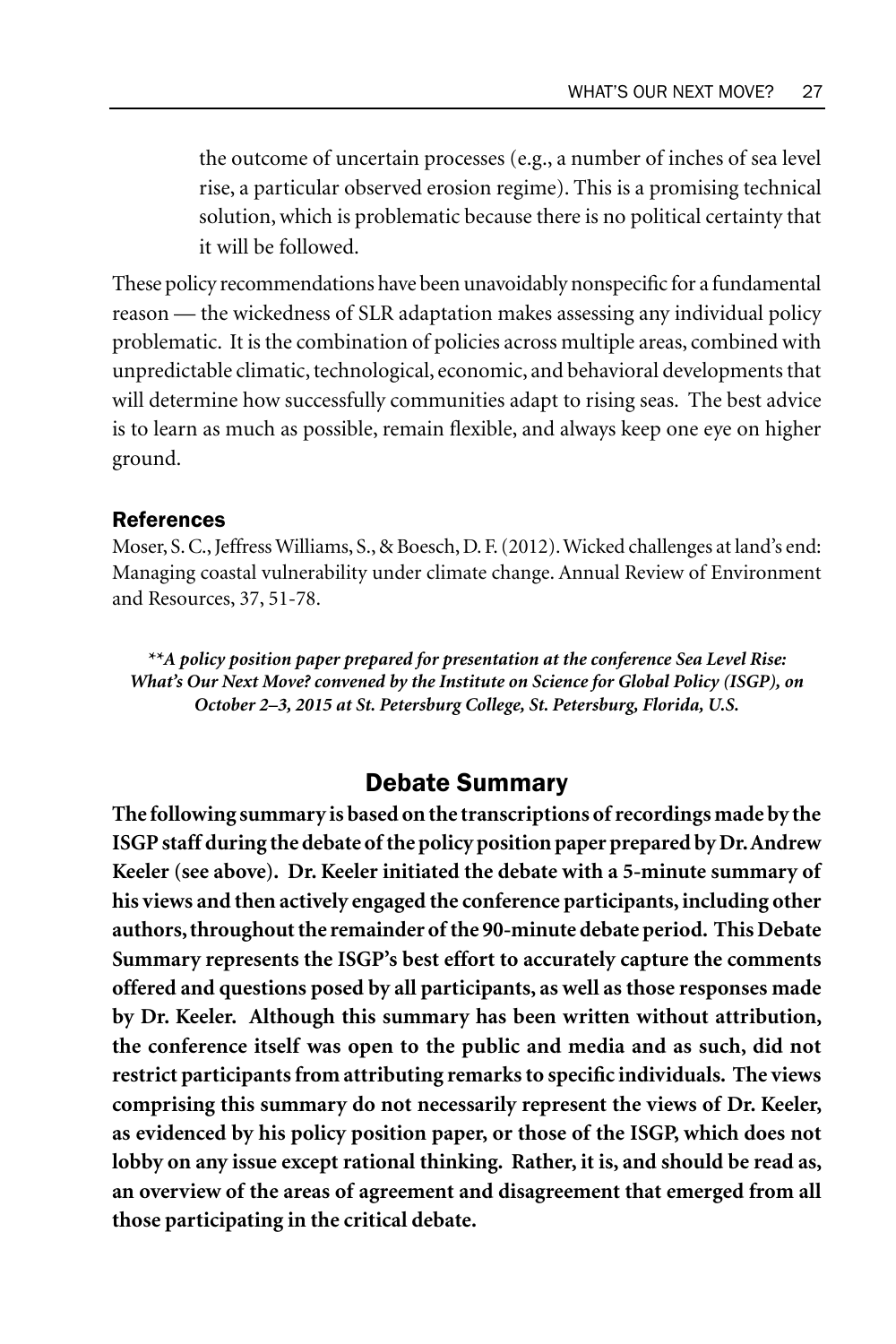the outcome of uncertain processes (e.g., a number of inches of sea level rise, a particular observed erosion regime). This is a promising technical solution, which is problematic because there is no political certainty that it will be followed.

These policy recommendations have been unavoidably nonspecific for a fundamental reason — the wickedness of SLR adaptation makes assessing any individual policy problematic. It is the combination of policies across multiple areas, combined with unpredictable climatic, technological, economic, and behavioral developments that will determine how successfully communities adapt to rising seas. The best advice is to learn as much as possible, remain flexible, and always keep one eye on higher ground.

### References

Moser, S. C., Jeffress Williams, S., & Boesch, D. F. (2012). Wicked challenges at land's end: Managing coastal vulnerability under climate change. Annual Review of Environment and Resources, 37, 51-78.

***\*\*A policy position paper prepared for presentation at the conference Sea Level Rise: What's Our Next Move? convened by the Institute on Science for Global Policy (ISGP), on October 2–3, 2015 at St. Petersburg College, St. Petersburg, Florida, U.S.***

## Debate Summary

**The following summary is based on the transcriptions of recordings made by the ISGP staff during the debate of the policy position paper prepared by Dr. Andrew Keeler (see above). Dr. Keeler initiated the debate with a 5-minute summary of his views and then actively engaged the conference participants, including other authors, throughout the remainder of the 90-minute debate period. This Debate Summary represents the ISGP's best effort to accurately capture the comments offered and questions posed by all participants, as well as those responses made by Dr. Keeler. Although this summary has been written without attribution, the conference itself was open to the public and media and as such, did not restrict participants from attributing remarks to specific individuals. The views comprising this summary do not necessarily represent the views of Dr. Keeler, as evidenced by his policy position paper, or those of the ISGP, which does not lobby on any issue except rational thinking. Rather, it is, and should be read as, an overview of the areas of agreement and disagreement that emerged from all those participating in the critical debate.**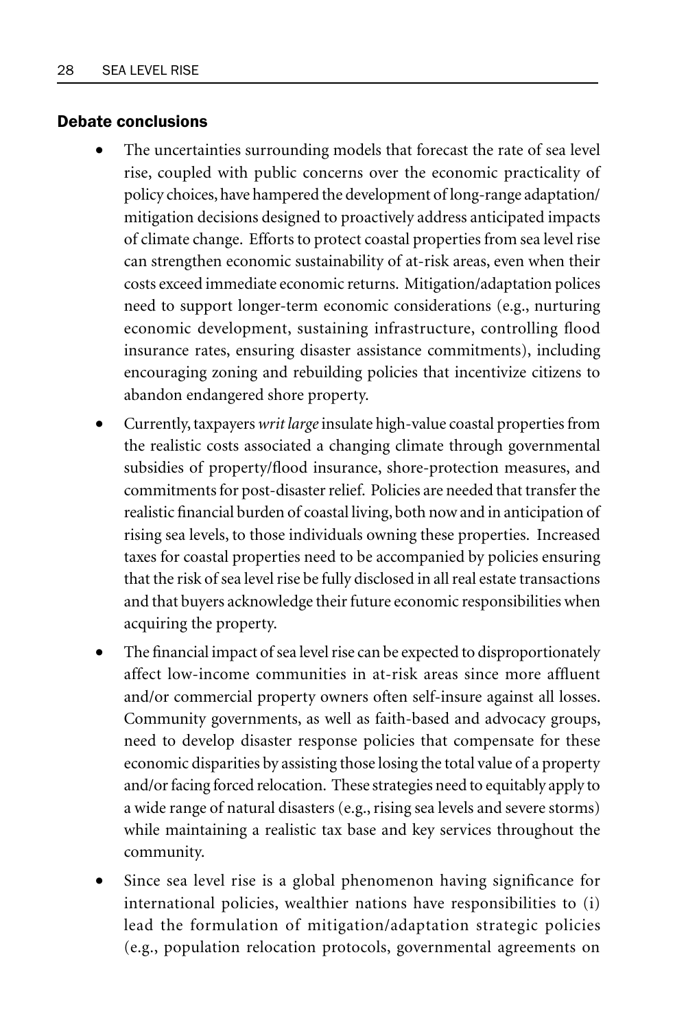### Debate conclusions

- The uncertainties surrounding models that forecast the rate of sea level rise, coupled with public concerns over the economic practicality of policy choices, have hampered the development of long-range adaptation/mitigation decisions designed to proactively address anticipated impacts of climate change. Efforts to protect coastal properties from sea level rise can strengthen economic sustainability of at-risk areas, even when their costs exceed immediate economic returns. Mitigation/adaptation polices need to support longer-term economic considerations (e.g., nurturing economic development, sustaining infrastructure, controlling flood insurance rates, ensuring disaster assistance commitments), including encouraging zoning and rebuilding policies that incentivize citizens to abandon endangered shore property.
- Currently, taxpayers *writ large* insulate high-value coastal properties from the realistic costs associated a changing climate through governmental subsidies of property/flood insurance, shore-protection measures, and commitments for post-disaster relief. Policies are needed that transfer the realistic financial burden of coastal living, both now and in anticipation of rising sea levels, to those individuals owning these properties. Increased taxes for coastal properties need to be accompanied by policies ensuring that the risk of sea level rise be fully disclosed in all real estate transactions and that buyers acknowledge their future economic responsibilities when acquiring the property.
- The financial impact of sea level rise can be expected to disproportionately affect low-income communities in at-risk areas since more affluent and/or commercial property owners often self-insure against all losses. Community governments, as well as faith-based and advocacy groups, need to develop disaster response policies that compensate for these economic disparities by assisting those losing the total value of a property and/or facing forced relocation. These strategies need to equitably apply to a wide range of natural disasters (e.g., rising sea levels and severe storms) while maintaining a realistic tax base and key services throughout the community.
- Since sea level rise is a global phenomenon having significance for international policies, wealthier nations have responsibilities to (i) lead the formulation of mitigation/adaptation strategic policies (e.g., population relocation protocols, governmental agreements on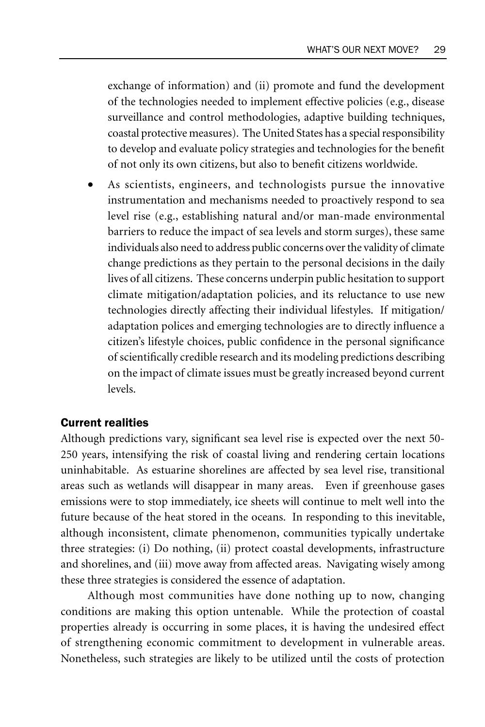exchange of information) and (ii) promote and fund the development of the technologies needed to implement effective policies (e.g., disease surveillance and control methodologies, adaptive building techniques, coastal protective measures). The United States has a special responsibility to develop and evaluate policy strategies and technologies for the benefit of not only its own citizens, but also to benefit citizens worldwide.

- As scientists, engineers, and technologists pursue the innovative instrumentation and mechanisms needed to proactively respond to sea level rise (e.g., establishing natural and/or man-made environmental barriers to reduce the impact of sea levels and storm surges), these same individuals also need to address public concerns over the validity of climate change predictions as they pertain to the personal decisions in the daily lives of all citizens. These concerns underpin public hesitation to support climate mitigation/adaptation policies, and its reluctance to use new technologies directly affecting their individual lifestyles. If mitigation/adaptation polices and emerging technologies are to directly influence a citizen's lifestyle choices, public confidence in the personal significance of scientifically credible research and its modeling predictions describing on the impact of climate issues must be greatly increased beyond current levels.

### Current realities

Although predictions vary, significant sea level rise is expected over the next 50-250 years, intensifying the risk of coastal living and rendering certain locations uninhabitable. As estuarine shorelines are affected by sea level rise, transitional areas such as wetlands will disappear in many areas. Even if greenhouse gases emissions were to stop immediately, ice sheets will continue to melt well into the future because of the heat stored in the oceans. In responding to this inevitable, although inconsistent, climate phenomenon, communities typically undertake three strategies: (i) Do nothing, (ii) protect coastal developments, infrastructure and shorelines, and (iii) move away from affected areas. Navigating wisely among these three strategies is considered the essence of adaptation.

Although most communities have done nothing up to now, changing conditions are making this option untenable. While the protection of coastal properties already is occurring in some places, it is having the undesired effect of strengthening economic commitment to development in vulnerable areas. Nonetheless, such strategies are likely to be utilized until the costs of protection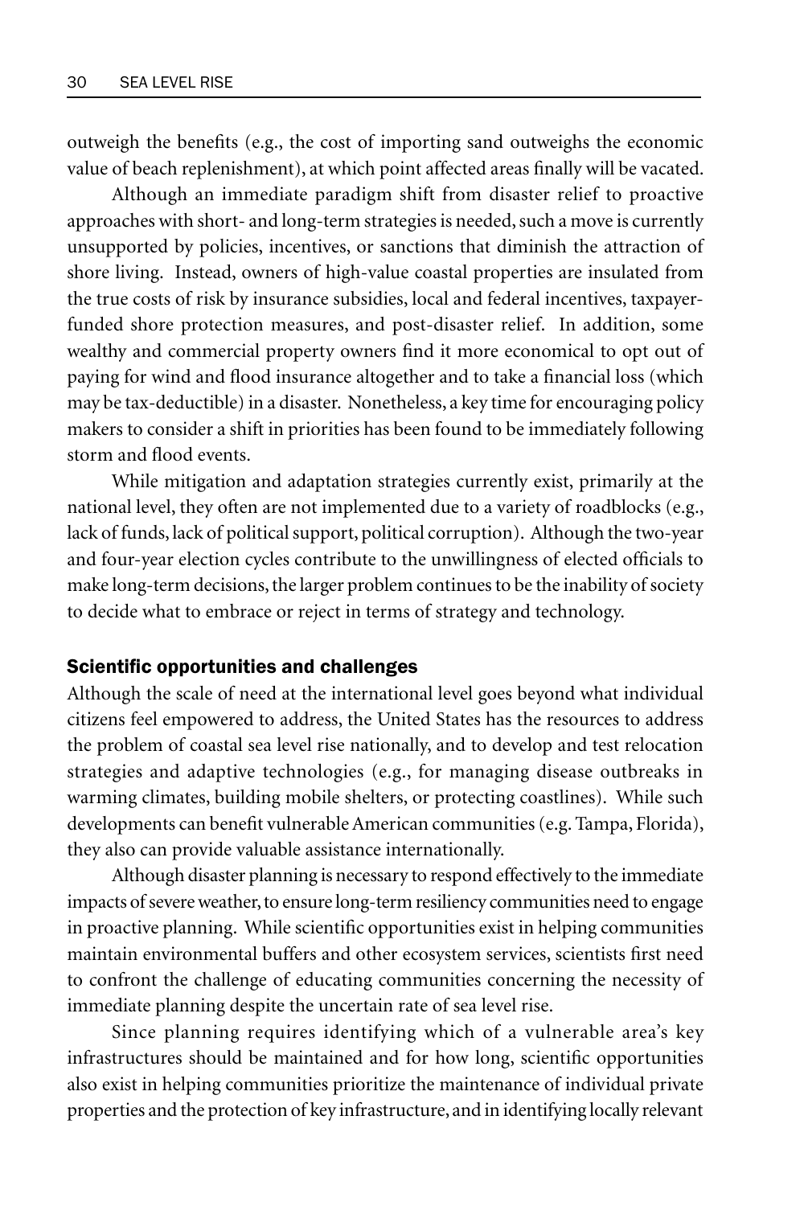outweigh the benefits (e.g., the cost of importing sand outweighs the economic value of beach replenishment), at which point affected areas finally will be vacated.

Although an immediate paradigm shift from disaster relief to proactive approaches with short- and long-term strategies is needed, such a move is currently unsupported by policies, incentives, or sanctions that diminish the attraction of shore living. Instead, owners of high-value coastal properties are insulated from the true costs of risk by insurance subsidies, local and federal incentives, taxpayer-funded shore protection measures, and post-disaster relief. In addition, some wealthy and commercial property owners find it more economical to opt out of paying for wind and flood insurance altogether and to take a financial loss (which may be tax-deductible) in a disaster. Nonetheless, a key time for encouraging policy makers to consider a shift in priorities has been found to be immediately following storm and flood events.

While mitigation and adaptation strategies currently exist, primarily at the national level, they often are not implemented due to a variety of roadblocks (e.g., lack of funds, lack of political support, political corruption). Although the two-year and four-year election cycles contribute to the unwillingness of elected officials to make long-term decisions, the larger problem continues to be the inability of society to decide what to embrace or reject in terms of strategy and technology.

### Scientific opportunities and challenges

Although the scale of need at the international level goes beyond what individual citizens feel empowered to address, the United States has the resources to address the problem of coastal sea level rise nationally, and to develop and test relocation strategies and adaptive technologies (e.g., for managing disease outbreaks in warming climates, building mobile shelters, or protecting coastlines). While such developments can benefit vulnerable American communities (e.g. Tampa, Florida), they also can provide valuable assistance internationally.

Although disaster planning is necessary to respond effectively to the immediate impacts of severe weather, to ensure long-term resiliency communities need to engage in proactive planning. While scientific opportunities exist in helping communities maintain environmental buffers and other ecosystem services, scientists first need to confront the challenge of educating communities concerning the necessity of immediate planning despite the uncertain rate of sea level rise.

Since planning requires identifying which of a vulnerable area's key infrastructures should be maintained and for how long, scientific opportunities also exist in helping communities prioritize the maintenance of individual private properties and the protection of key infrastructure, and in identifying locally relevant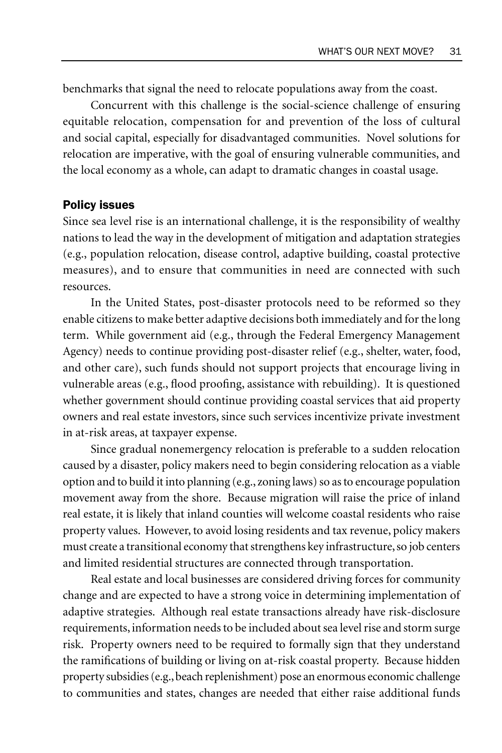benchmarks that signal the need to relocate populations away from the coast.

Concurrent with this challenge is the social-science challenge of ensuring equitable relocation, compensation for and prevention of the loss of cultural and social capital, especially for disadvantaged communities. Novel solutions for relocation are imperative, with the goal of ensuring vulnerable communities, and the local economy as a whole, can adapt to dramatic changes in coastal usage.

### Policy issues

Since sea level rise is an international challenge, it is the responsibility of wealthy nations to lead the way in the development of mitigation and adaptation strategies (e.g., population relocation, disease control, adaptive building, coastal protective measures), and to ensure that communities in need are connected with such resources.

In the United States, post-disaster protocols need to be reformed so they enable citizens to make better adaptive decisions both immediately and for the long term. While government aid (e.g., through the Federal Emergency Management Agency) needs to continue providing post-disaster relief (e.g., shelter, water, food, and other care), such funds should not support projects that encourage living in vulnerable areas (e.g., flood proofing, assistance with rebuilding). It is questioned whether government should continue providing coastal services that aid property owners and real estate investors, since such services incentivize private investment in at-risk areas, at taxpayer expense.

Since gradual nonemergency relocation is preferable to a sudden relocation caused by a disaster, policy makers need to begin considering relocation as a viable option and to build it into planning (e.g., zoning laws) so as to encourage population movement away from the shore. Because migration will raise the price of inland real estate, it is likely that inland counties will welcome coastal residents who raise property values. However, to avoid losing residents and tax revenue, policy makers must create a transitional economy that strengthens key infrastructure, so job centers and limited residential structures are connected through transportation.

Real estate and local businesses are considered driving forces for community change and are expected to have a strong voice in determining implementation of adaptive strategies. Although real estate transactions already have risk-disclosure requirements, information needs to be included about sea level rise and storm surge risk. Property owners need to be required to formally sign that they understand the ramifications of building or living on at-risk coastal property. Because hidden property subsidies (e.g., beach replenishment) pose an enormous economic challenge to communities and states, changes are needed that either raise additional funds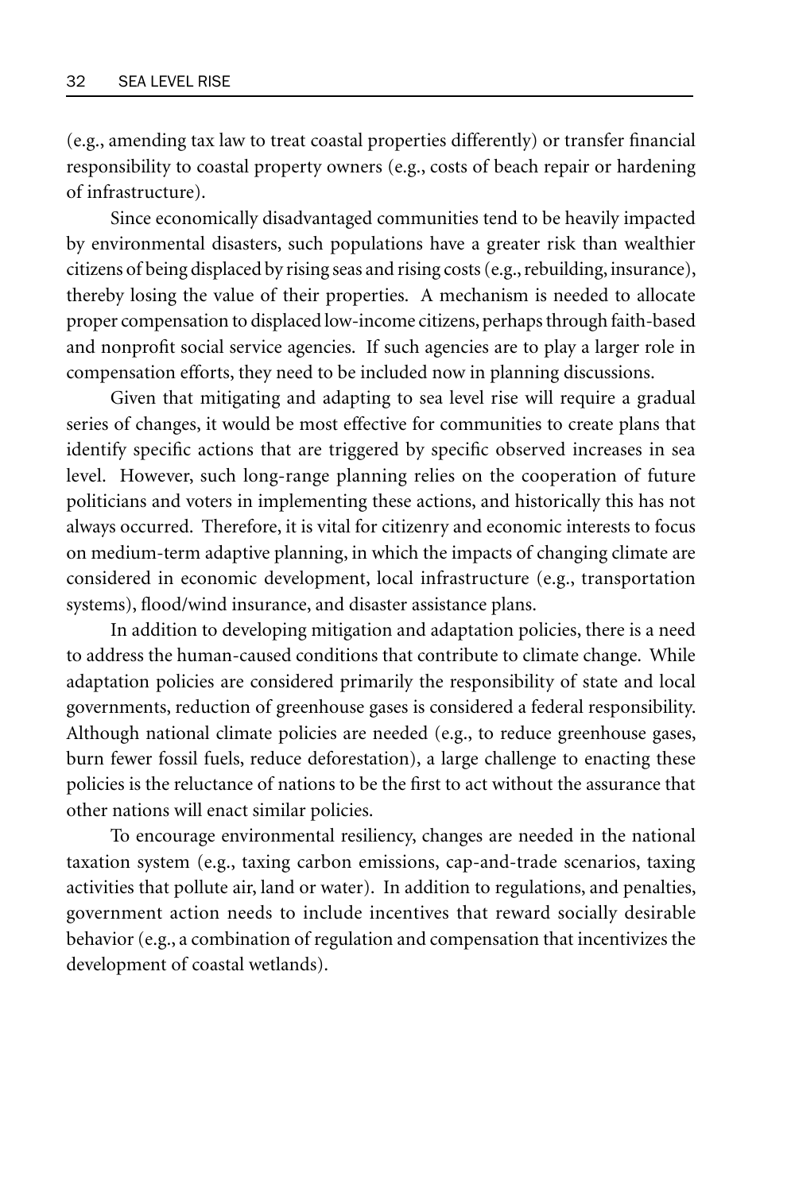(e.g., amending tax law to treat coastal properties differently) or transfer financial responsibility to coastal property owners (e.g., costs of beach repair or hardening of infrastructure).

Since economically disadvantaged communities tend to be heavily impacted by environmental disasters, such populations have a greater risk than wealthier citizens of being displaced by rising seas and rising costs (e.g., rebuilding, insurance), thereby losing the value of their properties. A mechanism is needed to allocate proper compensation to displaced low-income citizens, perhaps through faith-based and nonprofit social service agencies. If such agencies are to play a larger role in compensation efforts, they need to be included now in planning discussions.

Given that mitigating and adapting to sea level rise will require a gradual series of changes, it would be most effective for communities to create plans that identify specific actions that are triggered by specific observed increases in sea level. However, such long-range planning relies on the cooperation of future politicians and voters in implementing these actions, and historically this has not always occurred. Therefore, it is vital for citizenry and economic interests to focus on medium-term adaptive planning, in which the impacts of changing climate are considered in economic development, local infrastructure (e.g., transportation systems), flood/wind insurance, and disaster assistance plans.

In addition to developing mitigation and adaptation policies, there is a need to address the human-caused conditions that contribute to climate change. While adaptation policies are considered primarily the responsibility of state and local governments, reduction of greenhouse gases is considered a federal responsibility. Although national climate policies are needed (e.g., to reduce greenhouse gases, burn fewer fossil fuels, reduce deforestation), a large challenge to enacting these policies is the reluctance of nations to be the first to act without the assurance that other nations will enact similar policies.

To encourage environmental resiliency, changes are needed in the national taxation system (e.g., taxing carbon emissions, cap-and-trade scenarios, taxing activities that pollute air, land or water). In addition to regulations, and penalties, government action needs to include incentives that reward socially desirable behavior (e.g., a combination of regulation and compensation that incentivizes the development of coastal wetlands).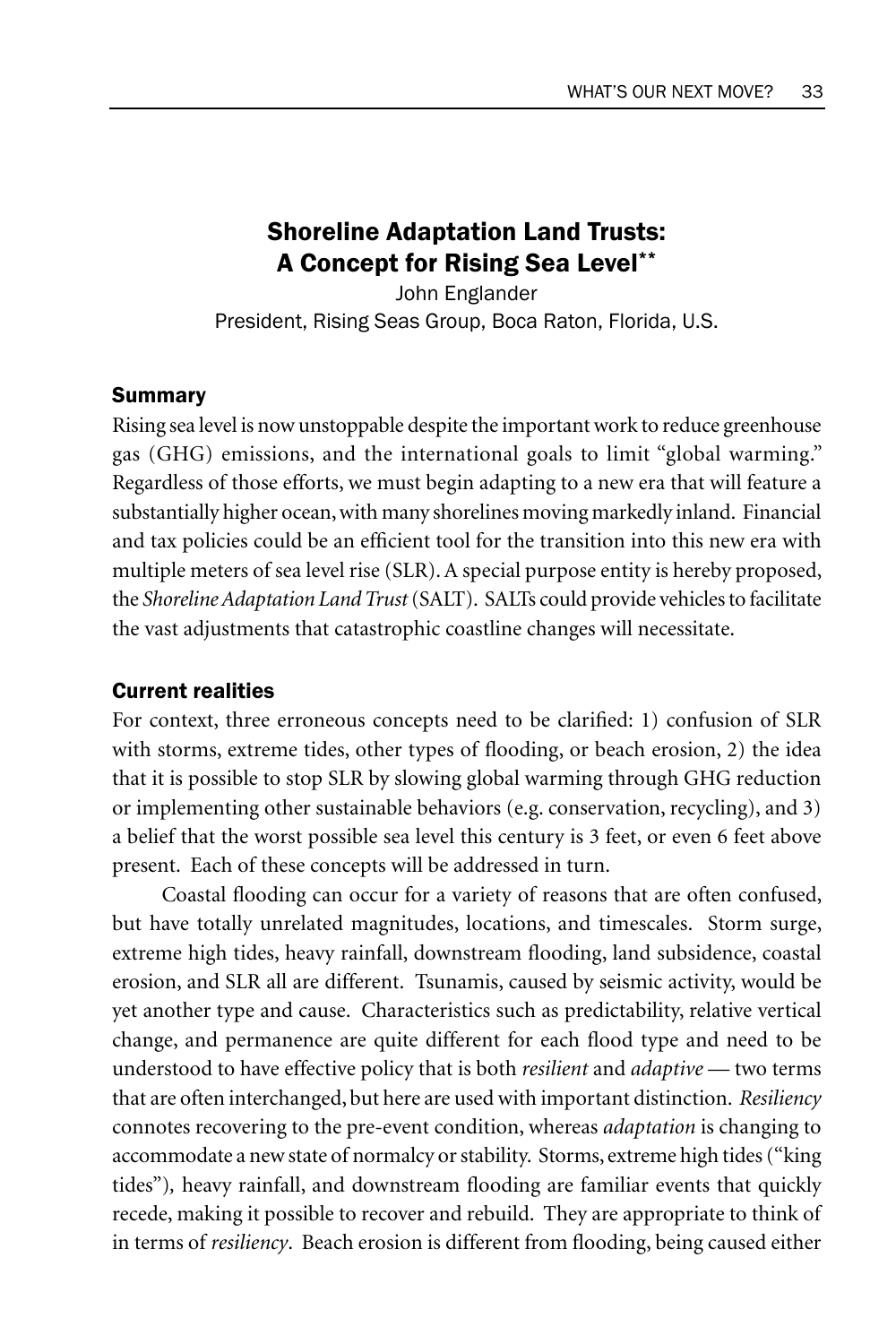## Shoreline Adaptation Land Trusts: A Concept for Rising Sea Level**

John Englander
President, Rising Seas Group, Boca Raton, Florida, U.S.

### Summary

Rising sea level is now unstoppable despite the important work to reduce greenhouse gas (GHG) emissions, and the international goals to limit "global warming." Regardless of those efforts, we must begin adapting to a new era that will feature a substantially higher ocean, with many shorelines moving markedly inland. Financial and tax policies could be an efficient tool for the transition into this new era with multiple meters of sea level rise (SLR). A special purpose entity is hereby proposed, the *Shoreline Adaptation Land Trust* (SALT). SALTs could provide vehicles to facilitate the vast adjustments that catastrophic coastline changes will necessitate.

### Current realities

For context, three erroneous concepts need to be clarified: 1) confusion of SLR with storms, extreme tides, other types of flooding, or beach erosion, 2) the idea that it is possible to stop SLR by slowing global warming through GHG reduction or implementing other sustainable behaviors (e.g. conservation, recycling), and 3) a belief that the worst possible sea level this century is 3 feet, or even 6 feet above present. Each of these concepts will be addressed in turn.

Coastal flooding can occur for a variety of reasons that are often confused, but have totally unrelated magnitudes, locations, and timescales. Storm surge, extreme high tides, heavy rainfall, downstream flooding, land subsidence, coastal erosion, and SLR all are different. Tsunamis, caused by seismic activity, would be yet another type and cause. Characteristics such as predictability, relative vertical change, and permanence are quite different for each flood type and need to be understood to have effective policy that is both *resilient* and *adaptive* — two terms that are often interchanged, but here are used with important distinction. *Resiliency* connotes recovering to the pre-event condition, whereas *adaptation* is changing to accommodate a new state of normalcy or stability. Storms, extreme high tides ("king tides"), heavy rainfall, and downstream flooding are familiar events that quickly recede, making it possible to recover and rebuild. They are appropriate to think of in terms of *resiliency*. Beach erosion is different from flooding, being caused either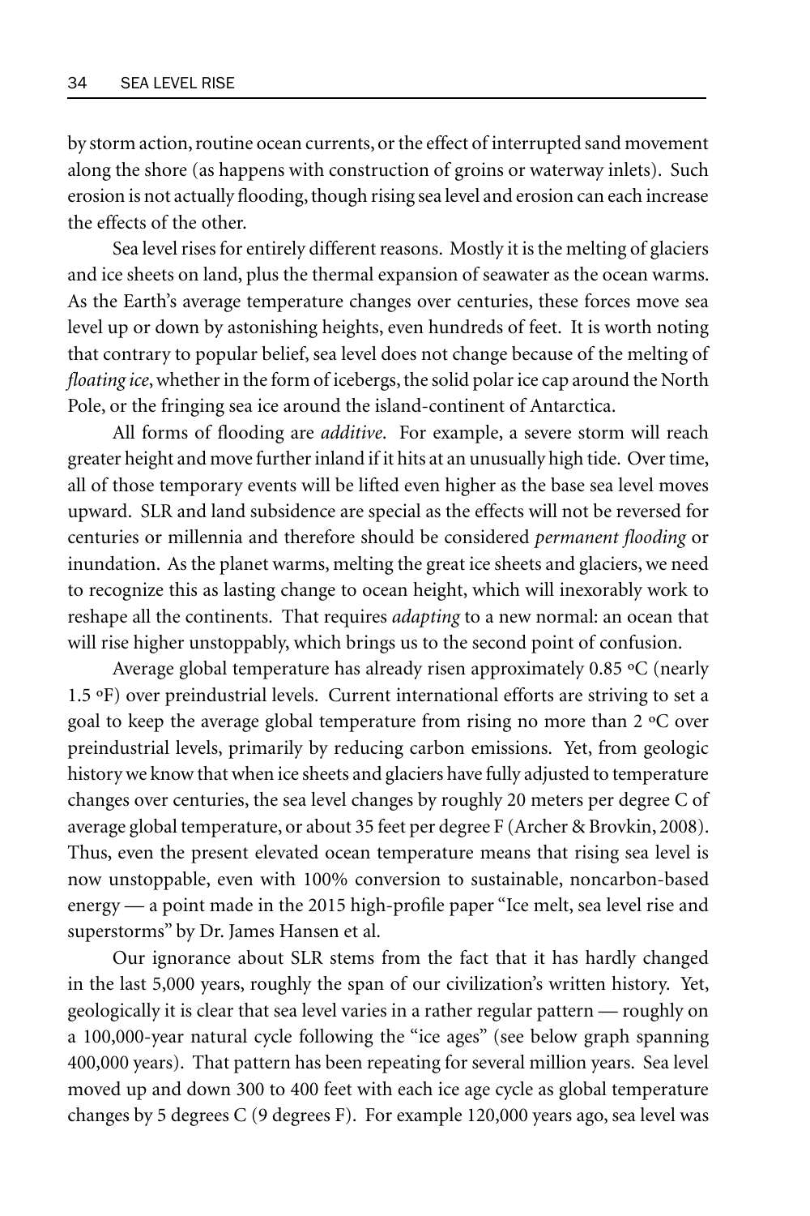by storm action, routine ocean currents, or the effect of interrupted sand movement along the shore (as happens with construction of groins or waterway inlets). Such erosion is not actually flooding, though rising sea level and erosion can each increase the effects of the other.

Sea level rises for entirely different reasons. Mostly it is the melting of glaciers and ice sheets on land, plus the thermal expansion of seawater as the ocean warms. As the Earth's average temperature changes over centuries, these forces move sea level up or down by astonishing heights, even hundreds of feet. It is worth noting that contrary to popular belief, sea level does not change because of the melting of *floating ice*, whether in the form of icebergs, the solid polar ice cap around the North Pole, or the fringing sea ice around the island-continent of Antarctica.

All forms of flooding are *additive*. For example, a severe storm will reach greater height and move further inland if it hits at an unusually high tide. Over time, all of those temporary events will be lifted even higher as the base sea level moves upward. SLR and land subsidence are special as the effects will not be reversed for centuries or millennia and therefore should be considered *permanent flooding* or inundation. As the planet warms, melting the great ice sheets and glaciers, we need to recognize this as lasting change to ocean height, which will inexorably work to reshape all the continents. That requires *adapting* to a new normal: an ocean that will rise higher unstoppably, which brings us to the second point of confusion.

Average global temperature has already risen approximately 0.85 °C (nearly 1.5 °F) over preindustrial levels. Current international efforts are striving to set a goal to keep the average global temperature from rising no more than 2 °C over preindustrial levels, primarily by reducing carbon emissions. Yet, from geologic history we know that when ice sheets and glaciers have fully adjusted to temperature changes over centuries, the sea level changes by roughly 20 meters per degree C of average global temperature, or about 35 feet per degree F (Archer & Brovkin, 2008). Thus, even the present elevated ocean temperature means that rising sea level is now unstoppable, even with 100% conversion to sustainable, noncarbon-based energy — a point made in the 2015 high-profile paper "Ice melt, sea level rise and superstorms" by Dr. James Hansen et al.

Our ignorance about SLR stems from the fact that it has hardly changed in the last 5,000 years, roughly the span of our civilization's written history. Yet, geologically it is clear that sea level varies in a rather regular pattern — roughly on a 100,000-year natural cycle following the "ice ages" (see below graph spanning 400,000 years). That pattern has been repeating for several million years. Sea level moved up and down 300 to 400 feet with each ice age cycle as global temperature changes by 5 degrees C (9 degrees F). For example 120,000 years ago, sea level was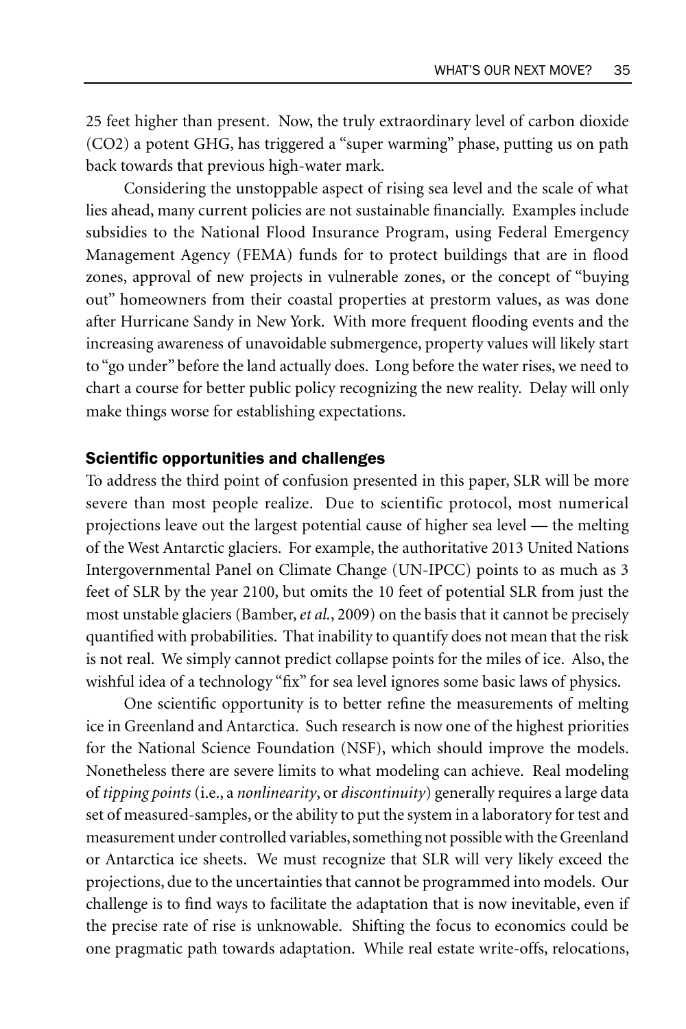25 feet higher than present. Now, the truly extraordinary level of carbon dioxide (CO2) a potent GHG, has triggered a "super warming" phase, putting us on path back towards that previous high-water mark.

Considering the unstoppable aspect of rising sea level and the scale of what lies ahead, many current policies are not sustainable financially. Examples include subsidies to the National Flood Insurance Program, using Federal Emergency Management Agency (FEMA) funds for to protect buildings that are in flood zones, approval of new projects in vulnerable zones, or the concept of "buying out" homeowners from their coastal properties at prestorm values, as was done after Hurricane Sandy in New York. With more frequent flooding events and the increasing awareness of unavoidable submergence, property values will likely start to "go under" before the land actually does. Long before the water rises, we need to chart a course for better public policy recognizing the new reality. Delay will only make things worse for establishing expectations.

### Scientific opportunities and challenges

To address the third point of confusion presented in this paper, SLR will be more severe than most people realize. Due to scientific protocol, most numerical projections leave out the largest potential cause of higher sea level — the melting of the West Antarctic glaciers. For example, the authoritative 2013 United Nations Intergovernmental Panel on Climate Change (UN-IPCC) points to as much as 3 feet of SLR by the year 2100, but omits the 10 feet of potential SLR from just the most unstable glaciers (Bamber, *et al.*, 2009) on the basis that it cannot be precisely quantified with probabilities. That inability to quantify does not mean that the risk is not real. We simply cannot predict collapse points for the miles of ice. Also, the wishful idea of a technology "fix" for sea level ignores some basic laws of physics.

One scientific opportunity is to better refine the measurements of melting ice in Greenland and Antarctica. Such research is now one of the highest priorities for the National Science Foundation (NSF), which should improve the models. Nonetheless there are severe limits to what modeling can achieve. Real modeling of *tipping points* (i.e., a *nonlinearity*, or *discontinuity*) generally requires a large data set of measured-samples, or the ability to put the system in a laboratory for test and measurement under controlled variables, something not possible with the Greenland or Antarctica ice sheets. We must recognize that SLR will very likely exceed the projections, due to the uncertainties that cannot be programmed into models. Our challenge is to find ways to facilitate the adaptation that is now inevitable, even if the precise rate of rise is unknowable. Shifting the focus to economics could be one pragmatic path towards adaptation. While real estate write-offs, relocations,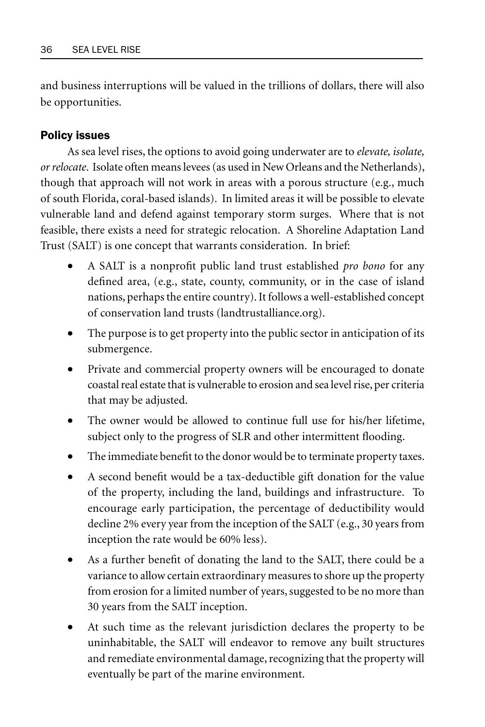and business interruptions will be valued in the trillions of dollars, there will also be opportunities.

### Policy issues

As sea level rises, the options to avoid going underwater are to *elevate, isolate, or relocate*. Isolate often means levees (as used in New Orleans and the Netherlands), though that approach will not work in areas with a porous structure (e.g., much of south Florida, coral-based islands). In limited areas it will be possible to elevate vulnerable land and defend against temporary storm surges. Where that is not feasible, there exists a need for strategic relocation. A Shoreline Adaptation Land Trust (SALT) is one concept that warrants consideration. In brief:

- A SALT is a nonprofit public land trust established *pro bono* for any defined area, (e.g., state, county, community, or in the case of island nations, perhaps the entire country). It follows a well-established concept of conservation land trusts (landtrustalliance.org).
- The purpose is to get property into the public sector in anticipation of its submergence.
- Private and commercial property owners will be encouraged to donate coastal real estate that is vulnerable to erosion and sea level rise, per criteria that may be adjusted.
- The owner would be allowed to continue full use for his/her lifetime, subject only to the progress of SLR and other intermittent flooding.
- The immediate benefit to the donor would be to terminate property taxes.
- A second benefit would be a tax-deductible gift donation for the value of the property, including the land, buildings and infrastructure. To encourage early participation, the percentage of deductibility would decline 2% every year from the inception of the SALT (e.g., 30 years from inception the rate would be 60% less).
- As a further benefit of donating the land to the SALT, there could be a variance to allow certain extraordinary measures to shore up the property from erosion for a limited number of years, suggested to be no more than 30 years from the SALT inception.
- At such time as the relevant jurisdiction declares the property to be uninhabitable, the SALT will endeavor to remove any built structures and remediate environmental damage, recognizing that the property will eventually be part of the marine environment.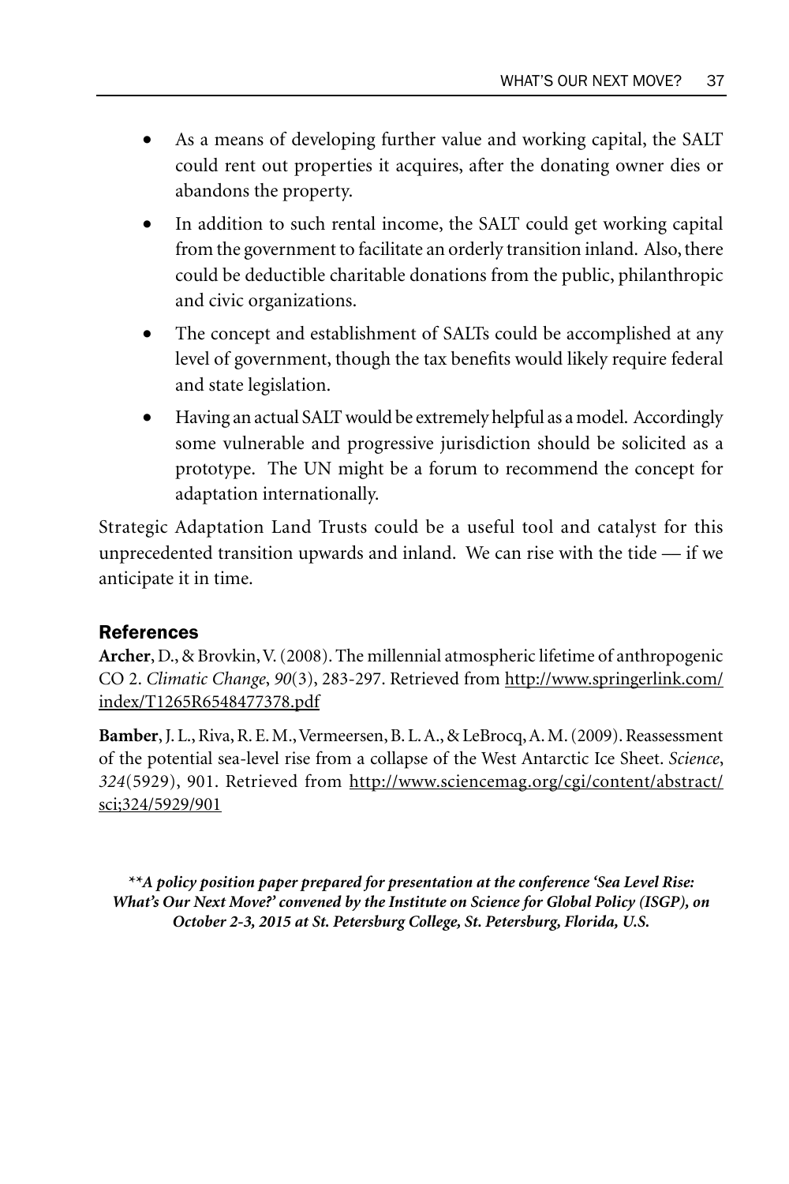- As a means of developing further value and working capital, the SALT could rent out properties it acquires, after the donating owner dies or abandons the property.
- In addition to such rental income, the SALT could get working capital from the government to facilitate an orderly transition inland. Also, there could be deductible charitable donations from the public, philanthropic and civic organizations.
- The concept and establishment of SALTs could be accomplished at any level of government, though the tax benefits would likely require federal and state legislation.
- Having an actual SALT would be extremely helpful as a model. Accordingly some vulnerable and progressive jurisdiction should be solicited as a prototype. The UN might be a forum to recommend the concept for adaptation internationally.

Strategic Adaptation Land Trusts could be a useful tool and catalyst for this unprecedented transition upwards and inland. We can rise with the tide — if we anticipate it in time.

## References

**Archer**, D., & Brovkin, V. (2008). The millennial atmospheric lifetime of anthropogenic CO 2. *Climatic Change*, *90*(3), 283-297. Retrieved from http://www.springerlink.com/index/T1265R6548477378.pdf

**Bamber**, J. L., Riva, R. E. M., Vermeersen, B. L. A., & LeBrocq, A. M. (2009). Reassessment of the potential sea-level rise from a collapse of the West Antarctic Ice Sheet. *Science*, *324*(5929), 901. Retrieved from http://www.sciencemag.org/cgi/content/abstract/sci;324/5929/901

***A policy position paper prepared for presentation at the conference 'Sea Level Rise: What's Our Next Move?' convened by the Institute on Science for Global Policy (ISGP), on October 2-3, 2015 at St. Petersburg College, St. Petersburg, Florida, U.S.***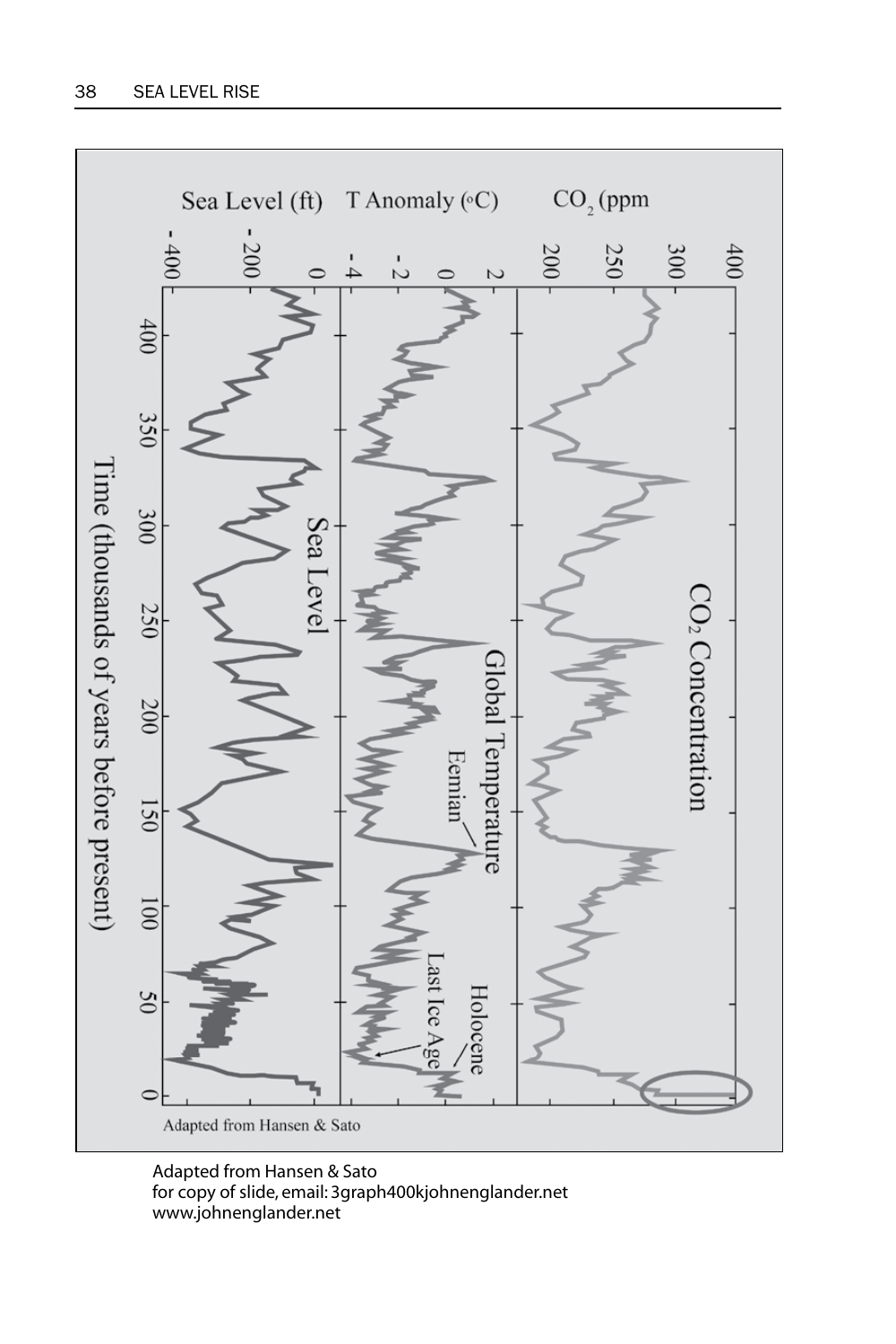Adapted from Hansen & Sato
for copy of slide, email: 3graph400kjohnenglander.net
www.johnenglander.net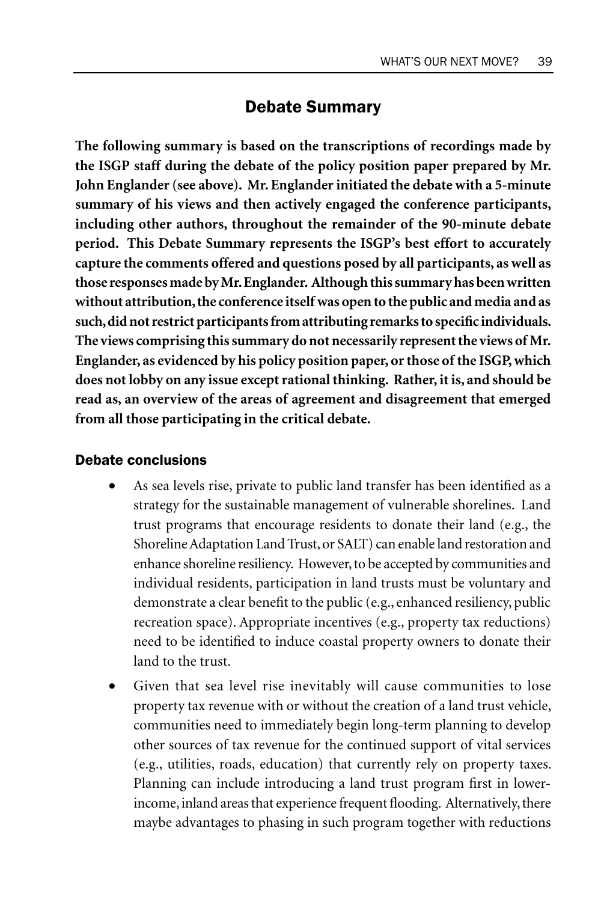## Debate Summary

**The following summary is based on the transcriptions of recordings made by the ISGP staff during the debate of the policy position paper prepared by Mr. John Englander (see above). Mr. Englander initiated the debate with a 5-minute summary of his views and then actively engaged the conference participants, including other authors, throughout the remainder of the 90-minute debate period. This Debate Summary represents the ISGP's best effort to accurately capture the comments offered and questions posed by all participants, as well as those responses made by Mr. Englander. Although this summary has been written without attribution, the conference itself was open to the public and media and as such, did not restrict participants from attributing remarks to specific individuals. The views comprising this summary do not necessarily represent the views of Mr. Englander, as evidenced by his policy position paper, or those of the ISGP, which does not lobby on any issue except rational thinking. Rather, it is, and should be read as, an overview of the areas of agreement and disagreement that emerged from all those participating in the critical debate.**

### Debate conclusions

- As sea levels rise, private to public land transfer has been identified as a strategy for the sustainable management of vulnerable shorelines. Land trust programs that encourage residents to donate their land (e.g., the Shoreline Adaptation Land Trust, or SALT) can enable land restoration and enhance shoreline resiliency. However, to be accepted by communities and individual residents, participation in land trusts must be voluntary and demonstrate a clear benefit to the public (e.g., enhanced resiliency, public recreation space). Appropriate incentives (e.g., property tax reductions) need to be identified to induce coastal property owners to donate their land to the trust.
- Given that sea level rise inevitably will cause communities to lose property tax revenue with or without the creation of a land trust vehicle, communities need to immediately begin long-term planning to develop other sources of tax revenue for the continued support of vital services (e.g., utilities, roads, education) that currently rely on property taxes. Planning can include introducing a land trust program first in lower-income, inland areas that experience frequent flooding. Alternatively, there maybe advantages to phasing in such program together with reductions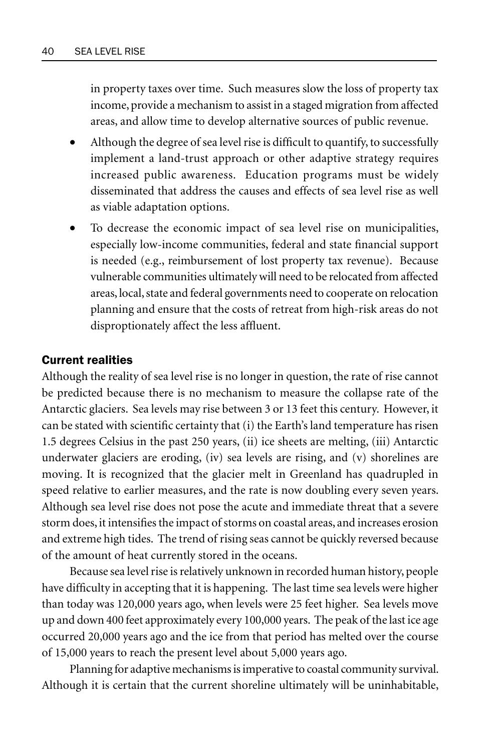in property taxes over time. Such measures slow the loss of property tax income, provide a mechanism to assist in a staged migration from affected areas, and allow time to develop alternative sources of public revenue.

- Although the degree of sea level rise is difficult to quantify, to successfully implement a land-trust approach or other adaptive strategy requires increased public awareness. Education programs must be widely disseminated that address the causes and effects of sea level rise as well as viable adaptation options.
- To decrease the economic impact of sea level rise on municipalities, especially low-income communities, federal and state financial support is needed (e.g., reimbursement of lost property tax revenue). Because vulnerable communities ultimately will need to be relocated from affected areas, local, state and federal governments need to cooperate on relocation planning and ensure that the costs of retreat from high-risk areas do not disproptionately affect the less affluent.

## Current realities

Although the reality of sea level rise is no longer in question, the rate of rise cannot be predicted because there is no mechanism to measure the collapse rate of the Antarctic glaciers. Sea levels may rise between 3 or 13 feet this century. However, it can be stated with scientific certainty that (i) the Earth's land temperature has risen 1.5 degrees Celsius in the past 250 years, (ii) ice sheets are melting, (iii) Antarctic underwater glaciers are eroding, (iv) sea levels are rising, and (v) shorelines are moving. It is recognized that the glacier melt in Greenland has quadrupled in speed relative to earlier measures, and the rate is now doubling every seven years. Although sea level rise does not pose the acute and immediate threat that a severe storm does, it intensifies the impact of storms on coastal areas, and increases erosion and extreme high tides. The trend of rising seas cannot be quickly reversed because of the amount of heat currently stored in the oceans.

Because sea level rise is relatively unknown in recorded human history, people have difficulty in accepting that it is happening. The last time sea levels were higher than today was 120,000 years ago, when levels were 25 feet higher. Sea levels move up and down 400 feet approximately every 100,000 years. The peak of the last ice age occurred 20,000 years ago and the ice from that period has melted over the course of 15,000 years to reach the present level about 5,000 years ago.

Planning for adaptive mechanisms is imperative to coastal community survival. Although it is certain that the current shoreline ultimately will be uninhabitable,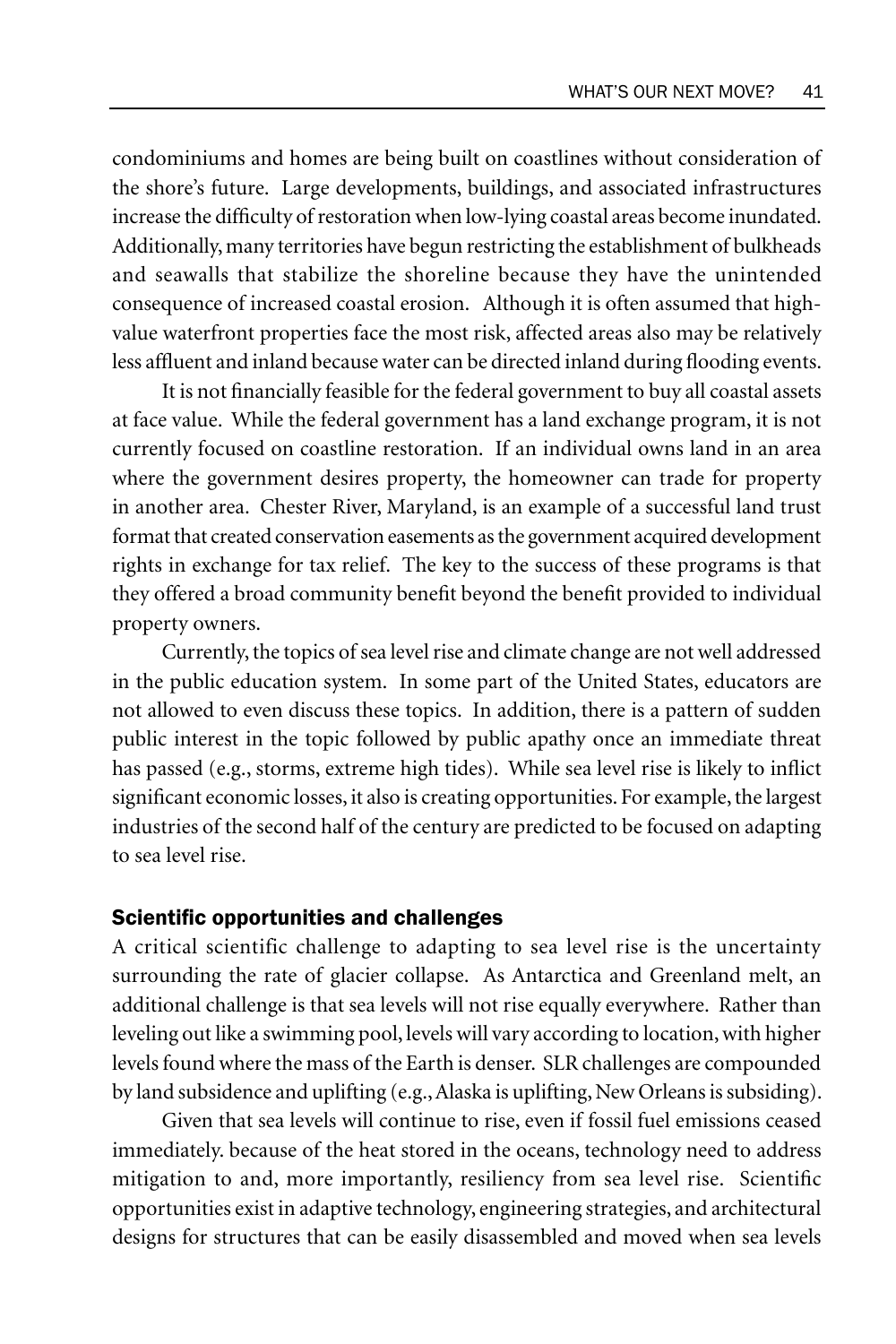condominiums and homes are being built on coastlines without consideration of the shore's future. Large developments, buildings, and associated infrastructures increase the difficulty of restoration when low-lying coastal areas become inundated. Additionally, many territories have begun restricting the establishment of bulkheads and seawalls that stabilize the shoreline because they have the unintended consequence of increased coastal erosion. Although it is often assumed that high-value waterfront properties face the most risk, affected areas also may be relatively less affluent and inland because water can be directed inland during flooding events.

It is not financially feasible for the federal government to buy all coastal assets at face value. While the federal government has a land exchange program, it is not currently focused on coastline restoration. If an individual owns land in an area where the government desires property, the homeowner can trade for property in another area. Chester River, Maryland, is an example of a successful land trust format that created conservation easements as the government acquired development rights in exchange for tax relief. The key to the success of these programs is that they offered a broad community benefit beyond the benefit provided to individual property owners.

Currently, the topics of sea level rise and climate change are not well addressed in the public education system. In some part of the United States, educators are not allowed to even discuss these topics. In addition, there is a pattern of sudden public interest in the topic followed by public apathy once an immediate threat has passed (e.g., storms, extreme high tides). While sea level rise is likely to inflict significant economic losses, it also is creating opportunities. For example, the largest industries of the second half of the century are predicted to be focused on adapting to sea level rise.

## Scientific opportunities and challenges

A critical scientific challenge to adapting to sea level rise is the uncertainty surrounding the rate of glacier collapse. As Antarctica and Greenland melt, an additional challenge is that sea levels will not rise equally everywhere. Rather than leveling out like a swimming pool, levels will vary according to location, with higher levels found where the mass of the Earth is denser. SLR challenges are compounded by land subsidence and uplifting (e.g., Alaska is uplifting, New Orleans is subsiding).

Given that sea levels will continue to rise, even if fossil fuel emissions ceased immediately. because of the heat stored in the oceans, technology need to address mitigation to and, more importantly, resiliency from sea level rise. Scientific opportunities exist in adaptive technology, engineering strategies, and architectural designs for structures that can be easily disassembled and moved when sea levels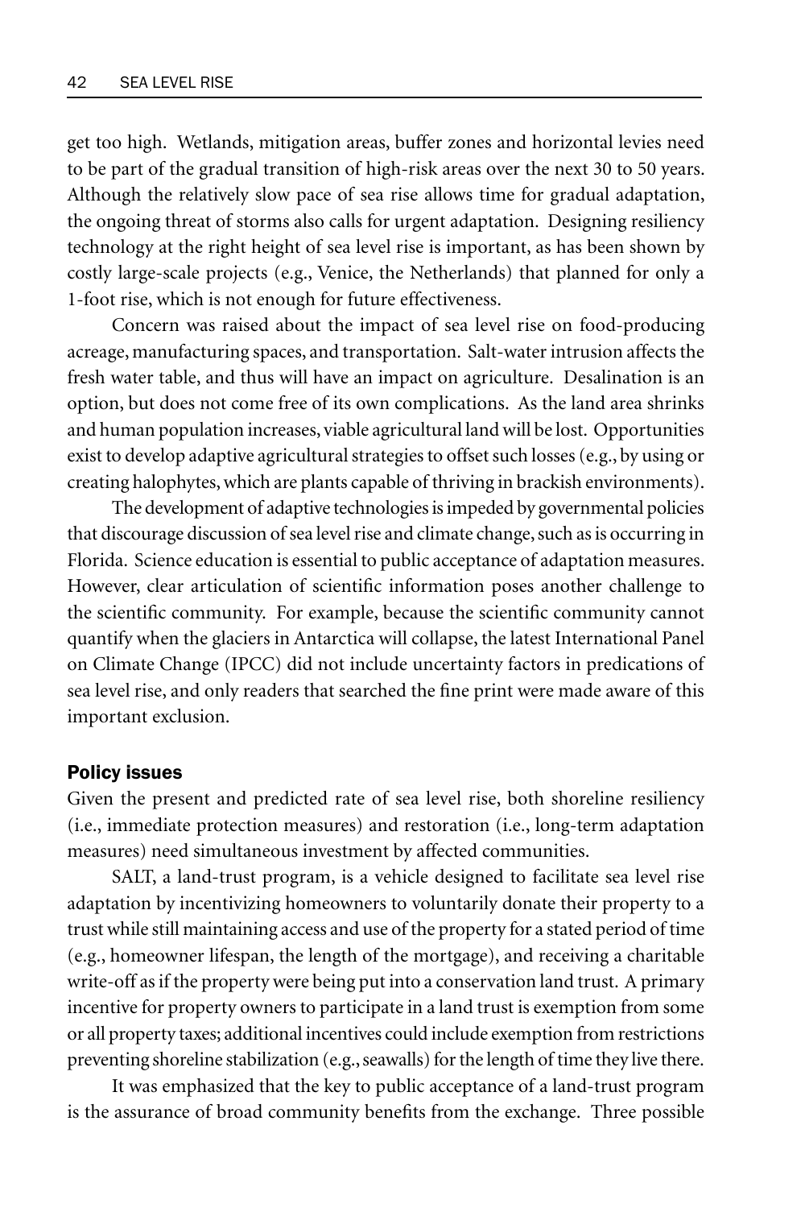get too high. Wetlands, mitigation areas, buffer zones and horizontal levies need to be part of the gradual transition of high-risk areas over the next 30 to 50 years. Although the relatively slow pace of sea rise allows time for gradual adaptation, the ongoing threat of storms also calls for urgent adaptation. Designing resiliency technology at the right height of sea level rise is important, as has been shown by costly large-scale projects (e.g., Venice, the Netherlands) that planned for only a 1-foot rise, which is not enough for future effectiveness.

Concern was raised about the impact of sea level rise on food-producing acreage, manufacturing spaces, and transportation. Salt-water intrusion affects the fresh water table, and thus will have an impact on agriculture. Desalination is an option, but does not come free of its own complications. As the land area shrinks and human population increases, viable agricultural land will be lost. Opportunities exist to develop adaptive agricultural strategies to offset such losses (e.g., by using or creating halophytes, which are plants capable of thriving in brackish environments).

The development of adaptive technologies is impeded by governmental policies that discourage discussion of sea level rise and climate change, such as is occurring in Florida. Science education is essential to public acceptance of adaptation measures. However, clear articulation of scientific information poses another challenge to the scientific community. For example, because the scientific community cannot quantify when the glaciers in Antarctica will collapse, the latest International Panel on Climate Change (IPCC) did not include uncertainty factors in predications of sea level rise, and only readers that searched the fine print were made aware of this important exclusion.

## Policy issues

Given the present and predicted rate of sea level rise, both shoreline resiliency (i.e., immediate protection measures) and restoration (i.e., long-term adaptation measures) need simultaneous investment by affected communities.

SALT, a land-trust program, is a vehicle designed to facilitate sea level rise adaptation by incentivizing homeowners to voluntarily donate their property to a trust while still maintaining access and use of the property for a stated period of time (e.g., homeowner lifespan, the length of the mortgage), and receiving a charitable write-off as if the property were being put into a conservation land trust. A primary incentive for property owners to participate in a land trust is exemption from some or all property taxes; additional incentives could include exemption from restrictions preventing shoreline stabilization (e.g., seawalls) for the length of time they live there.

It was emphasized that the key to public acceptance of a land-trust program is the assurance of broad community benefits from the exchange. Three possible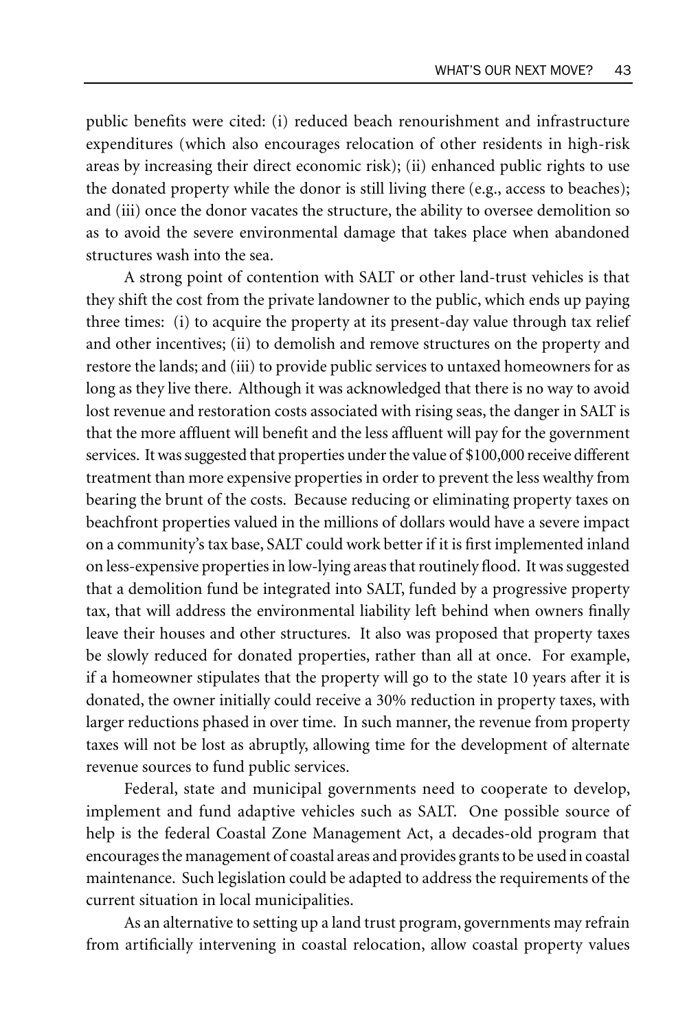public benefits were cited: (i) reduced beach renourishment and infrastructure expenditures (which also encourages relocation of other residents in high-risk areas by increasing their direct economic risk); (ii) enhanced public rights to use the donated property while the donor is still living there (e.g., access to beaches); and (iii) once the donor vacates the structure, the ability to oversee demolition so as to avoid the severe environmental damage that takes place when abandoned structures wash into the sea.

A strong point of contention with SALT or other land-trust vehicles is that they shift the cost from the private landowner to the public, which ends up paying three times: (i) to acquire the property at its present-day value through tax relief and other incentives; (ii) to demolish and remove structures on the property and restore the lands; and (iii) to provide public services to untaxed homeowners for as long as they live there. Although it was acknowledged that there is no way to avoid lost revenue and restoration costs associated with rising seas, the danger in SALT is that the more affluent will benefit and the less affluent will pay for the government services. It was suggested that properties under the value of $100,000 receive different treatment than more expensive properties in order to prevent the less wealthy from bearing the brunt of the costs. Because reducing or eliminating property taxes on beachfront properties valued in the millions of dollars would have a severe impact on a community's tax base, SALT could work better if it is first implemented inland on less-expensive properties in low-lying areas that routinely flood. It was suggested that a demolition fund be integrated into SALT, funded by a progressive property tax, that will address the environmental liability left behind when owners finally leave their houses and other structures. It also was proposed that property taxes be slowly reduced for donated properties, rather than all at once. For example, if a homeowner stipulates that the property will go to the state 10 years after it is donated, the owner initially could receive a 30% reduction in property taxes, with larger reductions phased in over time. In such manner, the revenue from property taxes will not be lost as abruptly, allowing time for the development of alternate revenue sources to fund public services.

Federal, state and municipal governments need to cooperate to develop, implement and fund adaptive vehicles such as SALT. One possible source of help is the federal Coastal Zone Management Act, a decades-old program that encourages the management of coastal areas and provides grants to be used in coastal maintenance. Such legislation could be adapted to address the requirements of the current situation in local municipalities.

As an alternative to setting up a land trust program, governments may refrain from artificially intervening in coastal relocation, allow coastal property values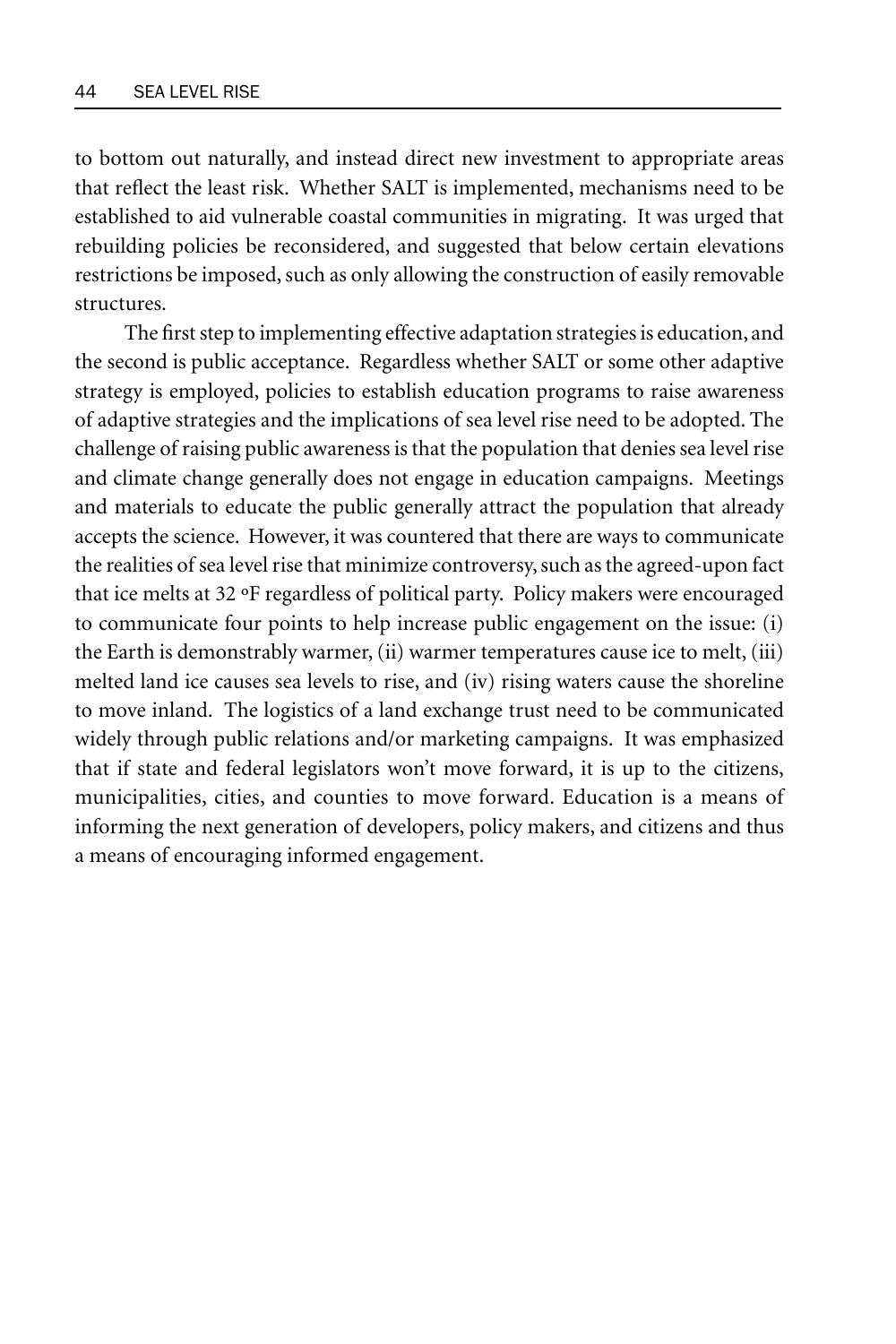to bottom out naturally, and instead direct new investment to appropriate areas that reflect the least risk. Whether SALT is implemented, mechanisms need to be established to aid vulnerable coastal communities in migrating. It was urged that rebuilding policies be reconsidered, and suggested that below certain elevations restrictions be imposed, such as only allowing the construction of easily removable structures.

The first step to implementing effective adaptation strategies is education, and the second is public acceptance. Regardless whether SALT or some other adaptive strategy is employed, policies to establish education programs to raise awareness of adaptive strategies and the implications of sea level rise need to be adopted. The challenge of raising public awareness is that the population that denies sea level rise and climate change generally does not engage in education campaigns. Meetings and materials to educate the public generally attract the population that already accepts the science. However, it was countered that there are ways to communicate the realities of sea level rise that minimize controversy, such as the agreed-upon fact that ice melts at 32 ºF regardless of political party. Policy makers were encouraged to communicate four points to help increase public engagement on the issue: (i) the Earth is demonstrably warmer, (ii) warmer temperatures cause ice to melt, (iii) melted land ice causes sea levels to rise, and (iv) rising waters cause the shoreline to move inland. The logistics of a land exchange trust need to be communicated widely through public relations and/or marketing campaigns. It was emphasized that if state and federal legislators won't move forward, it is up to the citizens, municipalities, cities, and counties to move forward. Education is a means of informing the next generation of developers, policy makers, and citizens and thus a means of encouraging informed engagement.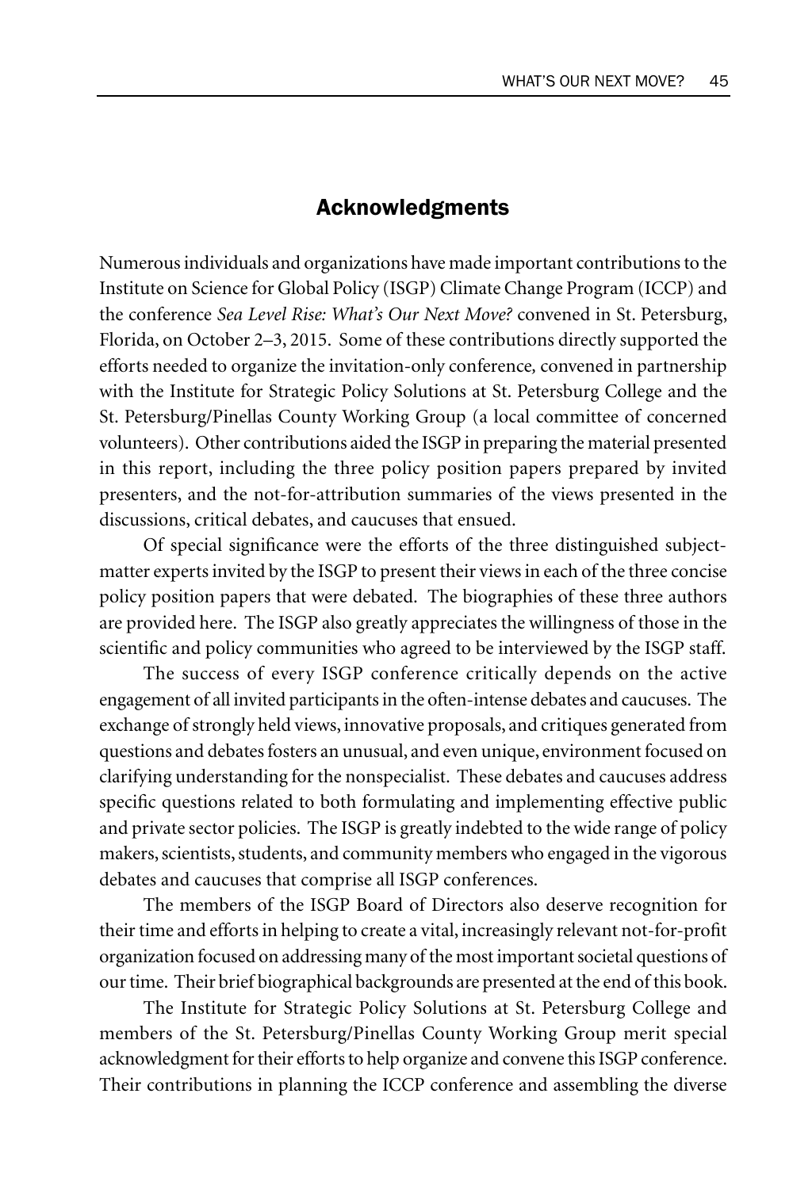## Acknowledgments

Numerous individuals and organizations have made important contributions to the Institute on Science for Global Policy (ISGP) Climate Change Program (ICCP) and the conference *Sea Level Rise: What's Our Next Move?* convened in St. Petersburg, Florida, on October 2–3, 2015. Some of these contributions directly supported the efforts needed to organize the invitation-only conference, convened in partnership with the Institute for Strategic Policy Solutions at St. Petersburg College and the St. Petersburg/Pinellas County Working Group (a local committee of concerned volunteers). Other contributions aided the ISGP in preparing the material presented in this report, including the three policy position papers prepared by invited presenters, and the not-for-attribution summaries of the views presented in the discussions, critical debates, and caucuses that ensued.

Of special significance were the efforts of the three distinguished subject-matter experts invited by the ISGP to present their views in each of the three concise policy position papers that were debated. The biographies of these three authors are provided here. The ISGP also greatly appreciates the willingness of those in the scientific and policy communities who agreed to be interviewed by the ISGP staff.

The success of every ISGP conference critically depends on the active engagement of all invited participants in the often-intense debates and caucuses. The exchange of strongly held views, innovative proposals, and critiques generated from questions and debates fosters an unusual, and even unique, environment focused on clarifying understanding for the nonspecialist. These debates and caucuses address specific questions related to both formulating and implementing effective public and private sector policies. The ISGP is greatly indebted to the wide range of policy makers, scientists, students, and community members who engaged in the vigorous debates and caucuses that comprise all ISGP conferences.

The members of the ISGP Board of Directors also deserve recognition for their time and efforts in helping to create a vital, increasingly relevant not-for-profit organization focused on addressing many of the most important societal questions of our time. Their brief biographical backgrounds are presented at the end of this book.

The Institute for Strategic Policy Solutions at St. Petersburg College and members of the St. Petersburg/Pinellas County Working Group merit special acknowledgment for their efforts to help organize and convene this ISGP conference. Their contributions in planning the ICCP conference and assembling the diverse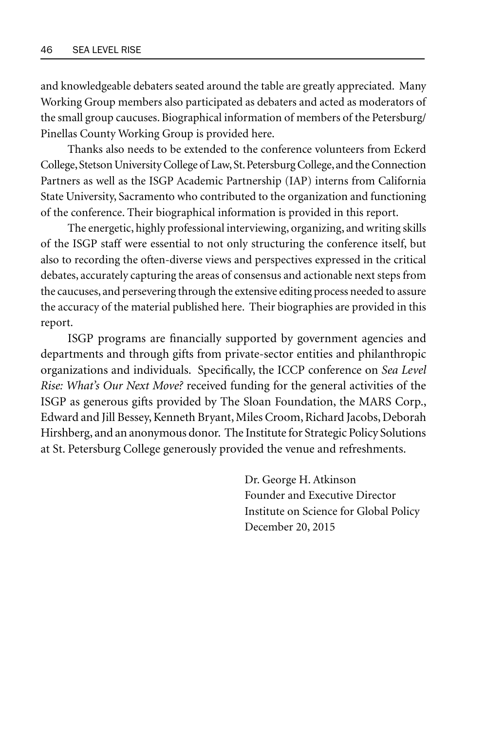and knowledgeable debaters seated around the table are greatly appreciated. Many Working Group members also participated as debaters and acted as moderators of the small group caucuses. Biographical information of members of the Petersburg/ Pinellas County Working Group is provided here.

Thanks also needs to be extended to the conference volunteers from Eckerd College, Stetson University College of Law, St. Petersburg College, and the Connection Partners as well as the ISGP Academic Partnership (IAP) interns from California State University, Sacramento who contributed to the organization and functioning of the conference. Their biographical information is provided in this report.

The energetic, highly professional interviewing, organizing, and writing skills of the ISGP staff were essential to not only structuring the conference itself, but also to recording the often-diverse views and perspectives expressed in the critical debates, accurately capturing the areas of consensus and actionable next steps from the caucuses, and persevering through the extensive editing process needed to assure the accuracy of the material published here. Their biographies are provided in this report.

ISGP programs are financially supported by government agencies and departments and through gifts from private-sector entities and philanthropic organizations and individuals. Specifically, the ICCP conference on *Sea Level Rise: What's Our Next Move?* received funding for the general activities of the ISGP as generous gifts provided by The Sloan Foundation, the MARS Corp., Edward and Jill Bessey, Kenneth Bryant, Miles Croom, Richard Jacobs, Deborah Hirshberg, and an anonymous donor. The Institute for Strategic Policy Solutions at St. Petersburg College generously provided the venue and refreshments.

Dr. George H. Atkinson
Founder and Executive Director
Institute on Science for Global Policy
December 20, 2015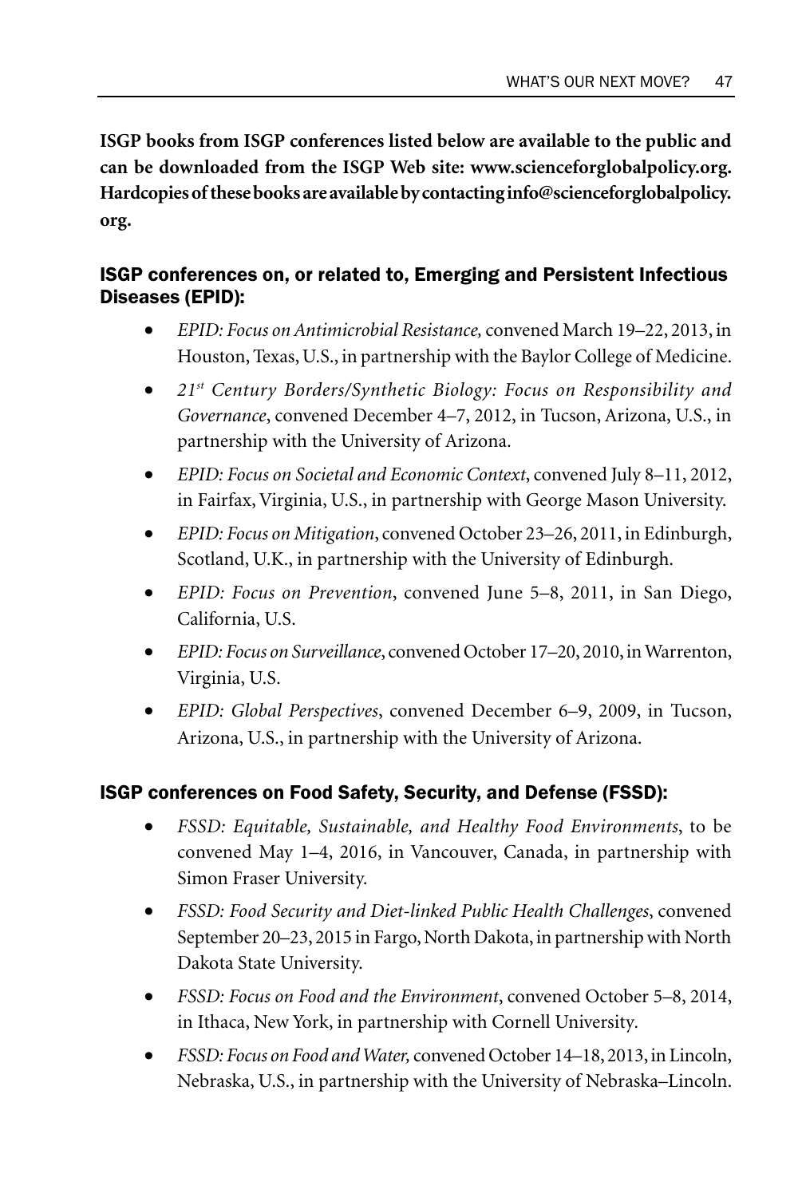**ISGP books from ISGP conferences listed below are available to the public and can be downloaded from the ISGP Web site: www.scienceforglobalpolicy.org. Hardcopies of these books are available by contacting info@scienceforglobalpolicy.org.**

### ISGP conferences on, or related to, Emerging and Persistent Infectious Diseases (EPID):

- *EPID: Focus on Antimicrobial Resistance,* convened March 19–22, 2013, in Houston, Texas, U.S., in partnership with the Baylor College of Medicine.
- *21st Century Borders/Synthetic Biology: Focus on Responsibility and Governance*, convened December 4–7, 2012, in Tucson, Arizona, U.S., in partnership with the University of Arizona.
- *EPID: Focus on Societal and Economic Context*, convened July 8–11, 2012, in Fairfax, Virginia, U.S., in partnership with George Mason University.
- *EPID: Focus on Mitigation*, convened October 23–26, 2011, in Edinburgh, Scotland, U.K., in partnership with the University of Edinburgh.
- *EPID: Focus on Prevention*, convened June 5–8, 2011, in San Diego, California, U.S.
- *EPID: Focus on Surveillance*, convened October 17–20, 2010, in Warrenton, Virginia, U.S.
- *EPID: Global Perspectives*, convened December 6–9, 2009, in Tucson, Arizona, U.S., in partnership with the University of Arizona.

### ISGP conferences on Food Safety, Security, and Defense (FSSD):

- *FSSD: Equitable, Sustainable, and Healthy Food Environments*, to be convened May 1–4, 2016, in Vancouver, Canada, in partnership with Simon Fraser University.
- *FSSD: Food Security and Diet-linked Public Health Challenges*, convened September 20–23, 2015 in Fargo, North Dakota, in partnership with North Dakota State University.
- *FSSD: Focus on Food and the Environment*, convened October 5–8, 2014, in Ithaca, New York, in partnership with Cornell University.
- *FSSD: Focus on Food and Water,* convened October 14–18, 2013, in Lincoln, Nebraska, U.S., in partnership with the University of Nebraska–Lincoln.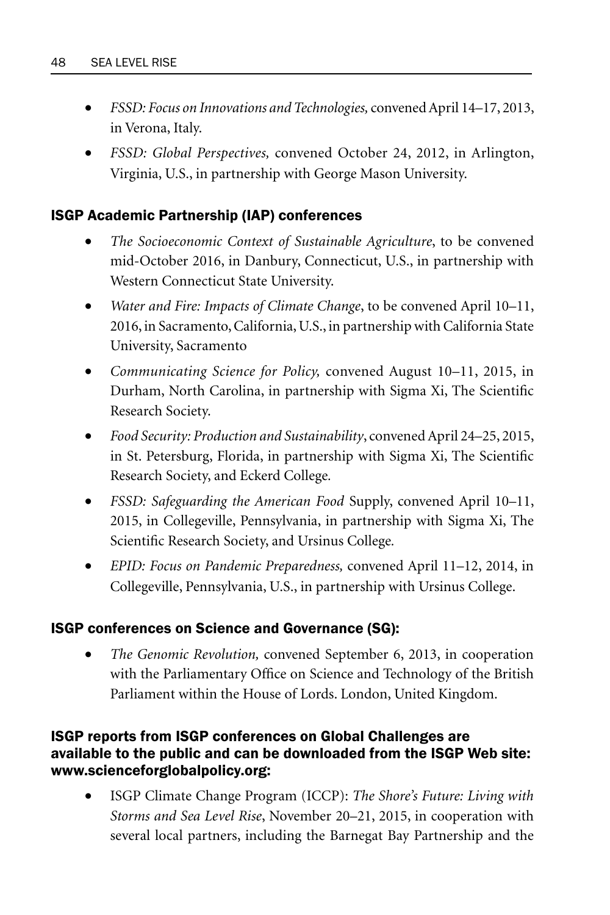- *FSSD: Focus on Innovations and Technologies,* convened April 14–17, 2013, in Verona, Italy.
- *FSSD: Global Perspectives,* convened October 24, 2012, in Arlington, Virginia, U.S., in partnership with George Mason University.

### ISGP Academic Partnership (IAP) conferences

- *The Socioeconomic Context of Sustainable Agriculture*, to be convened mid-October 2016, in Danbury, Connecticut, U.S., in partnership with Western Connecticut State University.
- *Water and Fire: Impacts of Climate Change*, to be convened April 10–11, 2016, in Sacramento, California, U.S., in partnership with California State University, Sacramento
- *Communicating Science for Policy,* convened August 10–11, 2015, in Durham, North Carolina, in partnership with Sigma Xi, The Scientific Research Society.
- *Food Security: Production and Sustainability*, convened April 24–25, 2015, in St. Petersburg, Florida, in partnership with Sigma Xi, The Scientific Research Society, and Eckerd College.
- *FSSD: Safeguarding the American Food* Supply, convened April 10–11, 2015, in Collegeville, Pennsylvania, in partnership with Sigma Xi, The Scientific Research Society, and Ursinus College.
- *EPID: Focus on Pandemic Preparedness,* convened April 11–12, 2014, in Collegeville, Pennsylvania, U.S., in partnership with Ursinus College.

### ISGP conferences on Science and Governance (SG):

- *The Genomic Revolution,* convened September 6, 2013, in cooperation with the Parliamentary Office on Science and Technology of the British Parliament within the House of Lords. London, United Kingdom.

### ISGP reports from ISGP conferences on Global Challenges are available to the public and can be downloaded from the ISGP Web site: www.scienceforglobalpolicy.org:

- ISGP Climate Change Program (ICCP): *The Shore's Future: Living with Storms and Sea Level Rise*, November 20–21, 2015, in cooperation with several local partners, including the Barnegat Bay Partnership and the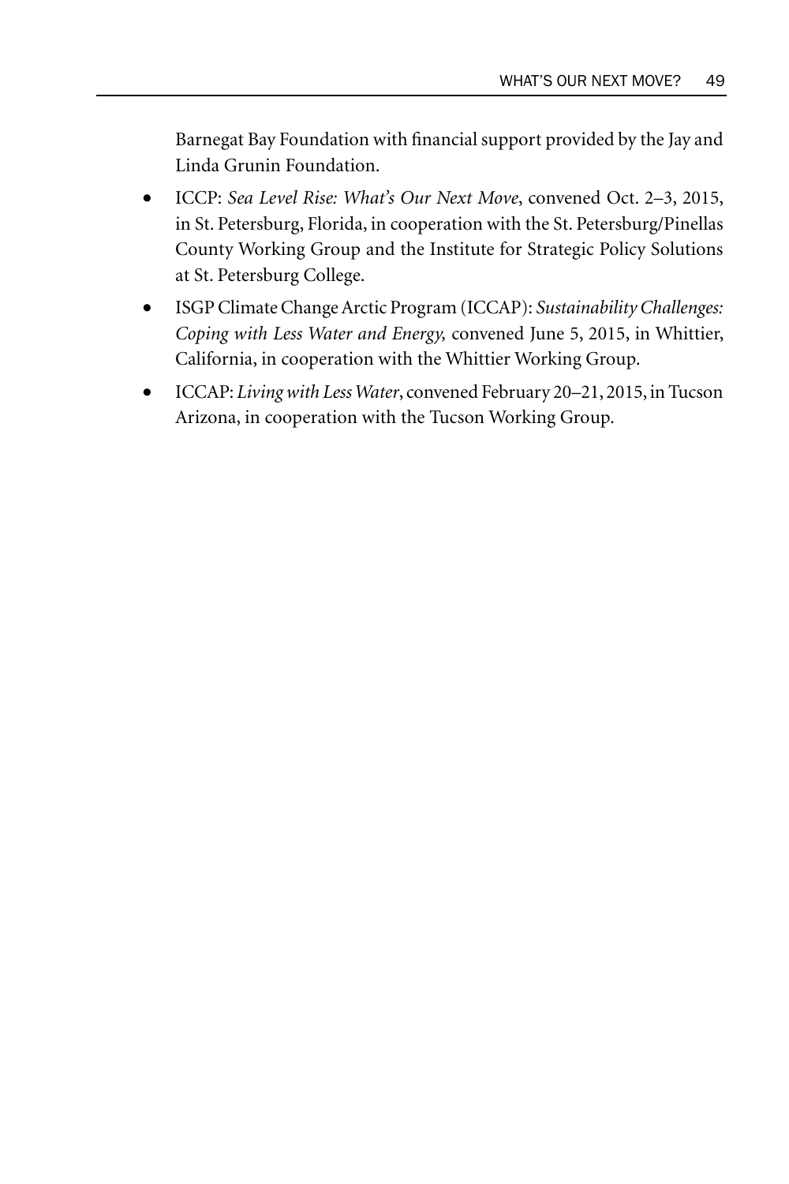Barnegat Bay Foundation with financial support provided by the Jay and Linda Grunin Foundation.

- ICCP: *Sea Level Rise: What's Our Next Move*, convened Oct. 2–3, 2015, in St. Petersburg, Florida, in cooperation with the St. Petersburg/Pinellas County Working Group and the Institute for Strategic Policy Solutions at St. Petersburg College.
- ISGP Climate Change Arctic Program (ICCAP): *Sustainability Challenges: Coping with Less Water and Energy,* convened June 5, 2015, in Whittier, California, in cooperation with the Whittier Working Group.
- ICCAP: *Living with Less Water*, convened February 20–21, 2015, in Tucson Arizona, in cooperation with the Tucson Working Group.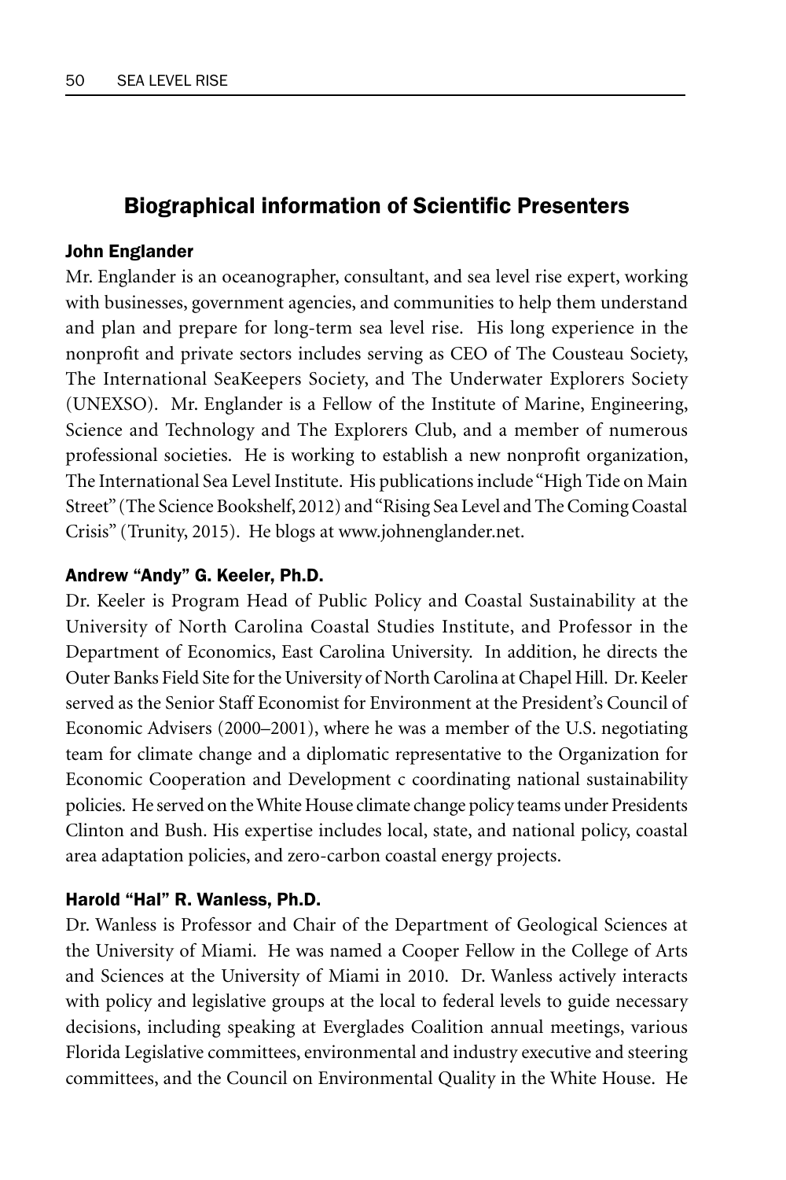## Biographical information of Scientific Presenters

### John Englander

Mr. Englander is an oceanographer, consultant, and sea level rise expert, working with businesses, government agencies, and communities to help them understand and plan and prepare for long-term sea level rise. His long experience in the nonprofit and private sectors includes serving as CEO of The Cousteau Society, The International SeaKeepers Society, and The Underwater Explorers Society (UNEXSO). Mr. Englander is a Fellow of the Institute of Marine, Engineering, Science and Technology and The Explorers Club, and a member of numerous professional societies. He is working to establish a new nonprofit organization, The International Sea Level Institute. His publications include "High Tide on Main Street" (The Science Bookshelf, 2012) and "Rising Sea Level and The Coming Coastal Crisis" (Trunity, 2015). He blogs at www.johnenglander.net.

### Andrew "Andy" G. Keeler, Ph.D.

Dr. Keeler is Program Head of Public Policy and Coastal Sustainability at the University of North Carolina Coastal Studies Institute, and Professor in the Department of Economics, East Carolina University. In addition, he directs the Outer Banks Field Site for the University of North Carolina at Chapel Hill. Dr. Keeler served as the Senior Staff Economist for Environment at the President's Council of Economic Advisers (2000–2001), where he was a member of the U.S. negotiating team for climate change and a diplomatic representative to the Organization for Economic Cooperation and Development c coordinating national sustainability policies. He served on the White House climate change policy teams under Presidents Clinton and Bush. His expertise includes local, state, and national policy, coastal area adaptation policies, and zero-carbon coastal energy projects.

### Harold "Hal" R. Wanless, Ph.D.

Dr. Wanless is Professor and Chair of the Department of Geological Sciences at the University of Miami. He was named a Cooper Fellow in the College of Arts and Sciences at the University of Miami in 2010. Dr. Wanless actively interacts with policy and legislative groups at the local to federal levels to guide necessary decisions, including speaking at Everglades Coalition annual meetings, various Florida Legislative committees, environmental and industry executive and steering committees, and the Council on Environmental Quality in the White House. He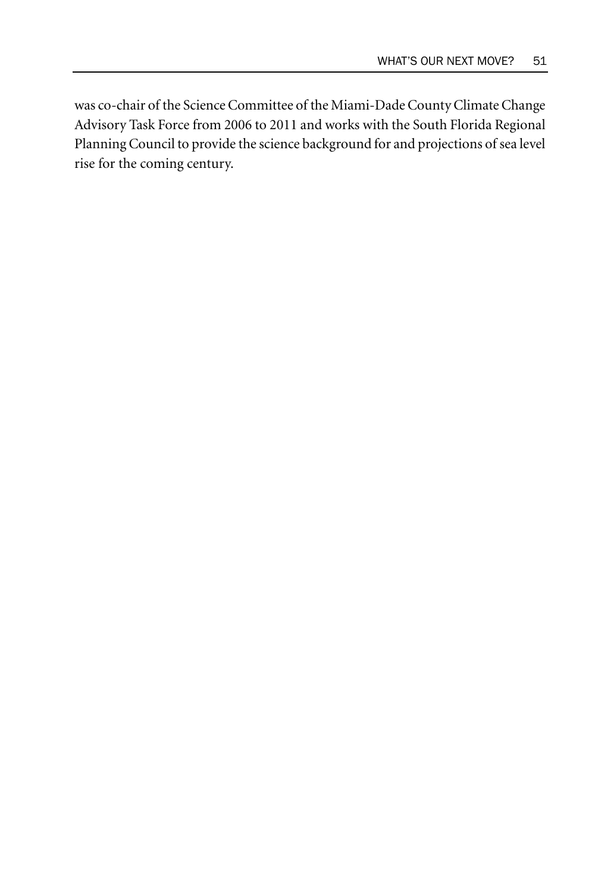was co-chair of the Science Committee of the Miami-Dade County Climate Change Advisory Task Force from 2006 to 2011 and works with the South Florida Regional Planning Council to provide the science background for and projections of sea level rise for the coming century.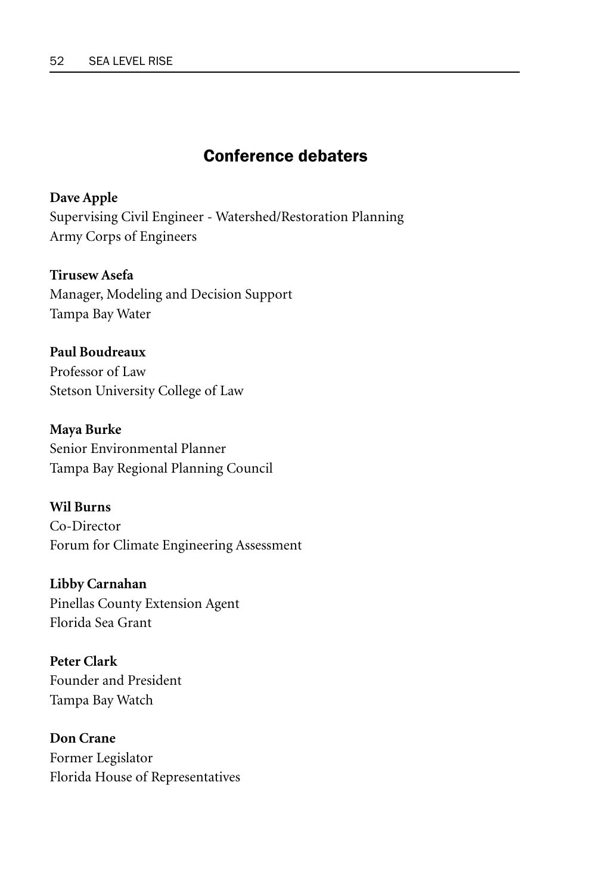## Conference debaters

**Dave Apple**
Supervising Civil Engineer - Watershed/Restoration Planning
Army Corps of Engineers

**Tirusew Asefa**
Manager, Modeling and Decision Support
Tampa Bay Water

**Paul Boudreaux**
Professor of Law
Stetson University College of Law

**Maya Burke**
Senior Environmental Planner
Tampa Bay Regional Planning Council

**Wil Burns**
Co-Director
Forum for Climate Engineering Assessment

**Libby Carnahan**
Pinellas County Extension Agent
Florida Sea Grant

**Peter Clark**
Founder and President
Tampa Bay Watch

**Don Crane**
Former Legislator
Florida House of Representatives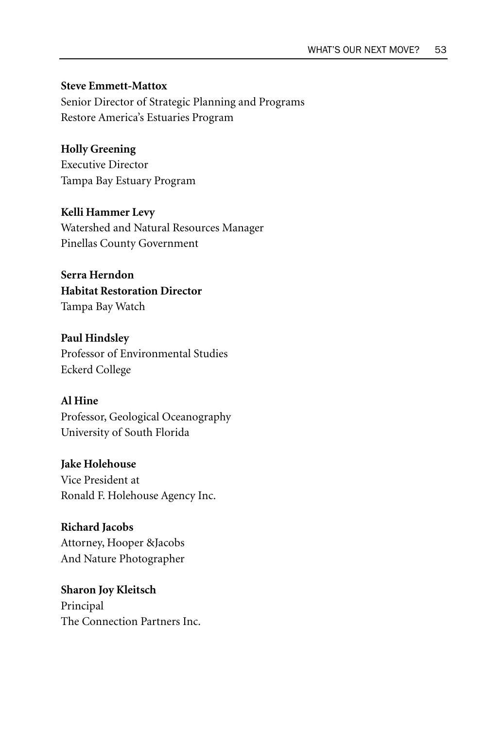**Steve Emmett-Mattox**
Senior Director of Strategic Planning and Programs
Restore America's Estuaries Program

**Holly Greening**
Executive Director
Tampa Bay Estuary Program

**Kelli Hammer Levy**
Watershed and Natural Resources Manager
Pinellas County Government

**Serra Herndon**
**Habitat Restoration Director**
Tampa Bay Watch

**Paul Hindsley**
Professor of Environmental Studies
Eckerd College

**Al Hine**
Professor, Geological Oceanography
University of South Florida

**Jake Holehouse**
Vice President at
Ronald F. Holehouse Agency Inc.

**Richard Jacobs**
Attorney, Hooper &Jacobs
And Nature Photographer

**Sharon Joy Kleitsch**
Principal
The Connection Partners Inc.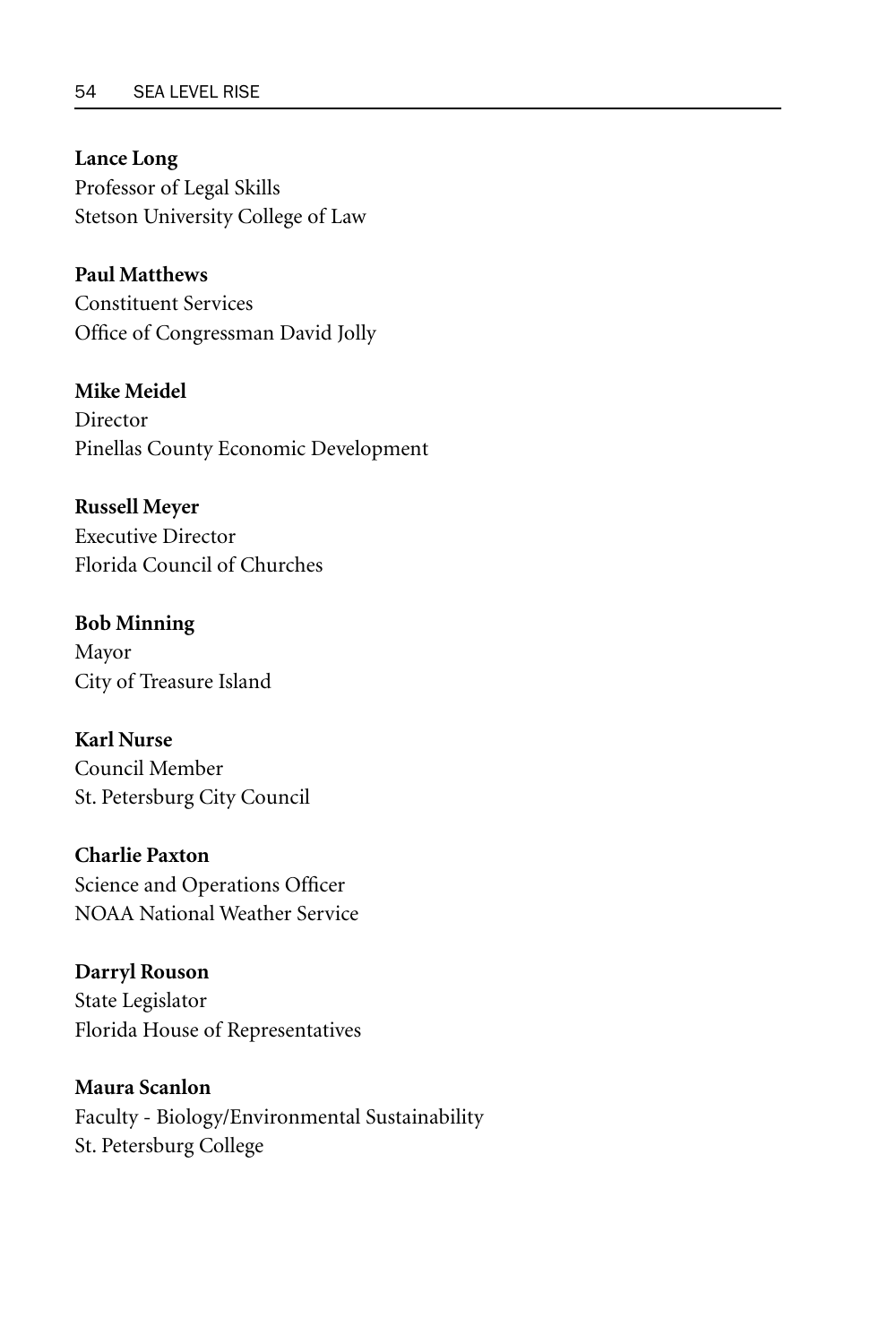**Lance Long**
Professor of Legal Skills
Stetson University College of Law

**Paul Matthews**
Constituent Services
Office of Congressman David Jolly

**Mike Meidel**
Director
Pinellas County Economic Development

**Russell Meyer**
Executive Director
Florida Council of Churches

**Bob Minning**
Mayor
City of Treasure Island

**Karl Nurse**
Council Member
St. Petersburg City Council

**Charlie Paxton**
Science and Operations Officer
NOAA National Weather Service

**Darryl Rouson**
State Legislator
Florida House of Representatives

**Maura Scanlon**
Faculty - Biology/Environmental Sustainability
St. Petersburg College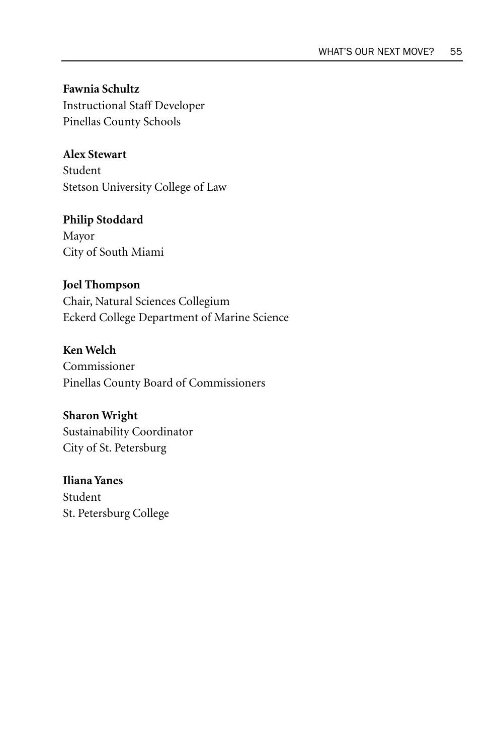**Fawnia Schultz**
Instructional Staff Developer
Pinellas County Schools

**Alex Stewart**
Student
Stetson University College of Law

**Philip Stoddard**
Mayor
City of South Miami

**Joel Thompson**
Chair, Natural Sciences Collegium
Eckerd College Department of Marine Science

**Ken Welch**
Commissioner
Pinellas County Board of Commissioners

**Sharon Wright**
Sustainability Coordinator
City of St. Petersburg

**Iliana Yanes**
Student
St. Petersburg College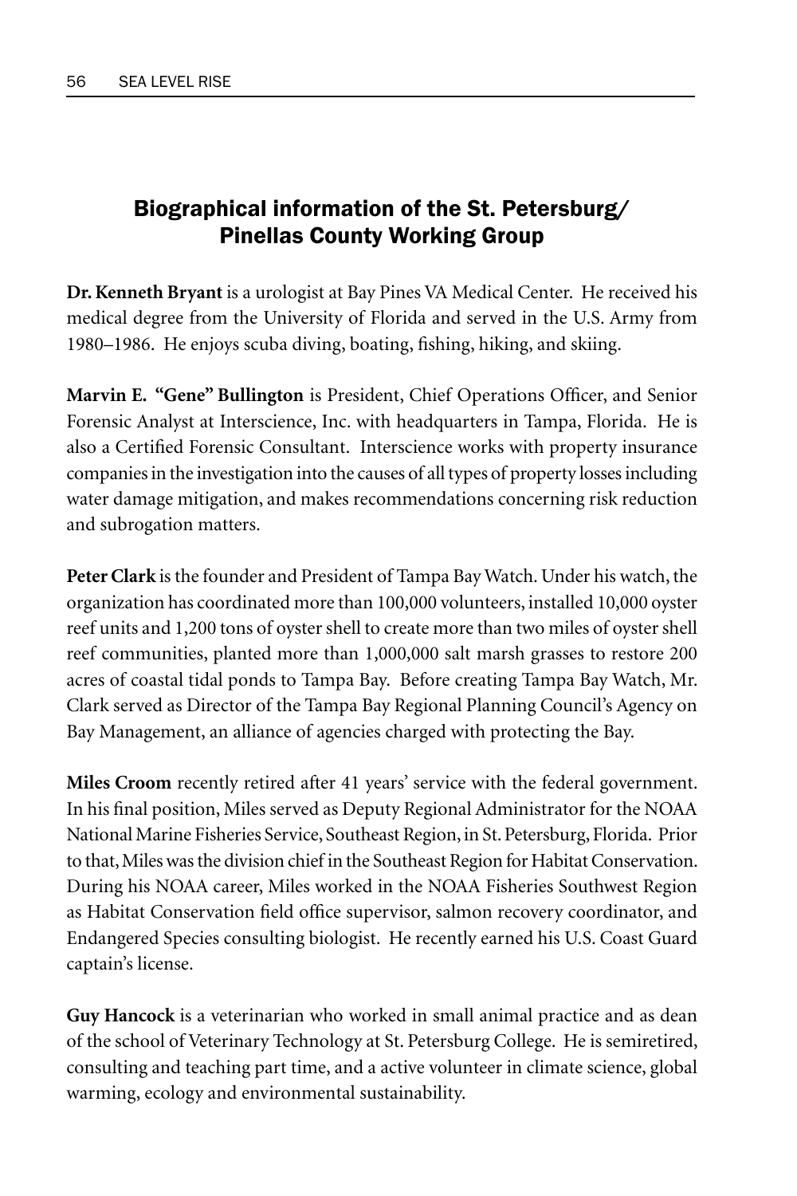## Biographical information of the St. Petersburg/ Pinellas County Working Group

**Dr. Kenneth Bryant** is a urologist at Bay Pines VA Medical Center. He received his medical degree from the University of Florida and served in the U.S. Army from 1980–1986. He enjoys scuba diving, boating, fishing, hiking, and skiing.

**Marvin E. "Gene" Bullington** is President, Chief Operations Officer, and Senior Forensic Analyst at Interscience, Inc. with headquarters in Tampa, Florida. He is also a Certified Forensic Consultant. Interscience works with property insurance companies in the investigation into the causes of all types of property losses including water damage mitigation, and makes recommendations concerning risk reduction and subrogation matters.

**Peter Clark** is the founder and President of Tampa Bay Watch. Under his watch, the organization has coordinated more than 100,000 volunteers, installed 10,000 oyster reef units and 1,200 tons of oyster shell to create more than two miles of oyster shell reef communities, planted more than 1,000,000 salt marsh grasses to restore 200 acres of coastal tidal ponds to Tampa Bay. Before creating Tampa Bay Watch, Mr. Clark served as Director of the Tampa Bay Regional Planning Council's Agency on Bay Management, an alliance of agencies charged with protecting the Bay.

**Miles Croom** recently retired after 41 years' service with the federal government. In his final position, Miles served as Deputy Regional Administrator for the NOAA National Marine Fisheries Service, Southeast Region, in St. Petersburg, Florida. Prior to that, Miles was the division chief in the Southeast Region for Habitat Conservation. During his NOAA career, Miles worked in the NOAA Fisheries Southwest Region as Habitat Conservation field office supervisor, salmon recovery coordinator, and Endangered Species consulting biologist. He recently earned his U.S. Coast Guard captain's license.

**Guy Hancock** is a veterinarian who worked in small animal practice and as dean of the school of Veterinary Technology at St. Petersburg College. He is semiretired, consulting and teaching part time, and a active volunteer in climate science, global warming, ecology and environmental sustainability.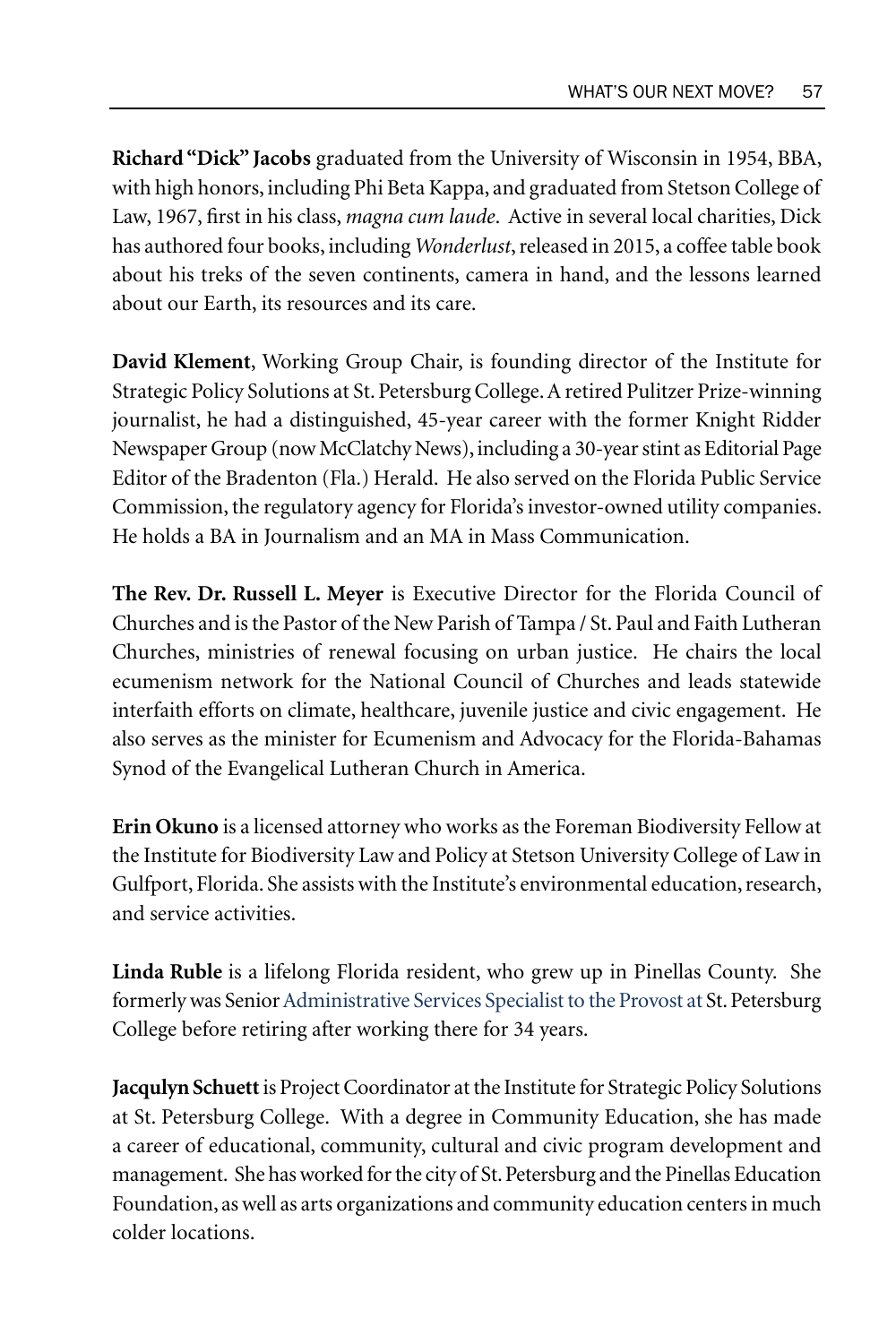**Richard "Dick" Jacobs** graduated from the University of Wisconsin in 1954, BBA, with high honors, including Phi Beta Kappa, and graduated from Stetson College of Law, 1967, first in his class, *magna cum laude*. Active in several local charities, Dick has authored four books, including *Wonderlust*, released in 2015, a coffee table book about his treks of the seven continents, camera in hand, and the lessons learned about our Earth, its resources and its care.

**David Klement**, Working Group Chair, is founding director of the Institute for Strategic Policy Solutions at St. Petersburg College. A retired Pulitzer Prize-winning journalist, he had a distinguished, 45-year career with the former Knight Ridder Newspaper Group (now McClatchy News), including a 30-year stint as Editorial Page Editor of the Bradenton (Fla.) Herald. He also served on the Florida Public Service Commission, the regulatory agency for Florida's investor-owned utility companies. He holds a BA in Journalism and an MA in Mass Communication.

**The Rev. Dr. Russell L. Meyer** is Executive Director for the Florida Council of Churches and is the Pastor of the New Parish of Tampa / St. Paul and Faith Lutheran Churches, ministries of renewal focusing on urban justice. He chairs the local ecumenism network for the National Council of Churches and leads statewide interfaith efforts on climate, healthcare, juvenile justice and civic engagement. He also serves as the minister for Ecumenism and Advocacy for the Florida-Bahamas Synod of the Evangelical Lutheran Church in America.

**Erin Okuno** is a licensed attorney who works as the Foreman Biodiversity Fellow at the Institute for Biodiversity Law and Policy at Stetson University College of Law in Gulfport, Florida. She assists with the Institute's environmental education, research, and service activities.

**Linda Ruble** is a lifelong Florida resident, who grew up in Pinellas County. She formerly was Senior Administrative Services Specialist to the Provost at St. Petersburg College before retiring after working there for 34 years.

**Jacqulyn Schuett** is Project Coordinator at the Institute for Strategic Policy Solutions at St. Petersburg College. With a degree in Community Education, she has made a career of educational, community, cultural and civic program development and management. She has worked for the city of St. Petersburg and the Pinellas Education Foundation, as well as arts organizations and community education centers in much colder locations.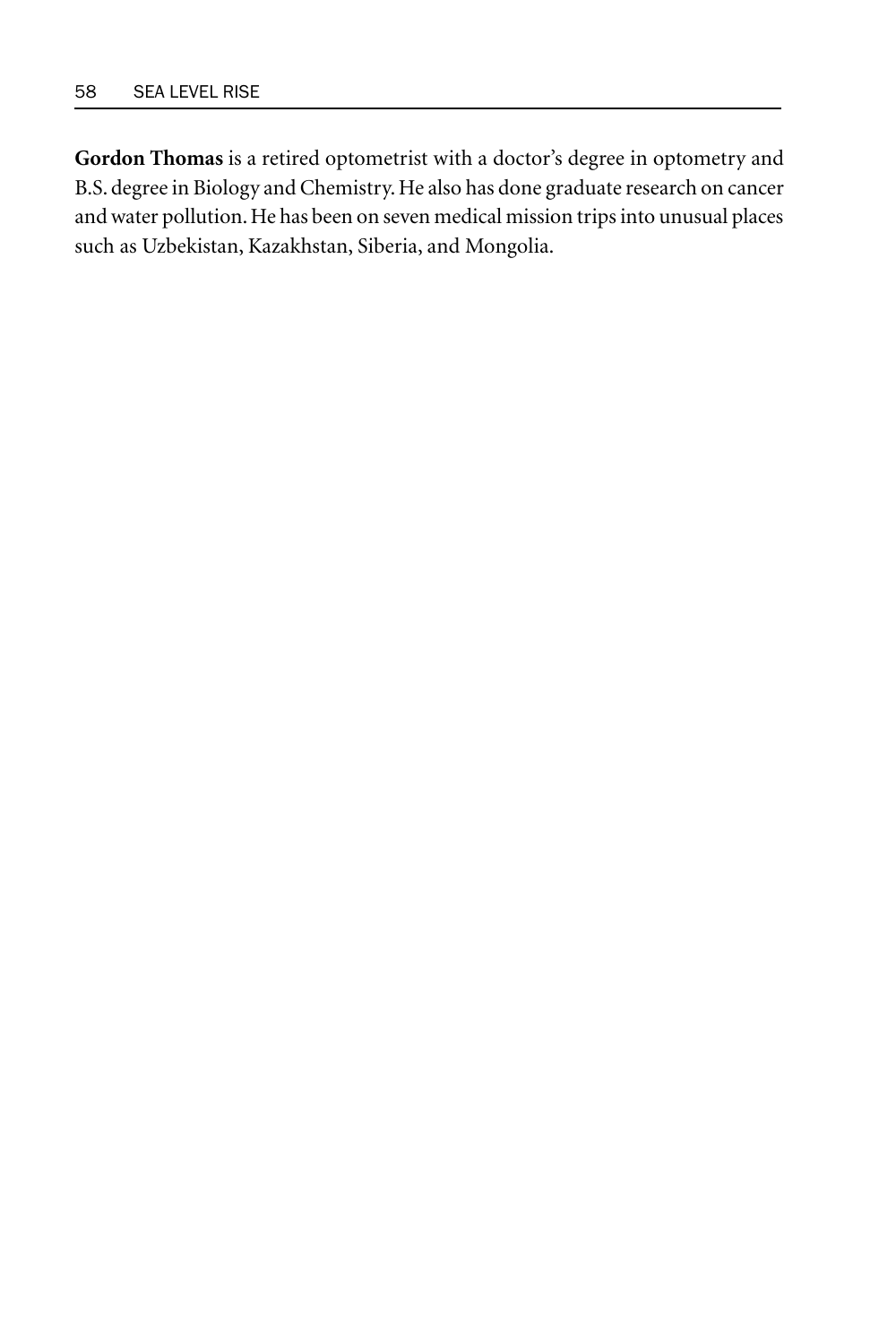**Gordon Thomas** is a retired optometrist with a doctor's degree in optometry and B.S. degree in Biology and Chemistry. He also has done graduate research on cancer and water pollution. He has been on seven medical mission trips into unusual places such as Uzbekistan, Kazakhstan, Siberia, and Mongolia.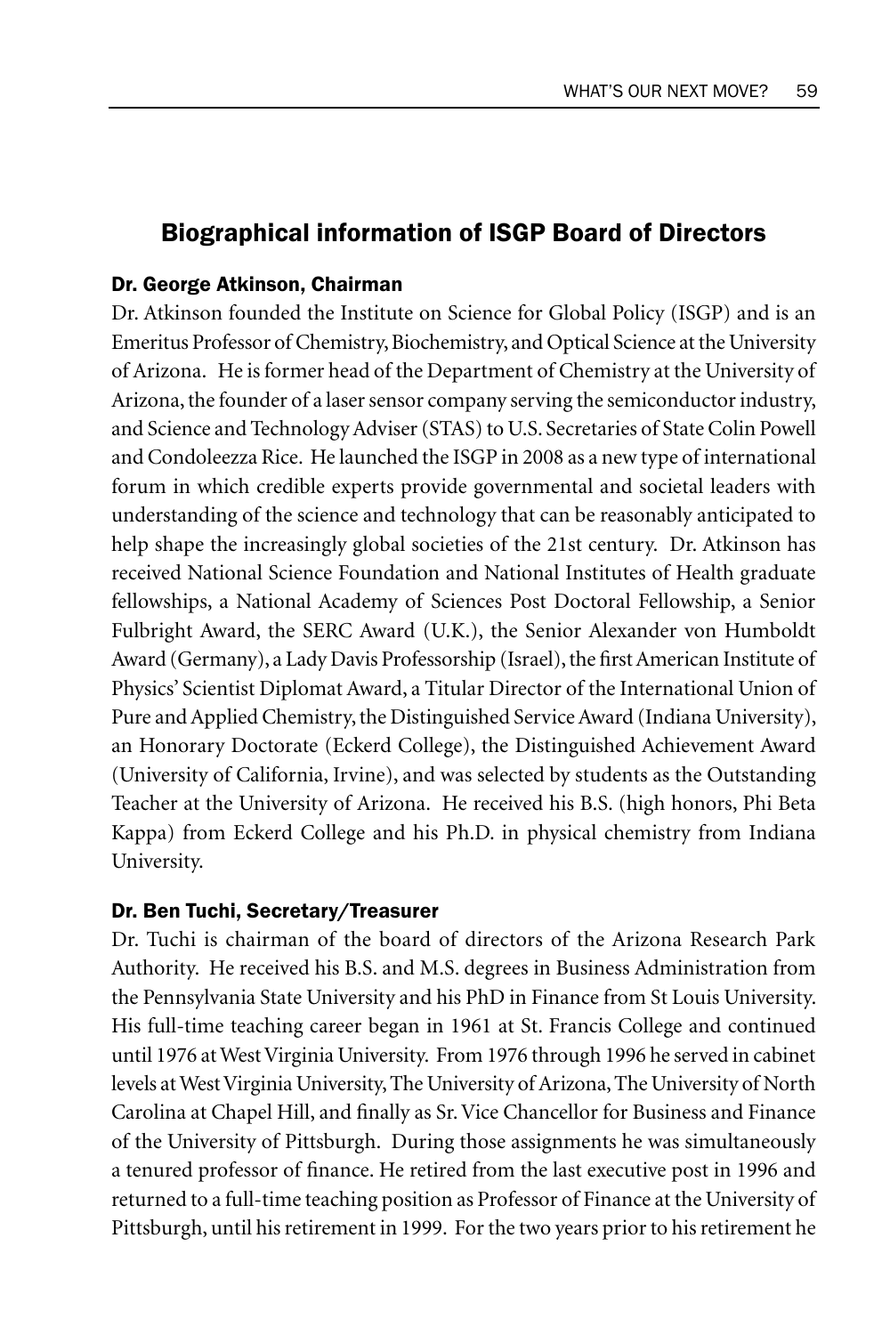## Biographical information of ISGP Board of Directors

### Dr. George Atkinson, Chairman

Dr. Atkinson founded the Institute on Science for Global Policy (ISGP) and is an Emeritus Professor of Chemistry, Biochemistry, and Optical Science at the University of Arizona. He is former head of the Department of Chemistry at the University of Arizona, the founder of a laser sensor company serving the semiconductor industry, and Science and Technology Adviser (STAS) to U.S. Secretaries of State Colin Powell and Condoleezza Rice. He launched the ISGP in 2008 as a new type of international forum in which credible experts provide governmental and societal leaders with understanding of the science and technology that can be reasonably anticipated to help shape the increasingly global societies of the 21st century. Dr. Atkinson has received National Science Foundation and National Institutes of Health graduate fellowships, a National Academy of Sciences Post Doctoral Fellowship, a Senior Fulbright Award, the SERC Award (U.K.), the Senior Alexander von Humboldt Award (Germany), a Lady Davis Professorship (Israel), the first American Institute of Physics' Scientist Diplomat Award, a Titular Director of the International Union of Pure and Applied Chemistry, the Distinguished Service Award (Indiana University), an Honorary Doctorate (Eckerd College), the Distinguished Achievement Award (University of California, Irvine), and was selected by students as the Outstanding Teacher at the University of Arizona. He received his B.S. (high honors, Phi Beta Kappa) from Eckerd College and his Ph.D. in physical chemistry from Indiana University.

### Dr. Ben Tuchi, Secretary/Treasurer

Dr. Tuchi is chairman of the board of directors of the Arizona Research Park Authority. He received his B.S. and M.S. degrees in Business Administration from the Pennsylvania State University and his PhD in Finance from St Louis University. His full-time teaching career began in 1961 at St. Francis College and continued until 1976 at West Virginia University. From 1976 through 1996 he served in cabinet levels at West Virginia University, The University of Arizona, The University of North Carolina at Chapel Hill, and finally as Sr. Vice Chancellor for Business and Finance of the University of Pittsburgh. During those assignments he was simultaneously a tenured professor of finance. He retired from the last executive post in 1996 and returned to a full-time teaching position as Professor of Finance at the University of Pittsburgh, until his retirement in 1999. For the two years prior to his retirement he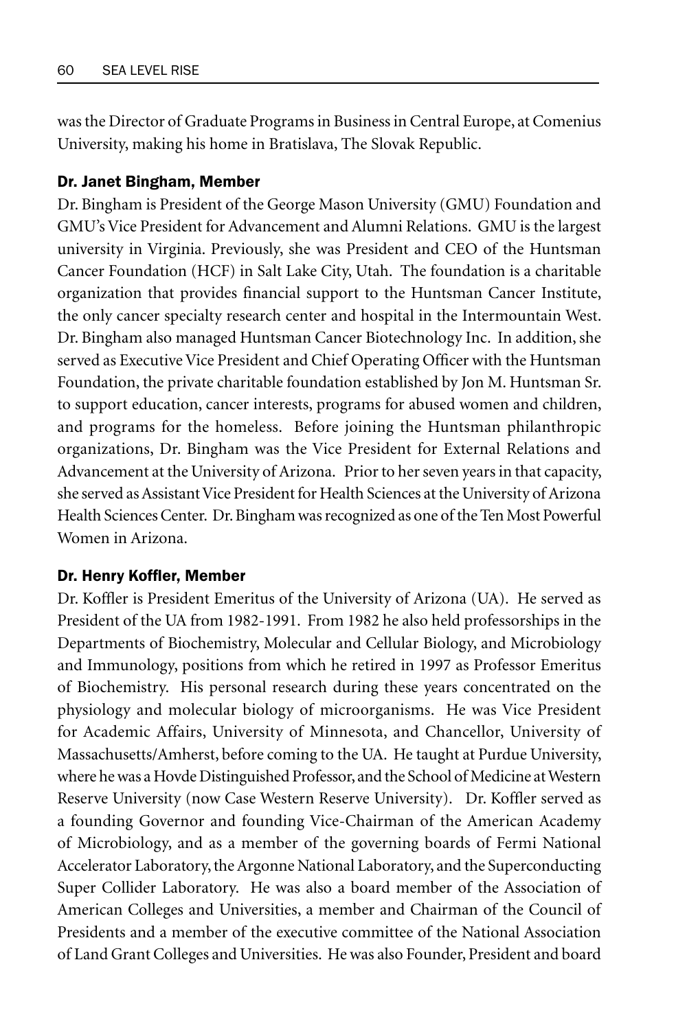was the Director of Graduate Programs in Business in Central Europe, at Comenius University, making his home in Bratislava, The Slovak Republic.

### Dr. Janet Bingham, Member

Dr. Bingham is President of the George Mason University (GMU) Foundation and GMU's Vice President for Advancement and Alumni Relations. GMU is the largest university in Virginia. Previously, she was President and CEO of the Huntsman Cancer Foundation (HCF) in Salt Lake City, Utah. The foundation is a charitable organization that provides financial support to the Huntsman Cancer Institute, the only cancer specialty research center and hospital in the Intermountain West. Dr. Bingham also managed Huntsman Cancer Biotechnology Inc. In addition, she served as Executive Vice President and Chief Operating Officer with the Huntsman Foundation, the private charitable foundation established by Jon M. Huntsman Sr. to support education, cancer interests, programs for abused women and children, and programs for the homeless. Before joining the Huntsman philanthropic organizations, Dr. Bingham was the Vice President for External Relations and Advancement at the University of Arizona. Prior to her seven years in that capacity, she served as Assistant Vice President for Health Sciences at the University of Arizona Health Sciences Center. Dr. Bingham was recognized as one of the Ten Most Powerful Women in Arizona.

### Dr. Henry Koffler, Member

Dr. Koffler is President Emeritus of the University of Arizona (UA). He served as President of the UA from 1982-1991. From 1982 he also held professorships in the Departments of Biochemistry, Molecular and Cellular Biology, and Microbiology and Immunology, positions from which he retired in 1997 as Professor Emeritus of Biochemistry. His personal research during these years concentrated on the physiology and molecular biology of microorganisms. He was Vice President for Academic Affairs, University of Minnesota, and Chancellor, University of Massachusetts/Amherst, before coming to the UA. He taught at Purdue University, where he was a Hovde Distinguished Professor, and the School of Medicine at Western Reserve University (now Case Western Reserve University). Dr. Koffler served as a founding Governor and founding Vice-Chairman of the American Academy of Microbiology, and as a member of the governing boards of Fermi National Accelerator Laboratory, the Argonne National Laboratory, and the Superconducting Super Collider Laboratory. He was also a board member of the Association of American Colleges and Universities, a member and Chairman of the Council of Presidents and a member of the executive committee of the National Association of Land Grant Colleges and Universities. He was also Founder, President and board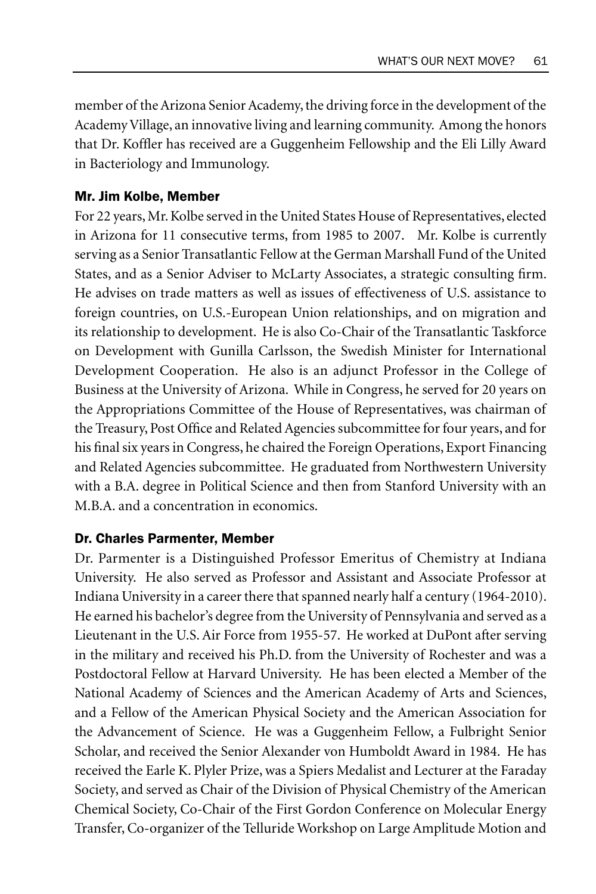member of the Arizona Senior Academy, the driving force in the development of the Academy Village, an innovative living and learning community. Among the honors that Dr. Koffler has received are a Guggenheim Fellowship and the Eli Lilly Award in Bacteriology and Immunology.

### Mr. Jim Kolbe, Member

For 22 years, Mr. Kolbe served in the United States House of Representatives, elected in Arizona for 11 consecutive terms, from 1985 to 2007. Mr. Kolbe is currently serving as a Senior Transatlantic Fellow at the German Marshall Fund of the United States, and as a Senior Adviser to McLarty Associates, a strategic consulting firm. He advises on trade matters as well as issues of effectiveness of U.S. assistance to foreign countries, on U.S.-European Union relationships, and on migration and its relationship to development. He is also Co-Chair of the Transatlantic Taskforce on Development with Gunilla Carlsson, the Swedish Minister for International Development Cooperation. He also is an adjunct Professor in the College of Business at the University of Arizona. While in Congress, he served for 20 years on the Appropriations Committee of the House of Representatives, was chairman of the Treasury, Post Office and Related Agencies subcommittee for four years, and for his final six years in Congress, he chaired the Foreign Operations, Export Financing and Related Agencies subcommittee. He graduated from Northwestern University with a B.A. degree in Political Science and then from Stanford University with an M.B.A. and a concentration in economics.

### Dr. Charles Parmenter, Member

Dr. Parmenter is a Distinguished Professor Emeritus of Chemistry at Indiana University. He also served as Professor and Assistant and Associate Professor at Indiana University in a career there that spanned nearly half a century (1964-2010). He earned his bachelor's degree from the University of Pennsylvania and served as a Lieutenant in the U.S. Air Force from 1955-57. He worked at DuPont after serving in the military and received his Ph.D. from the University of Rochester and was a Postdoctoral Fellow at Harvard University. He has been elected a Member of the National Academy of Sciences and the American Academy of Arts and Sciences, and a Fellow of the American Physical Society and the American Association for the Advancement of Science. He was a Guggenheim Fellow, a Fulbright Senior Scholar, and received the Senior Alexander von Humboldt Award in 1984. He has received the Earle K. Plyler Prize, was a Spiers Medalist and Lecturer at the Faraday Society, and served as Chair of the Division of Physical Chemistry of the American Chemical Society, Co-Chair of the First Gordon Conference on Molecular Energy Transfer, Co-organizer of the Telluride Workshop on Large Amplitude Motion and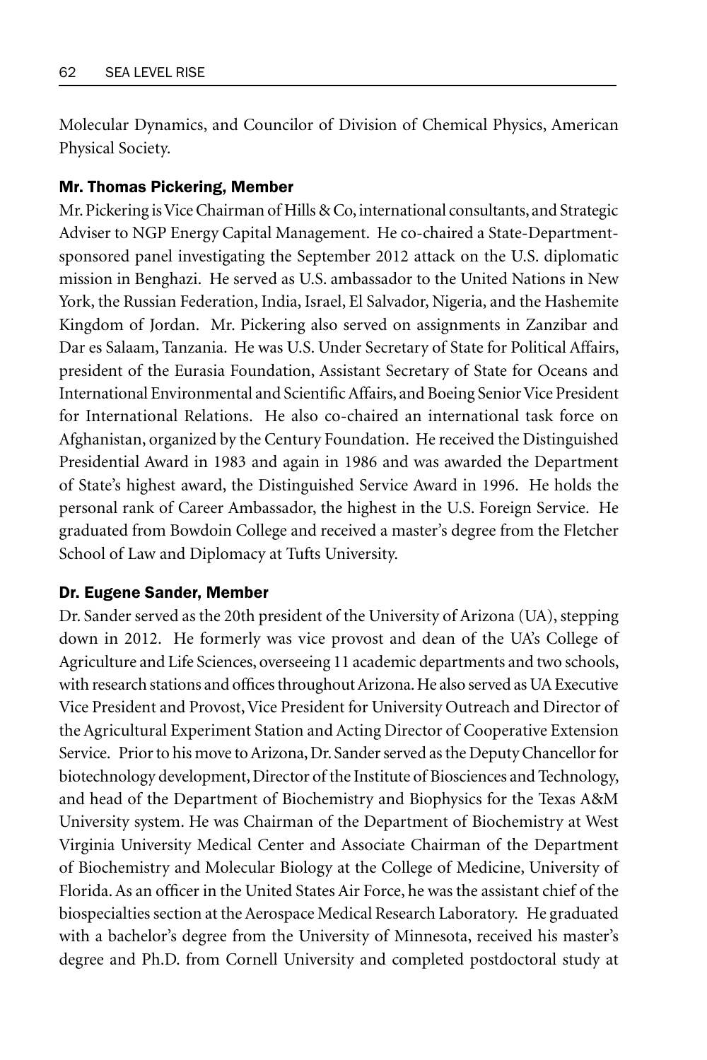Molecular Dynamics, and Councilor of Division of Chemical Physics, American Physical Society.

### Mr. Thomas Pickering, Member

Mr. Pickering is Vice Chairman of Hills & Co, international consultants, and Strategic Adviser to NGP Energy Capital Management. He co-chaired a State-Department-sponsored panel investigating the September 2012 attack on the U.S. diplomatic mission in Benghazi. He served as U.S. ambassador to the United Nations in New York, the Russian Federation, India, Israel, El Salvador, Nigeria, and the Hashemite Kingdom of Jordan. Mr. Pickering also served on assignments in Zanzibar and Dar es Salaam, Tanzania. He was U.S. Under Secretary of State for Political Affairs, president of the Eurasia Foundation, Assistant Secretary of State for Oceans and International Environmental and Scientific Affairs, and Boeing Senior Vice President for International Relations. He also co-chaired an international task force on Afghanistan, organized by the Century Foundation. He received the Distinguished Presidential Award in 1983 and again in 1986 and was awarded the Department of State's highest award, the Distinguished Service Award in 1996. He holds the personal rank of Career Ambassador, the highest in the U.S. Foreign Service. He graduated from Bowdoin College and received a master's degree from the Fletcher School of Law and Diplomacy at Tufts University.

### Dr. Eugene Sander, Member

Dr. Sander served as the 20th president of the University of Arizona (UA), stepping down in 2012. He formerly was vice provost and dean of the UA's College of Agriculture and Life Sciences, overseeing 11 academic departments and two schools, with research stations and offices throughout Arizona. He also served as UA Executive Vice President and Provost, Vice President for University Outreach and Director of the Agricultural Experiment Station and Acting Director of Cooperative Extension Service. Prior to his move to Arizona, Dr. Sander served as the Deputy Chancellor for biotechnology development, Director of the Institute of Biosciences and Technology, and head of the Department of Biochemistry and Biophysics for the Texas A&M University system. He was Chairman of the Department of Biochemistry at West Virginia University Medical Center and Associate Chairman of the Department of Biochemistry and Molecular Biology at the College of Medicine, University of Florida. As an officer in the United States Air Force, he was the assistant chief of the biospecialties section at the Aerospace Medical Research Laboratory. He graduated with a bachelor's degree from the University of Minnesota, received his master's degree and Ph.D. from Cornell University and completed postdoctoral study at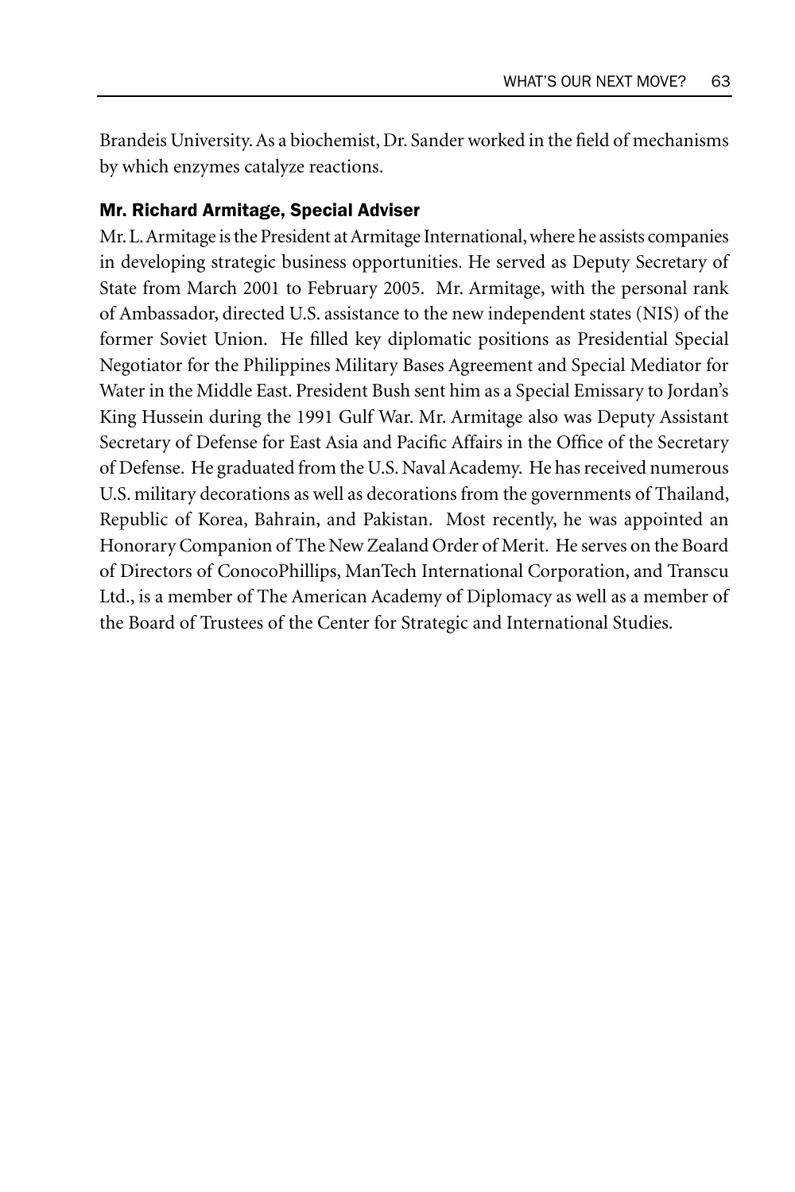Brandeis University. As a biochemist, Dr. Sander worked in the field of mechanisms by which enzymes catalyze reactions.

### Mr. Richard Armitage, Special Adviser

Mr. L. Armitage is the President at Armitage International, where he assists companies in developing strategic business opportunities. He served as Deputy Secretary of State from March 2001 to February 2005. Mr. Armitage, with the personal rank of Ambassador, directed U.S. assistance to the new independent states (NIS) of the former Soviet Union. He filled key diplomatic positions as Presidential Special Negotiator for the Philippines Military Bases Agreement and Special Mediator for Water in the Middle East. President Bush sent him as a Special Emissary to Jordan's King Hussein during the 1991 Gulf War. Mr. Armitage also was Deputy Assistant Secretary of Defense for East Asia and Pacific Affairs in the Office of the Secretary of Defense. He graduated from the U.S. Naval Academy. He has received numerous U.S. military decorations as well as decorations from the governments of Thailand, Republic of Korea, Bahrain, and Pakistan. Most recently, he was appointed an Honorary Companion of The New Zealand Order of Merit. He serves on the Board of Directors of ConocoPhillips, ManTech International Corporation, and Transcu Ltd., is a member of The American Academy of Diplomacy as well as a member of the Board of Trustees of the Center for Strategic and International Studies.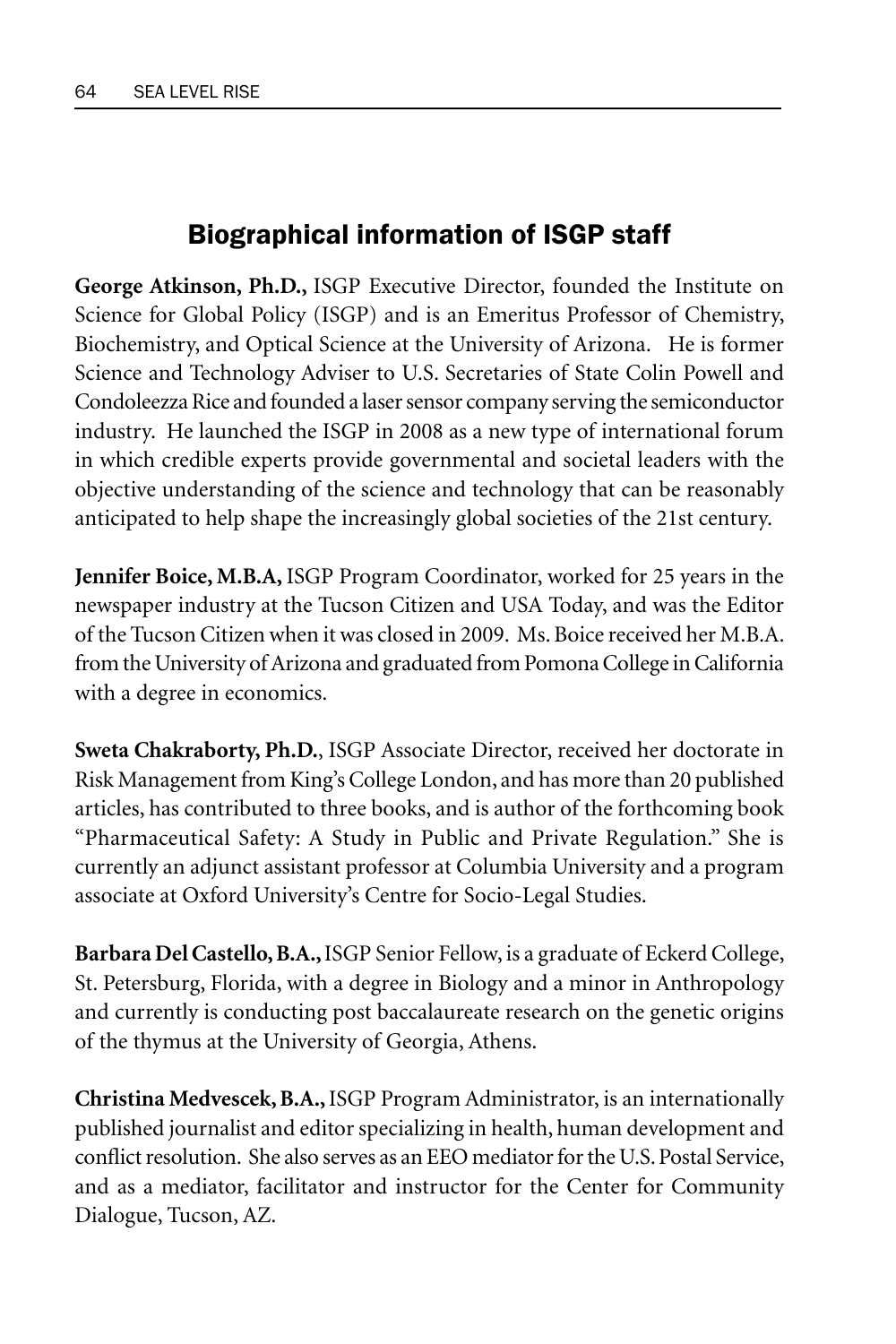## Biographical information of ISGP staff

**George Atkinson, Ph.D.,** ISGP Executive Director, founded the Institute on Science for Global Policy (ISGP) and is an Emeritus Professor of Chemistry, Biochemistry, and Optical Science at the University of Arizona. He is former Science and Technology Adviser to U.S. Secretaries of State Colin Powell and Condoleezza Rice and founded a laser sensor company serving the semiconductor industry. He launched the ISGP in 2008 as a new type of international forum in which credible experts provide governmental and societal leaders with the objective understanding of the science and technology that can be reasonably anticipated to help shape the increasingly global societies of the 21st century.

**Jennifer Boice, M.B.A,** ISGP Program Coordinator, worked for 25 years in the newspaper industry at the Tucson Citizen and USA Today, and was the Editor of the Tucson Citizen when it was closed in 2009. Ms. Boice received her M.B.A. from the University of Arizona and graduated from Pomona College in California with a degree in economics.

**Sweta Chakraborty, Ph.D.**, ISGP Associate Director, received her doctorate in Risk Management from King's College London, and has more than 20 published articles, has contributed to three books, and is author of the forthcoming book "Pharmaceutical Safety: A Study in Public and Private Regulation." She is currently an adjunct assistant professor at Columbia University and a program associate at Oxford University's Centre for Socio-Legal Studies.

**Barbara Del Castello, B.A.,** ISGP Senior Fellow, is a graduate of Eckerd College, St. Petersburg, Florida, with a degree in Biology and a minor in Anthropology and currently is conducting post baccalaureate research on the genetic origins of the thymus at the University of Georgia, Athens.

**Christina Medvescek, B.A.,** ISGP Program Administrator, is an internationally published journalist and editor specializing in health, human development and conflict resolution. She also serves as an EEO mediator for the U.S. Postal Service, and as a mediator, facilitator and instructor for the Center for Community Dialogue, Tucson, AZ.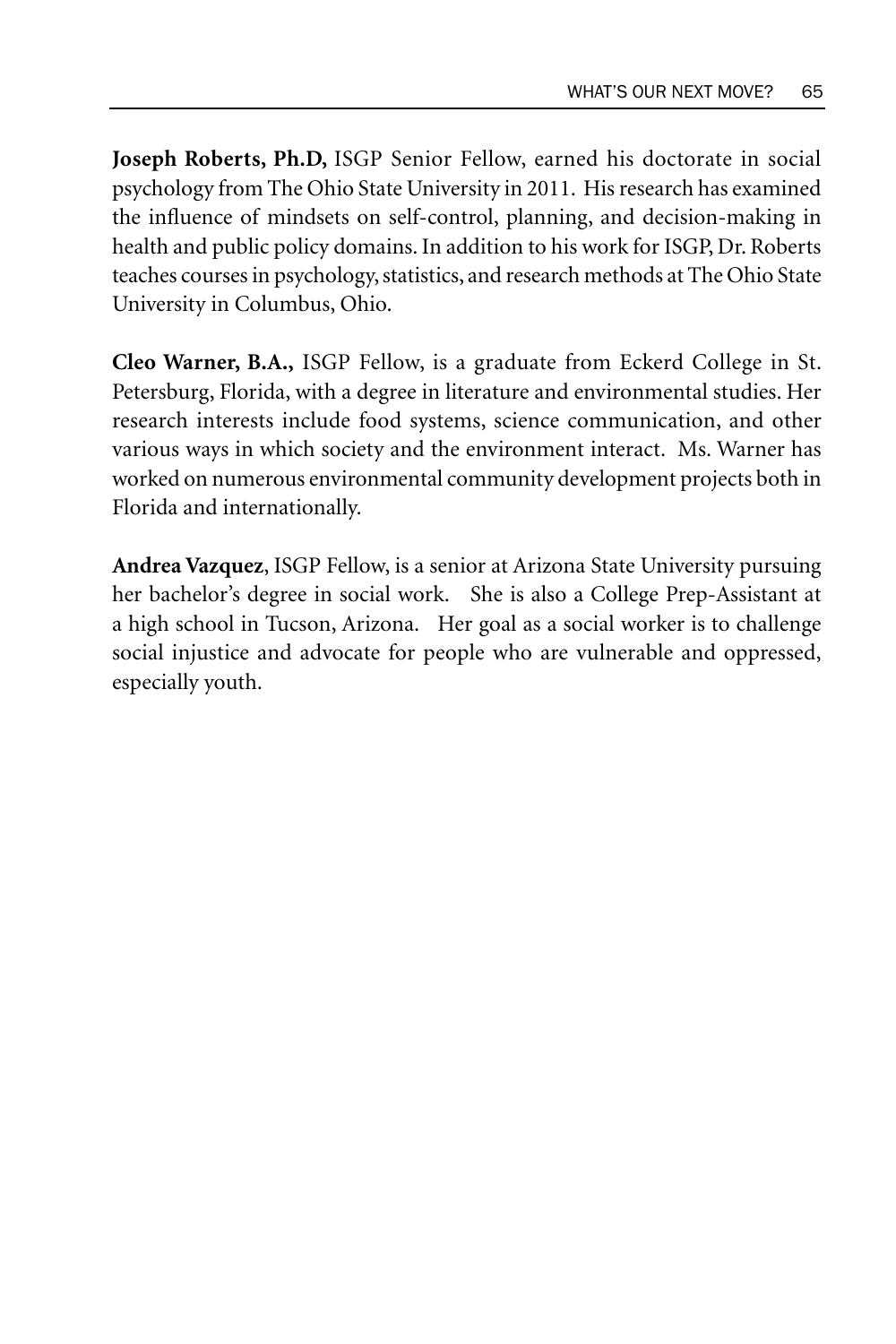**Joseph Roberts, Ph.D,** ISGP Senior Fellow, earned his doctorate in social psychology from The Ohio State University in 2011. His research has examined the influence of mindsets on self-control, planning, and decision-making in health and public policy domains. In addition to his work for ISGP, Dr. Roberts teaches courses in psychology, statistics, and research methods at The Ohio State University in Columbus, Ohio.

**Cleo Warner, B.A.,** ISGP Fellow, is a graduate from Eckerd College in St. Petersburg, Florida, with a degree in literature and environmental studies. Her research interests include food systems, science communication, and other various ways in which society and the environment interact. Ms. Warner has worked on numerous environmental community development projects both in Florida and internationally.

**Andrea Vazquez**, ISGP Fellow, is a senior at Arizona State University pursuing her bachelor's degree in social work. She is also a College Prep-Assistant at a high school in Tucson, Arizona. Her goal as a social worker is to challenge social injustice and advocate for people who are vulnerable and oppressed, especially youth.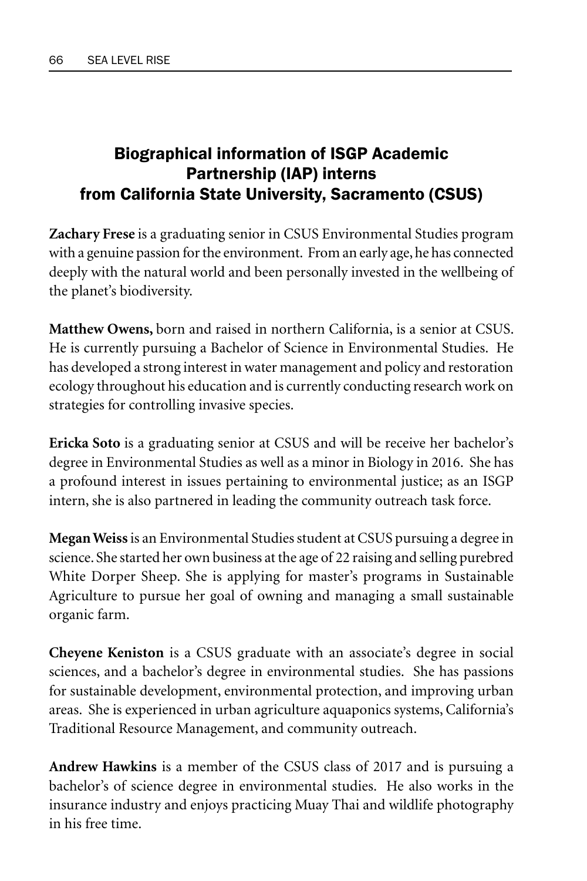## Biographical information of ISGP Academic Partnership (IAP) interns from California State University, Sacramento (CSUS)

**Zachary Frese** is a graduating senior in CSUS Environmental Studies program with a genuine passion for the environment. From an early age, he has connected deeply with the natural world and been personally invested in the wellbeing of the planet's biodiversity.

**Matthew Owens,** born and raised in northern California, is a senior at CSUS. He is currently pursuing a Bachelor of Science in Environmental Studies. He has developed a strong interest in water management and policy and restoration ecology throughout his education and is currently conducting research work on strategies for controlling invasive species.

**Ericka Soto** is a graduating senior at CSUS and will be receive her bachelor's degree in Environmental Studies as well as a minor in Biology in 2016. She has a profound interest in issues pertaining to environmental justice; as an ISGP intern, she is also partnered in leading the community outreach task force.

**Megan Weiss** is an Environmental Studies student at CSUS pursuing a degree in science. She started her own business at the age of 22 raising and selling purebred White Dorper Sheep. She is applying for master's programs in Sustainable Agriculture to pursue her goal of owning and managing a small sustainable organic farm.

**Cheyene Keniston** is a CSUS graduate with an associate's degree in social sciences, and a bachelor's degree in environmental studies. She has passions for sustainable development, environmental protection, and improving urban areas. She is experienced in urban agriculture aquaponics systems, California's Traditional Resource Management, and community outreach.

**Andrew Hawkins** is a member of the CSUS class of 2017 and is pursuing a bachelor's of science degree in environmental studies. He also works in the insurance industry and enjoys practicing Muay Thai and wildlife photography in his free time.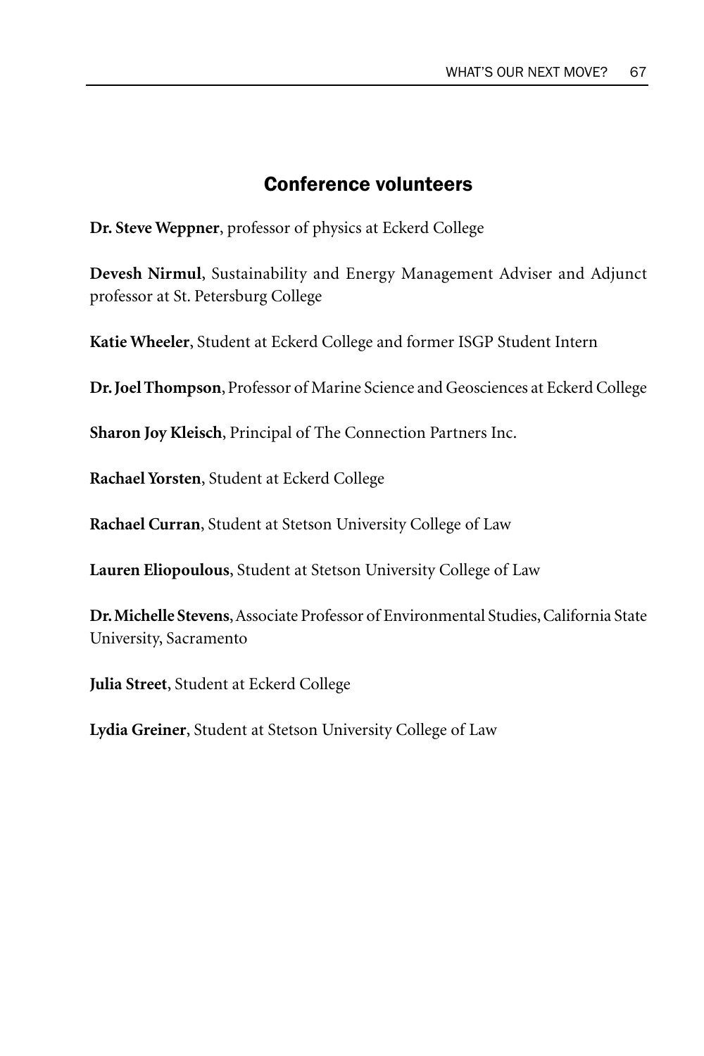## Conference volunteers

**Dr. Steve Weppner**, professor of physics at Eckerd College

**Devesh Nirmul**, Sustainability and Energy Management Adviser and Adjunct professor at St. Petersburg College

**Katie Wheeler**, Student at Eckerd College and former ISGP Student Intern

**Dr. Joel Thompson**, Professor of Marine Science and Geosciences at Eckerd College

**Sharon Joy Kleisch**, Principal of The Connection Partners Inc.

**Rachael Yorsten**, Student at Eckerd College

**Rachael Curran**, Student at Stetson University College of Law

**Lauren Eliopoulous**, Student at Stetson University College of Law

**Dr. Michelle Stevens**, Associate Professor of Environmental Studies, California State University, Sacramento

**Julia Street**, Student at Eckerd College

**Lydia Greiner**, Student at Stetson University College of Law